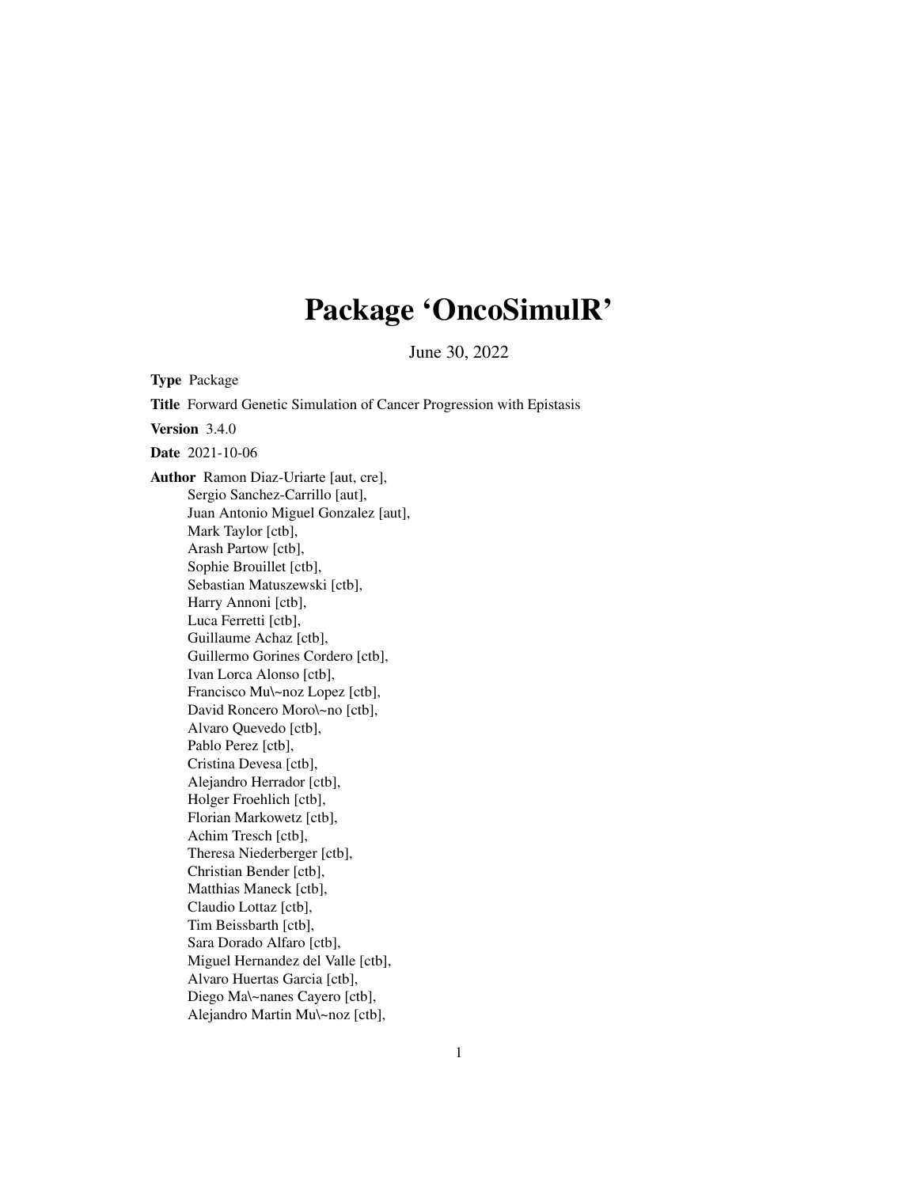# Package 'OncoSimulR'

June 30, 2022

**Type** Package

**Title** Forward Genetic Simulation of Cancer Progression with Epistasis

**Version** 3.4.0

**Date** 2021-10-06

**Author** Ramon Diaz-Uriarte [aut, cre],
Sergio Sanchez-Carrillo [aut],
Juan Antonio Miguel Gonzalez [aut],
Mark Taylor [ctb],
Arash Partow [ctb],
Sophie Brouillet [ctb],
Sebastian Matuszewski [ctb],
Harry Annoni [ctb],
Luca Ferretti [ctb],
Guillaume Achaz [ctb],
Guillermo Gorines Cordero [ctb],
Ivan Lorca Alonso [ctb],
Francisco Mu\~noz Lopez [ctb],
David Roncero Moro\~no [ctb],
Alvaro Quevedo [ctb],
Pablo Perez [ctb],
Cristina Devesa [ctb],
Alejandro Herrador [ctb],
Holger Froehlich [ctb],
Florian Markowetz [ctb],
Achim Tresch [ctb],
Theresa Niederberger [ctb],
Christian Bender [ctb],
Matthias Maneck [ctb],
Claudio Lottaz [ctb],
Tim Beissbarth [ctb],
Sara Dorado Alfaro [ctb],
Miguel Hernandez del Valle [ctb],
Alvaro Huertas Garcia [ctb],
Diego Ma\~nanes Cayero [ctb],
Alejandro Martin Mu\~noz [ctb],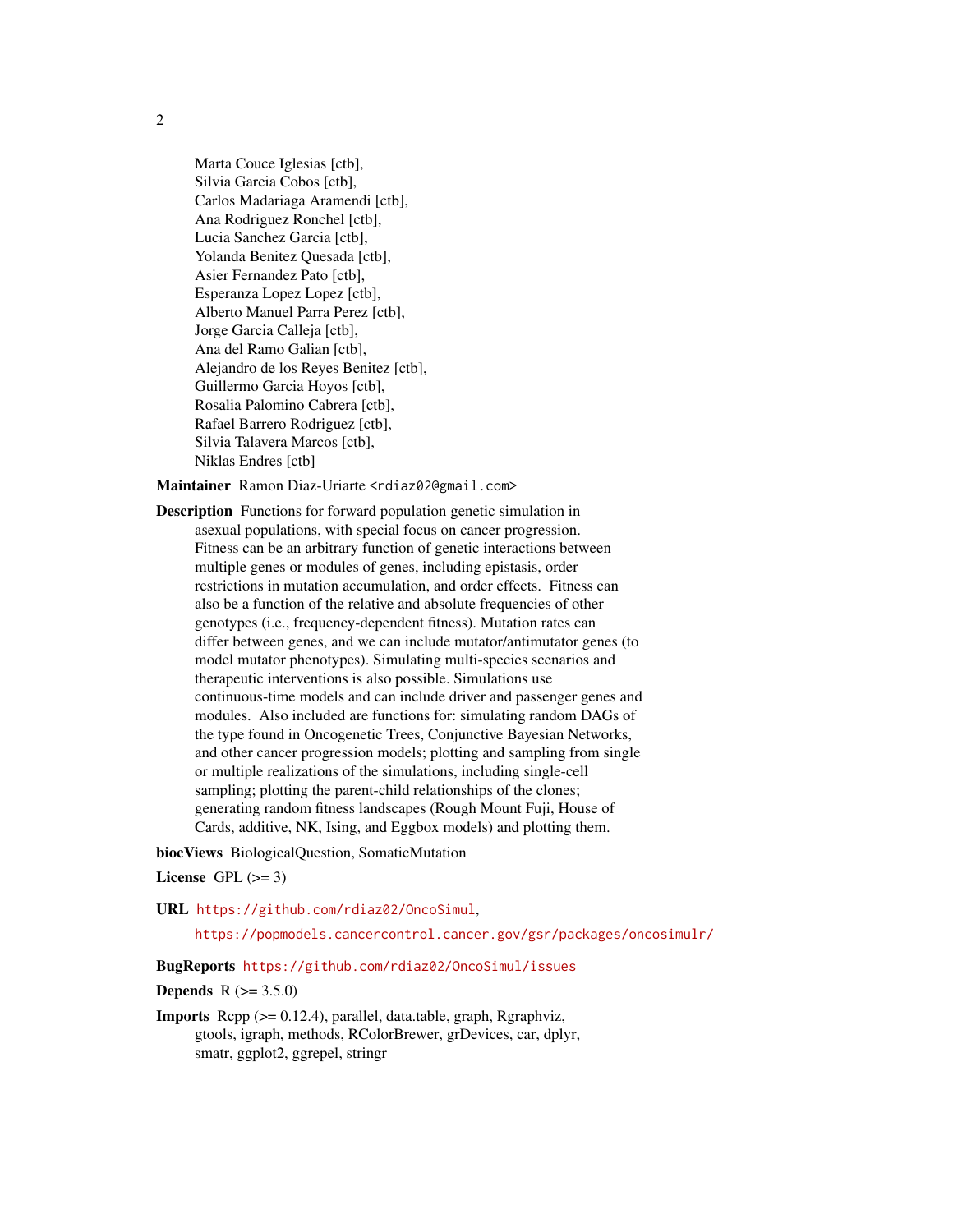Marta Couce Iglesias [ctb],
Silvia Garcia Cobos [ctb],
Carlos Madariaga Aramendi [ctb],
Ana Rodriguez Ronchel [ctb],
Lucia Sanchez Garcia [ctb],
Yolanda Benitez Quesada [ctb],
Asier Fernandez Pato [ctb],
Esperanza Lopez Lopez [ctb],
Alberto Manuel Parra Perez [ctb],
Jorge Garcia Calleja [ctb],
Ana del Ramo Galian [ctb],
Alejandro de los Reyes Benitez [ctb],
Guillermo Garcia Hoyos [ctb],
Rosalia Palomino Cabrera [ctb],
Rafael Barrero Rodriguez [ctb],
Silvia Talavera Marcos [ctb],
Niklas Endres [ctb]

**Maintainer** Ramon Diaz-Uriarte <rdiaz02@gmail.com>

**Description** Functions for forward population genetic simulation in asexual populations, with special focus on cancer progression. Fitness can be an arbitrary function of genetic interactions between multiple genes or modules of genes, including epistasis, order restrictions in mutation accumulation, and order effects. Fitness can also be a function of the relative and absolute frequencies of other genotypes (i.e., frequency-dependent fitness). Mutation rates can differ between genes, and we can include mutator/antimutator genes (to model mutator phenotypes). Simulating multi-species scenarios and therapeutic interventions is also possible. Simulations use continuous-time models and can include driver and passenger genes and modules. Also included are functions for: simulating random DAGs of the type found in Oncogenetic Trees, Conjunctive Bayesian Networks, and other cancer progression models; plotting and sampling from single or multiple realizations of the simulations, including single-cell sampling; plotting the parent-child relationships of the clones; generating random fitness landscapes (Rough Mount Fuji, House of Cards, additive, NK, Ising, and Eggbox models) and plotting them.

**biocViews** BiologicalQuestion, SomaticMutation

**License** GPL (>= 3)

**URL** https://github.com/rdiaz02/OncoSimul,
https://popmodels.cancercontrol.cancer.gov/gsr/packages/oncosimulr/

**BugReports** https://github.com/rdiaz02/OncoSimul/issues

**Depends** R (>= 3.5.0)

**Imports** Rcpp (>= 0.12.4), parallel, data.table, graph, Rgraphviz, gtools, igraph, methods, RColorBrewer, grDevices, car, dplyr, smatr, ggplot2, ggrepel, stringr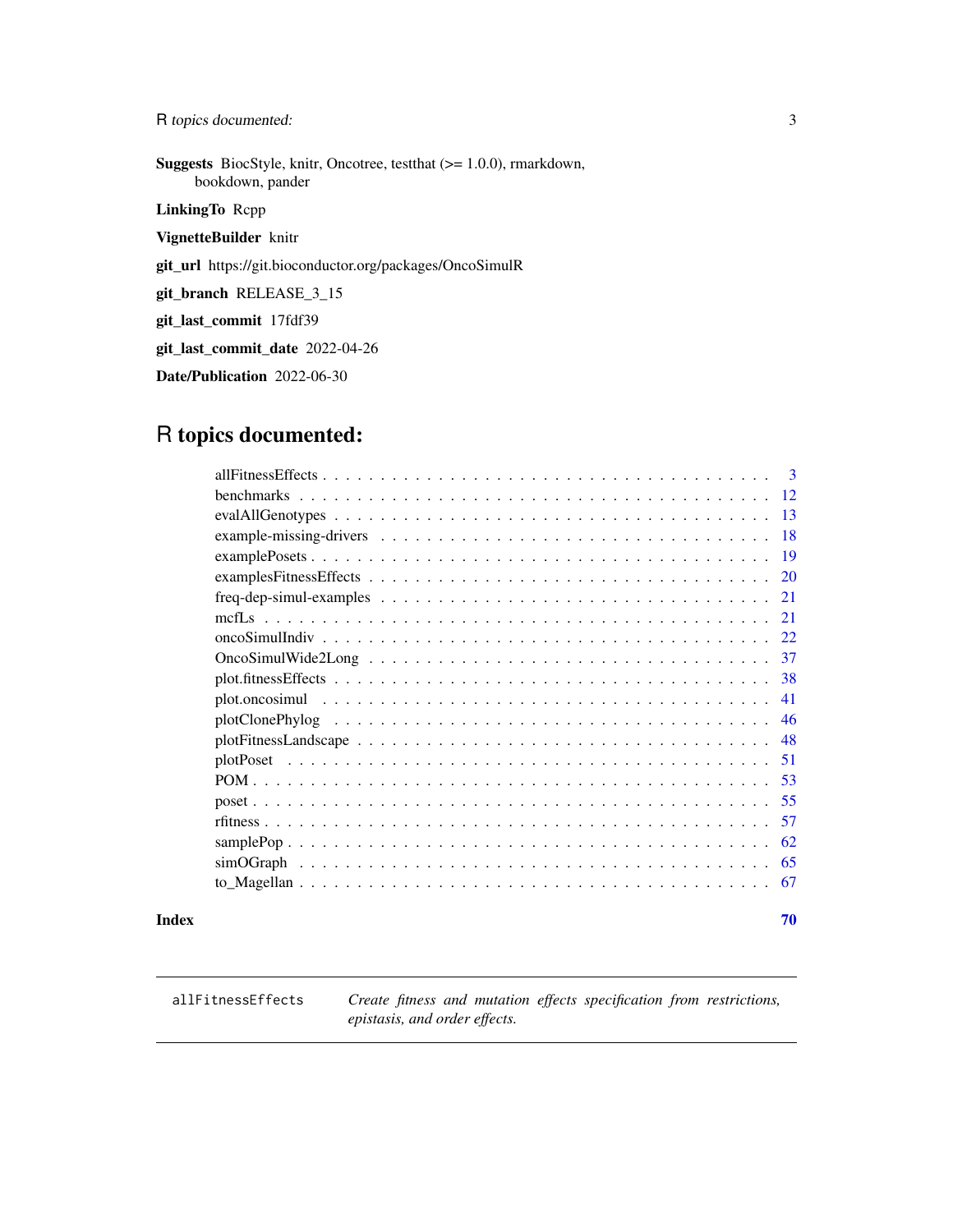**Suggests** BiocStyle, knitr, Oncotree, testthat (>= 1.0.0), rmarkdown, bookdown, pander

**LinkingTo** Rcpp

**VignetteBuilder** knitr

**git_url** https://git.bioconductor.org/packages/OncoSimulR

**git_branch** RELEASE_3_15

**git_last_commit** 17fdf39

**git_last_commit_date** 2022-04-26

**Date/Publication** 2022-06-30

# R topics documented:

- allFitnessEffects . . . . . . . . . . . . . . . . . . . . . . . . . . . . . . . . . . . . . . 3
- benchmarks . . . . . . . . . . . . . . . . . . . . . . . . . . . . . . . . . . . . . . . . 12
- evalAllGenotypes . . . . . . . . . . . . . . . . . . . . . . . . . . . . . . . . . . . . . 13
- example-missing-drivers . . . . . . . . . . . . . . . . . . . . . . . . . . . . . . . . . 18
- examplePosets . . . . . . . . . . . . . . . . . . . . . . . . . . . . . . . . . . . . . . 19
- examplesFitnessEffects . . . . . . . . . . . . . . . . . . . . . . . . . . . . . . . . . 20
- freq-dep-simul-examples . . . . . . . . . . . . . . . . . . . . . . . . . . . . . . . . 21
- mcfLs . . . . . . . . . . . . . . . . . . . . . . . . . . . . . . . . . . . . . . . . . . 21
- oncoSimulIndiv . . . . . . . . . . . . . . . . . . . . . . . . . . . . . . . . . . . . . 22
- OncoSimulWide2Long . . . . . . . . . . . . . . . . . . . . . . . . . . . . . . . . . 37
- plot.fitnessEffects . . . . . . . . . . . . . . . . . . . . . . . . . . . . . . . . . . . . 38
- plot.oncosimul . . . . . . . . . . . . . . . . . . . . . . . . . . . . . . . . . . . . . . 41
- plotClonePhylog . . . . . . . . . . . . . . . . . . . . . . . . . . . . . . . . . . . . . 46
- plotFitnessLandscape . . . . . . . . . . . . . . . . . . . . . . . . . . . . . . . . . . 48
- plotPoset . . . . . . . . . . . . . . . . . . . . . . . . . . . . . . . . . . . . . . . . 51
- POM . . . . . . . . . . . . . . . . . . . . . . . . . . . . . . . . . . . . . . . . . . . 53
- poset . . . . . . . . . . . . . . . . . . . . . . . . . . . . . . . . . . . . . . . . . . 55
- rfitness . . . . . . . . . . . . . . . . . . . . . . . . . . . . . . . . . . . . . . . . . 57
- samplePop . . . . . . . . . . . . . . . . . . . . . . . . . . . . . . . . . . . . . . . . 62
- simOGraph . . . . . . . . . . . . . . . . . . . . . . . . . . . . . . . . . . . . . . . 65
- to_Magellan . . . . . . . . . . . . . . . . . . . . . . . . . . . . . . . . . . . . . . 67

**Index** 70

---

`allFitnessEffects` *Create fitness and mutation effects specification from restrictions, epistasis, and order effects.*

---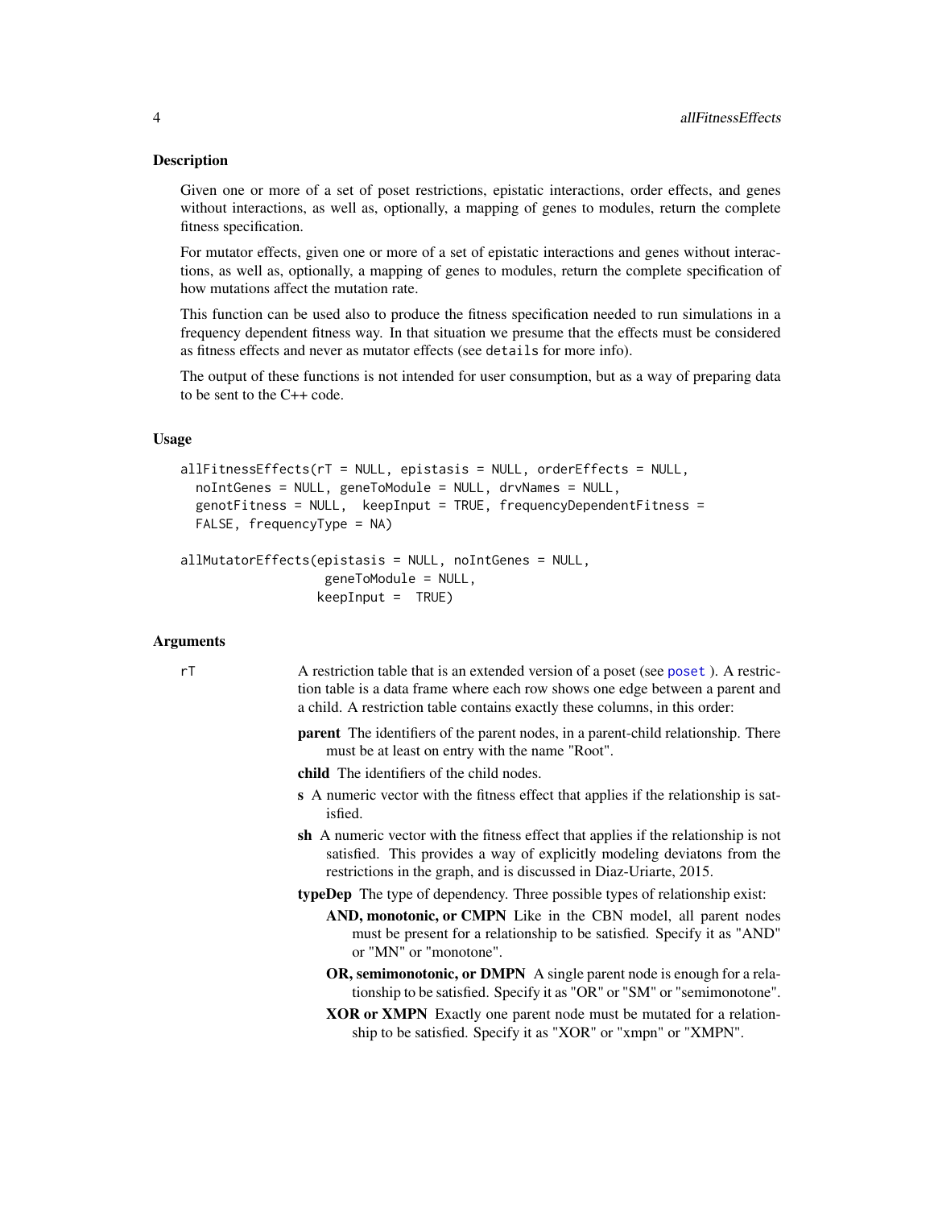## Description

Given one or more of a set of poset restrictions, epistatic interactions, order effects, and genes without interactions, as well as, optionally, a mapping of genes to modules, return the complete fitness specification.

For mutator effects, given one or more of a set of epistatic interactions and genes without interactions, as well as, optionally, a mapping of genes to modules, return the complete specification of how mutations affect the mutation rate.

This function can be used also to produce the fitness specification needed to run simulations in a frequency dependent fitness way. In that situation we presume that the effects must be considered as fitness effects and never as mutator effects (see `details` for more info).

The output of these functions is not intended for user consumption, but as a way of preparing data to be sent to the C++ code.

## Usage

```
allFitnessEffects(rT = NULL, epistasis = NULL, orderEffects = NULL,
  noIntGenes = NULL, geneToModule = NULL, drvNames = NULL,
  genotFitness = NULL,  keepInput = TRUE, frequencyDependentFitness =
  FALSE, frequencyType = NA)

allMutatorEffects(epistasis = NULL, noIntGenes = NULL,
                  geneToModule = NULL,
                 keepInput =  TRUE)
```

## Arguments

`rT` A restriction table that is an extended version of a poset (see `poset` ). A restriction table is a data frame where each row shows one edge between a parent and a child. A restriction table contains exactly these columns, in this order:

- **parent** The identifiers of the parent nodes, in a parent-child relationship. There must be at least on entry with the name "Root".
- **child** The identifiers of the child nodes.
- **s** A numeric vector with the fitness effect that applies if the relationship is satisfied.
- **sh** A numeric vector with the fitness effect that applies if the relationship is not satisfied. This provides a way of explicitly modeling deviatons from the restrictions in the graph, and is discussed in Diaz-Uriarte, 2015.
- **typeDep** The type of dependency. Three possible types of relationship exist:
  - **AND, monotonic, or CMPN** Like in the CBN model, all parent nodes must be present for a relationship to be satisfied. Specify it as "AND" or "MN" or "monotone".
  - **OR, semimonotonic, or DMPN** A single parent node is enough for a relationship to be satisfied. Specify it as "OR" or "SM" or "semimonotone".
  - **XOR or XMPN** Exactly one parent node must be mutated for a relationship to be satisfied. Specify it as "XOR" or "xmpn" or "XMPN".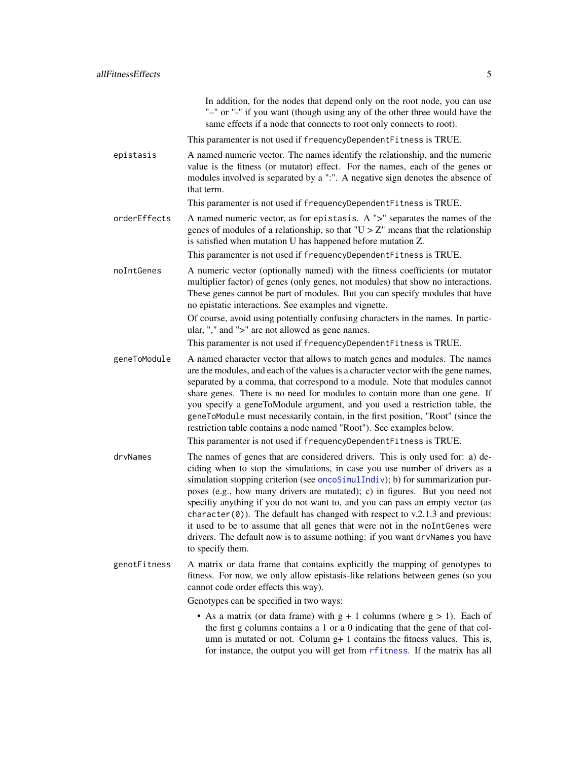In addition, for the nodes that depend only on the root node, you can use "–" or "-" if you want (though using any of the other three would have the same effects if a node that connects to root only connects to root).

This paramenter is not used if `frequencyDependentFitness` is TRUE.

**epistasis**
A named numeric vector. The names identify the relationship, and the numeric value is the fitness (or mutator) effect. For the names, each of the genes or modules involved is separated by a ":". A negative sign denotes the absence of that term.

This paramenter is not used if `frequencyDependentFitness` is TRUE.

**orderEffects**
A named numeric vector, as for `epistasis`. A ">" separates the names of the genes of modules of a relationship, so that "U > Z" means that the relationship is satisfied when mutation U has happened before mutation Z.

This paramenter is not used if `frequencyDependentFitness` is TRUE.

**noIntGenes**
A numeric vector (optionally named) with the fitness coefficients (or mutator multiplier factor) of genes (only genes, not modules) that show no interactions. These genes cannot be part of modules. But you can specify modules that have no epistatic interactions. See examples and vignette.

Of course, avoid using potentially confusing characters in the names. In particular, "," and ">" are not allowed as gene names.

This paramenter is not used if `frequencyDependentFitness` is TRUE.

**geneToModule**
A named character vector that allows to match genes and modules. The names are the modules, and each of the values is a character vector with the gene names, separated by a comma, that correspond to a module. Note that modules cannot share genes. There is no need for modules to contain more than one gene. If you specify a geneToModule argument, and you used a restriction table, the `geneToModule` must necessarily contain, in the first position, "Root" (since the restriction table contains a node named "Root"). See examples below.

This paramenter is not used if `frequencyDependentFitness` is TRUE.

**drvNames**
The names of genes that are considered drivers. This is only used for: a) deciding when to stop the simulations, in case you use number of drivers as a simulation stopping criterion (see `oncoSimulIndiv`); b) for summarization purposes (e.g., how many drivers are mutated); c) in figures. But you need not specifiy anything if you do not want to, and you can pass an empty vector (as `character(0)`). The default has changed with respect to v.2.1.3 and previous: it used to be to assume that all genes that were not in the `noIntGenes` were drivers. The default now is to assume nothing: if you want `drvNames` you have to specify them.

**genotFitness**
A matrix or data frame that contains explicitly the mapping of genotypes to fitness. For now, we only allow epistasis-like relations between genes (so you cannot code order effects this way).

Genotypes can be specified in two ways:

- As a matrix (or data frame) with g + 1 columns (where g > 1). Each of the first g columns contains a 1 or a 0 indicating that the gene of that column is mutated or not. Column g+ 1 contains the fitness values. This is, for instance, the output you will get from `rfitness`. If the matrix has all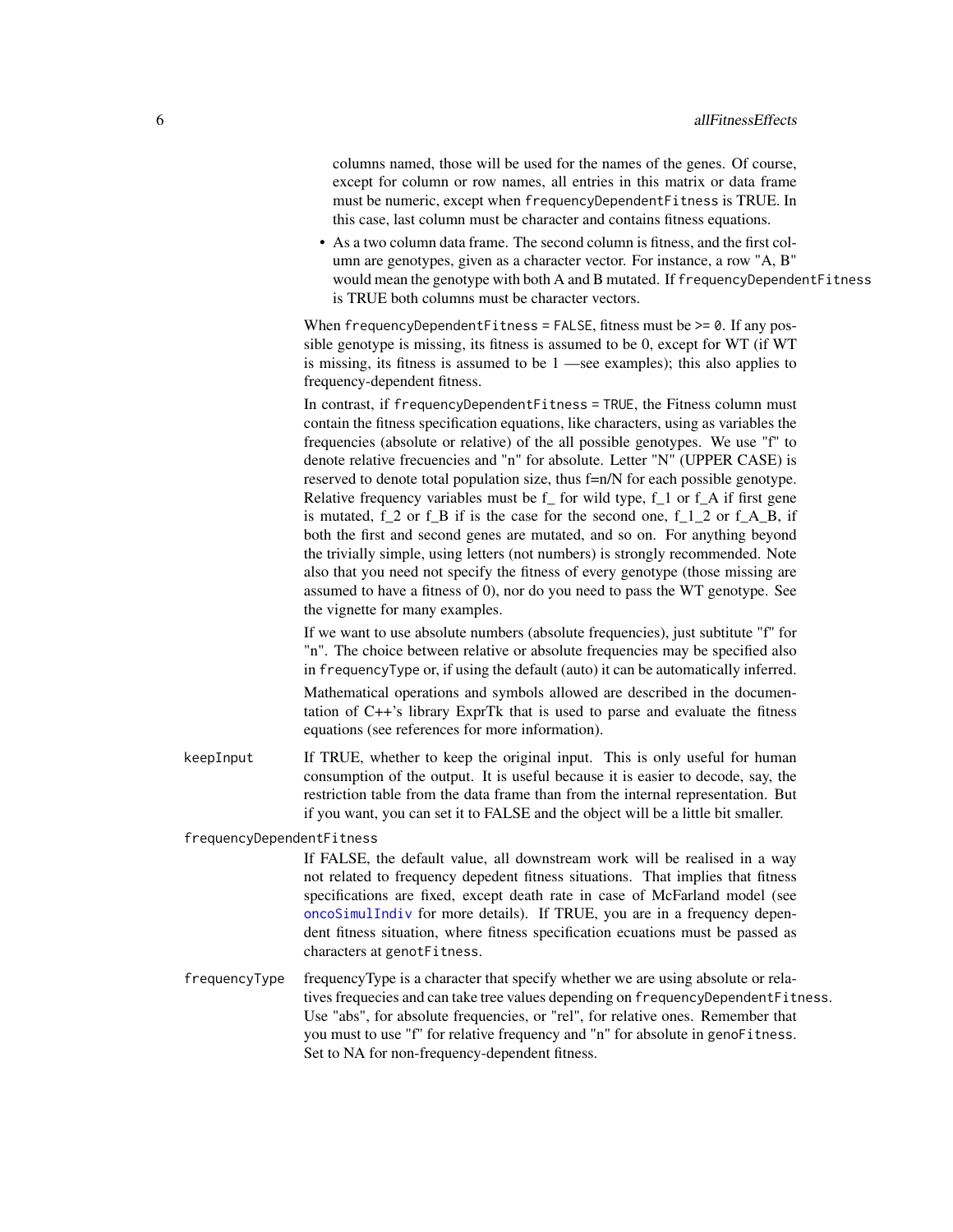columns named, those will be used for the names of the genes. Of course, except for column or row names, all entries in this matrix or data frame must be numeric, except when `frequencyDependentFitness` is TRUE. In this case, last column must be character and contains fitness equations.

- As a two column data frame. The second column is fitness, and the first column are genotypes, given as a character vector. For instance, a row "A, B" would mean the genotype with both A and B mutated. If `frequencyDependentFitness` is TRUE both columns must be character vectors.

When `frequencyDependentFitness = FALSE`, fitness must be `>= 0`. If any possible genotype is missing, its fitness is assumed to be 0, except for WT (if WT is missing, its fitness is assumed to be 1 —see examples); this also applies to frequency-dependent fitness.

In contrast, if `frequencyDependentFitness = TRUE`, the Fitness column must contain the fitness specification equations, like characters, using as variables the frequencies (absolute or relative) of the all possible genotypes. We use "f" to denote relative frecuencies and "n" for absolute. Letter "N" (UPPER CASE) is reserved to denote total population size, thus f=n/N for each possible genotype. Relative frequency variables must be f_ for wild type, f_1 or f_A if first gene is mutated, f_2 or f_B if is the case for the second one, f_1_2 or f_A_B, if both the first and second genes are mutated, and so on. For anything beyond the trivially simple, using letters (not numbers) is strongly recommended. Note also that you need not specify the fitness of every genotype (those missing are assumed to have a fitness of 0), nor do you need to pass the WT genotype. See the vignette for many examples.

If we want to use absolute numbers (absolute frequencies), just subtitute "f" for "n". The choice between relative or absolute frequencies may be specified also in `frequencyType` or, if using the default (auto) it can be automatically inferred.

Mathematical operations and symbols allowed are described in the documentation of C++'s library ExprTk that is used to parse and evaluate the fitness equations (see references for more information).

`keepInput` If TRUE, whether to keep the original input. This is only useful for human consumption of the output. It is useful because it is easier to decode, say, the restriction table from the data frame than from the internal representation. But if you want, you can set it to FALSE and the object will be a little bit smaller.

`frequencyDependentFitness`
If FALSE, the default value, all downstream work will be realised in a way not related to frequency depedent fitness situations. That implies that fitness specifications are fixed, except death rate in case of McFarland model (see `oncoSimulIndiv` for more details). If TRUE, you are in a frequency dependent fitness situation, where fitness specification ecuations must be passed as characters at `genotFitness`.

`frequencyType` frequencyType is a character that specify whether we are using absolute or relatives frequecies and can take tree values depending on `frequencyDependentFitness`. Use "abs", for absolute frequencies, or "rel", for relative ones. Remember that you must to use "f" for relative frequency and "n" for absolute in `genoFitness`. Set to NA for non-frequency-dependent fitness.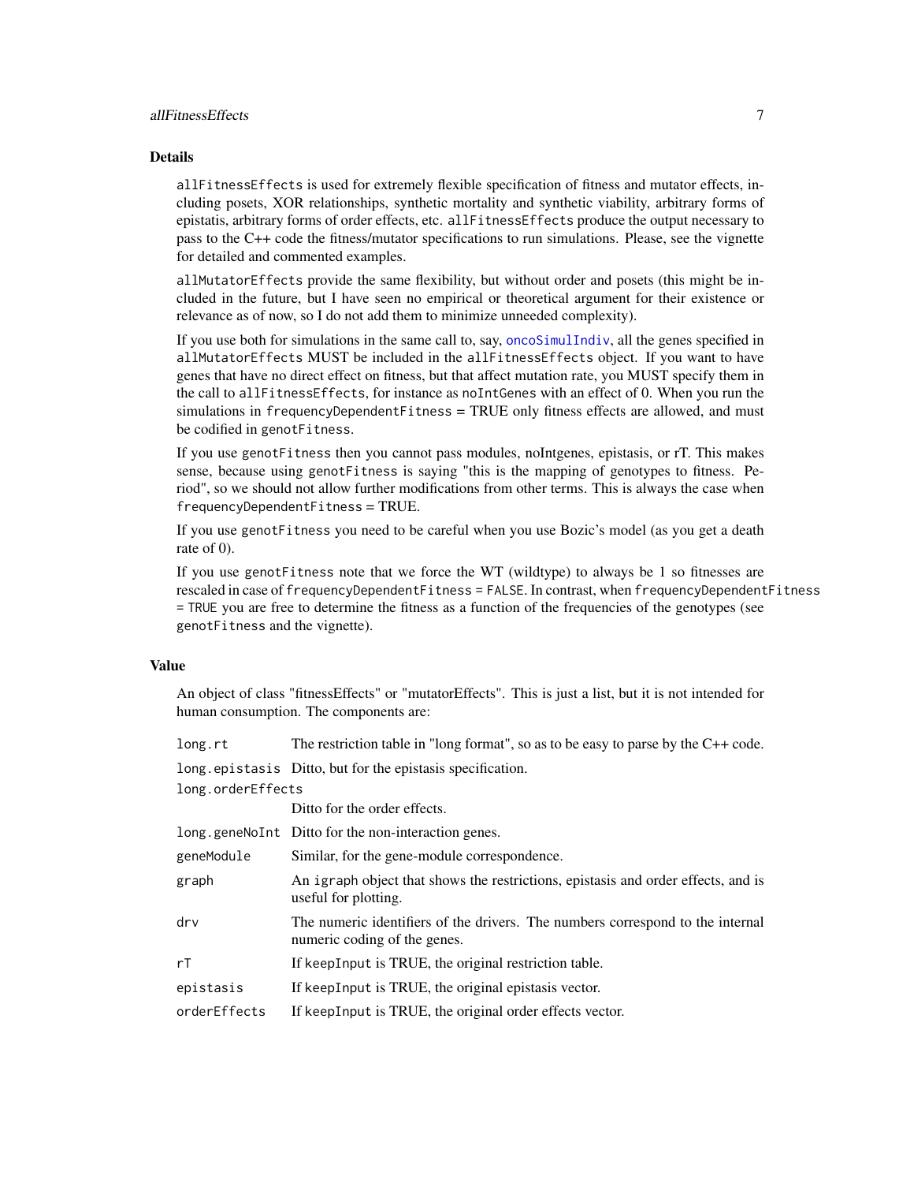## Details

`allFitnessEffects` is used for extremely flexible specification of fitness and mutator effects, including posets, XOR relationships, synthetic mortality and synthetic viability, arbitrary forms of epistatis, arbitrary forms of order effects, etc. `allFitnessEffects` produce the output necessary to pass to the C++ code the fitness/mutator specifications to run simulations. Please, see the vignette for detailed and commented examples.

`allMutatorEffects` provide the same flexibility, but without order and posets (this might be included in the future, but I have seen no empirical or theoretical argument for their existence or relevance as of now, so I do not add them to minimize unneeded complexity).

If you use both for simulations in the same call to, say, `oncoSimulIndiv`, all the genes specified in `allMutatorEffects` MUST be included in the `allFitnessEffects` object. If you want to have genes that have no direct effect on fitness, but that affect mutation rate, you MUST specify them in the call to `allFitnessEffects`, for instance as `noIntGenes` with an effect of 0. When you run the simulations in `frequencyDependentFitness` = TRUE only fitness effects are allowed, and must be codified in `genotFitness`.

If you use `genotFitness` then you cannot pass modules, noIntgenes, epistasis, or rT. This makes sense, because using `genotFitness` is saying "this is the mapping of genotypes to fitness. Period", so we should not allow further modifications from other terms. This is always the case when `frequencyDependentFitness` = TRUE.

If you use `genotFitness` you need to be careful when you use Bozic's model (as you get a death rate of 0).

If you use `genotFitness` note that we force the WT (wildtype) to always be 1 so fitnesses are rescaled in case of `frequencyDependentFitness = FALSE`. In contrast, when `frequencyDependentFitness = TRUE` you are free to determine the fitness as a function of the frequencies of the genotypes (see `genotFitness` and the vignette).

## Value

An object of class "fitnessEffects" or "mutatorEffects". This is just a list, but it is not intended for human consumption. The components are:

- `long.rt` The restriction table in "long format", so as to be easy to parse by the C++ code.
- `long.epistasis` Ditto, but for the epistasis specification.
- `long.orderEffects` Ditto for the order effects.
- `long.geneNoInt` Ditto for the non-interaction genes.
- `geneModule` Similar, for the gene-module correspondence.
- `graph` An `igraph` object that shows the restrictions, epistasis and order effects, and is useful for plotting.
- `drv` The numeric identifiers of the drivers. The numbers correspond to the internal numeric coding of the genes.
- `rT` If `keepInput` is TRUE, the original restriction table.
- `epistasis` If `keepInput` is TRUE, the original epistasis vector.
- `orderEffects` If `keepInput` is TRUE, the original order effects vector.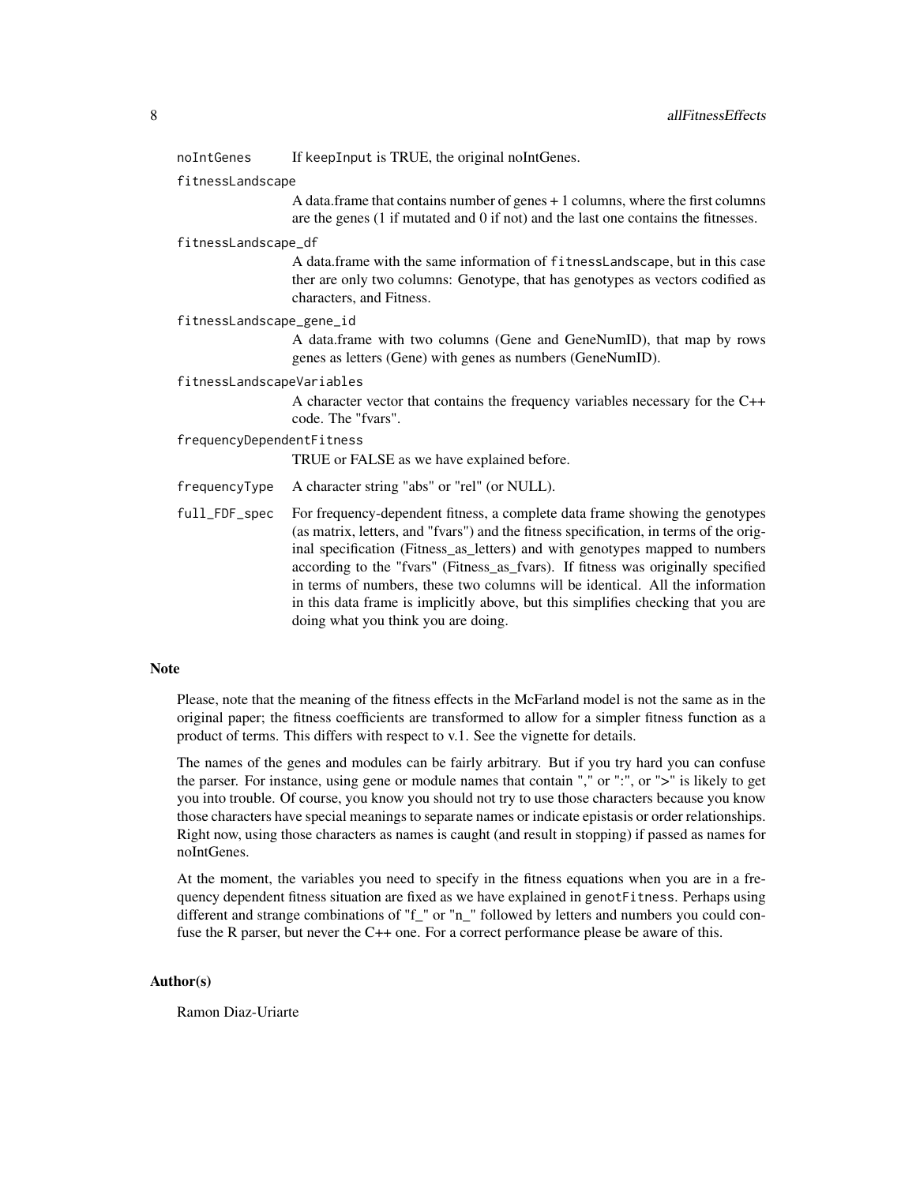`noIntGenes` If `keepInput` is TRUE, the original noIntGenes.

`fitnessLandscape`
A data.frame that contains number of genes + 1 columns, where the first columns are the genes (1 if mutated and 0 if not) and the last one contains the fitnesses.

`fitnessLandscape_df`
A data.frame with the same information of `fitnessLandscape`, but in this case ther are only two columns: Genotype, that has genotypes as vectors codified as characters, and Fitness.

`fitnessLandscape_gene_id`
A data.frame with two columns (Gene and GeneNumID), that map by rows genes as letters (Gene) with genes as numbers (GeneNumID).

`fitnessLandscapeVariables`
A character vector that contains the frequency variables necessary for the C++ code. The "fvars".

`frequencyDependentFitness`
TRUE or FALSE as we have explained before.

`frequencyType` A character string "abs" or "rel" (or NULL).

`full_FDF_spec` For frequency-dependent fitness, a complete data frame showing the genotypes (as matrix, letters, and "fvars") and the fitness specification, in terms of the original specification (Fitness_as_letters) and with genotypes mapped to numbers according to the "fvars" (Fitness_as_fvars). If fitness was originally specified in terms of numbers, these two columns will be identical. All the information in this data frame is implicitly above, but this simplifies checking that you are doing what you think you are doing.

## Note

Please, note that the meaning of the fitness effects in the McFarland model is not the same as in the original paper; the fitness coefficients are transformed to allow for a simpler fitness function as a product of terms. This differs with respect to v.1. See the vignette for details.

The names of the genes and modules can be fairly arbitrary. But if you try hard you can confuse the parser. For instance, using gene or module names that contain "," or ":", or ">" is likely to get you into trouble. Of course, you know you should not try to use those characters because you know those characters have special meanings to separate names or indicate epistasis or order relationships. Right now, using those characters as names is caught (and result in stopping) if passed as names for noIntGenes.

At the moment, the variables you need to specify in the fitness equations when you are in a frequency dependent fitness situation are fixed as we have explained in `genotFitness`. Perhaps using different and strange combinations of "f_" or "n_" followed by letters and numbers you could confuse the R parser, but never the C++ one. For a correct performance please be aware of this.

## Author(s)

Ramon Diaz-Uriarte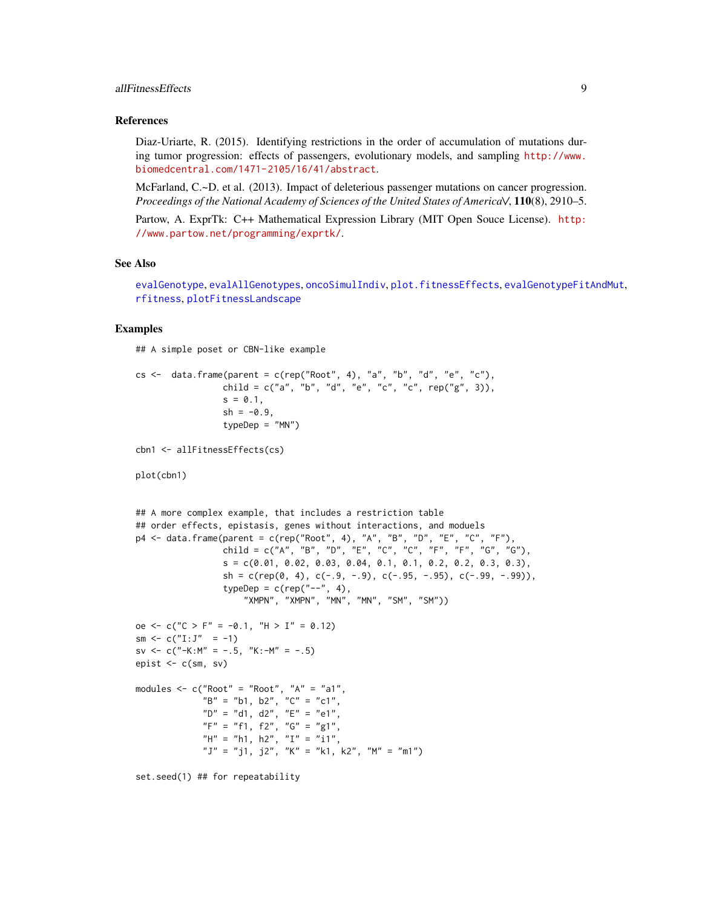## References

Diaz-Uriarte, R. (2015). Identifying restrictions in the order of accumulation of mutations during tumor progression: effects of passengers, evolutionary models, and sampling http://www.biomedcentral.com/1471-2105/16/41/abstract.

McFarland, C.~D. et al. (2013). Impact of deleterious passenger mutations on cancer progression. *Proceedings of the National Academy of Sciences of the United States of America*\/, **110**(8), 2910–5.

Partow, A. ExprTk: C++ Mathematical Expression Library (MIT Open Souce License). http://www.partow.net/programming/exprtk/.

## See Also

evalGenotype, evalAllGenotypes, oncoSimulIndiv, plot.fitnessEffects, evalGenotypeFitAndMut, rfitness, plotFitnessLandscape

## Examples

```
## A simple poset or CBN-like example

cs <-  data.frame(parent = c(rep("Root", 4), "a", "b", "d", "e", "c"),
                 child = c("a", "b", "d", "e", "c", "c", rep("g", 3)),
                 s = 0.1,
                 sh = -0.9,
                 typeDep = "MN")

cbn1 <- allFitnessEffects(cs)

plot(cbn1)


## A more complex example, that includes a restriction table
## order effects, epistasis, genes without interactions, and moduels
p4 <- data.frame(parent = c(rep("Root", 4), "A", "B", "D", "E", "C", "F"),
                 child = c("A", "B", "D", "E", "C", "C", "F", "F", "G", "G"),
                 s = c(0.01, 0.02, 0.03, 0.04, 0.1, 0.1, 0.2, 0.2, 0.3, 0.3),
                 sh = c(rep(0, 4), c(-.9, -.9), c(-.95, -.95), c(-.99, -.99)),
                 typeDep = c(rep("--", 4),
                     "XMPN", "XMPN", "MN", "MN", "SM", "SM"))

oe <- c("C > F" = -0.1, "H > I" = 0.12)
sm <- c("I:J"  = -1)
sv <- c("-K:M" = -.5, "K:-M" = -.5)
epist <- c(sm, sv)

modules <- c("Root" = "Root", "A" = "a1",
             "B" = "b1, b2", "C" = "c1",
             "D" = "d1, d2", "E" = "e1",
             "F" = "f1, f2", "G" = "g1",
             "H" = "h1, h2", "I" = "i1",
             "J" = "j1, j2", "K" = "k1, k2", "M" = "m1")

set.seed(1) ## for repeatability
```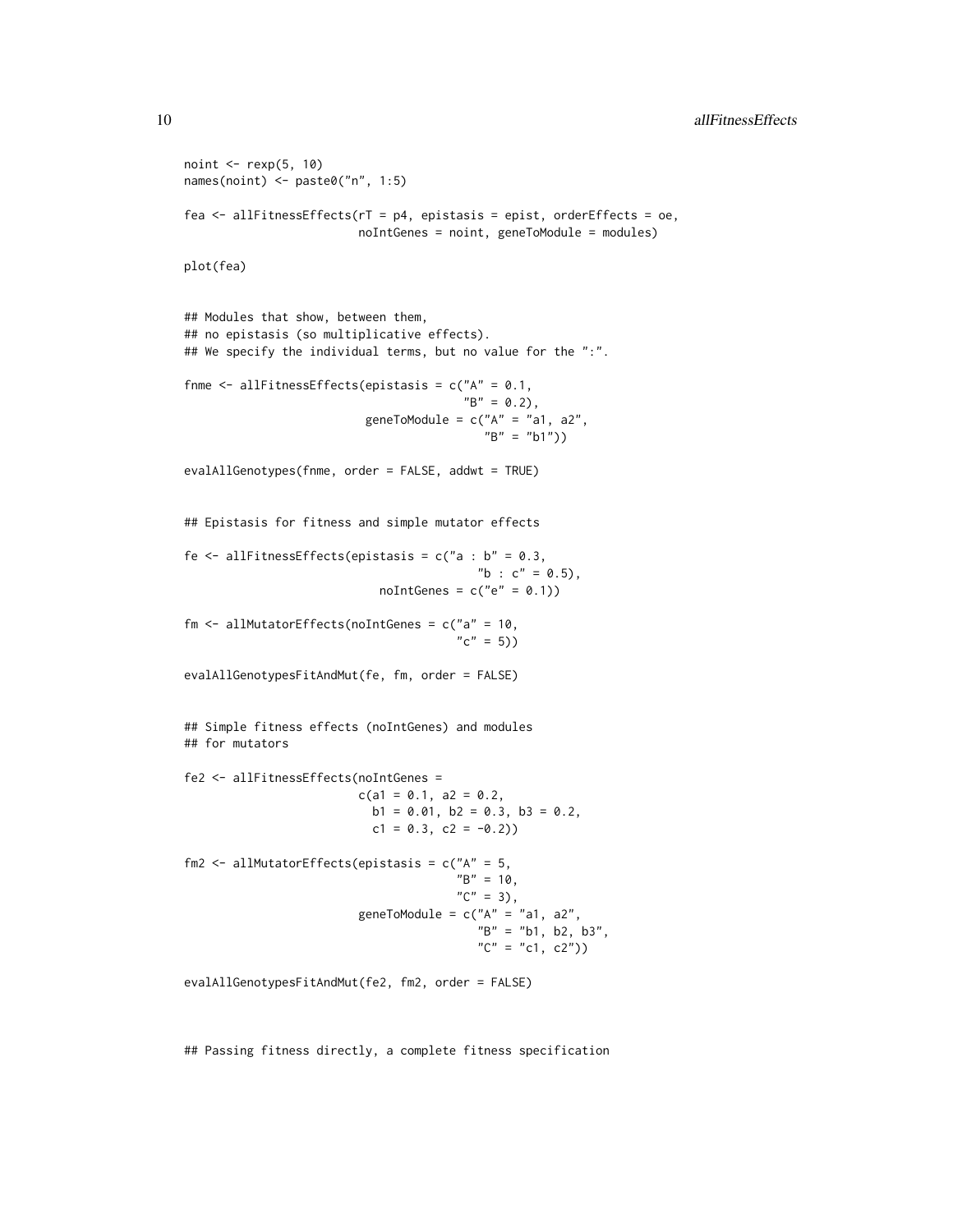```
noint <- rexp(5, 10)
names(noint) <- paste0("n", 1:5)

fea <- allFitnessEffects(rT = p4, epistasis = epist, orderEffects = oe,
                         noIntGenes = noint, geneToModule = modules)

plot(fea)


## Modules that show, between them,
## no epistasis (so multiplicative effects).
## We specify the individual terms, but no value for the ":".

fnme <- allFitnessEffects(epistasis = c("A" = 0.1,
                                        "B" = 0.2),
                          geneToModule = c("A" = "a1, a2",
                                           "B" = "b1"))

evalAllGenotypes(fnme, order = FALSE, addwt = TRUE)


## Epistasis for fitness and simple mutator effects

fe <- allFitnessEffects(epistasis = c("a : b" = 0.3,
                                      "b : c" = 0.5),
                        noIntGenes = c("e" = 0.1))

fm <- allMutatorEffects(noIntGenes = c("a" = 10,
                                       "c" = 5))

evalAllGenotypesFitAndMut(fe, fm, order = FALSE)


## Simple fitness effects (noIntGenes) and modules
## for mutators

fe2 <- allFitnessEffects(noIntGenes =
                         c(a1 = 0.1, a2 = 0.2,
                           b1 = 0.01, b2 = 0.3, b3 = 0.2,
                           c1 = 0.3, c2 = -0.2))

fm2 <- allMutatorEffects(epistasis = c("A" = 5,
                                       "B" = 10,
                                       "C" = 3),
                         geneToModule = c("A" = "a1, a2",
                                          "B" = "b1, b2, b3",
                                          "C" = "c1, c2"))

evalAllGenotypesFitAndMut(fe2, fm2, order = FALSE)



## Passing fitness directly, a complete fitness specification
```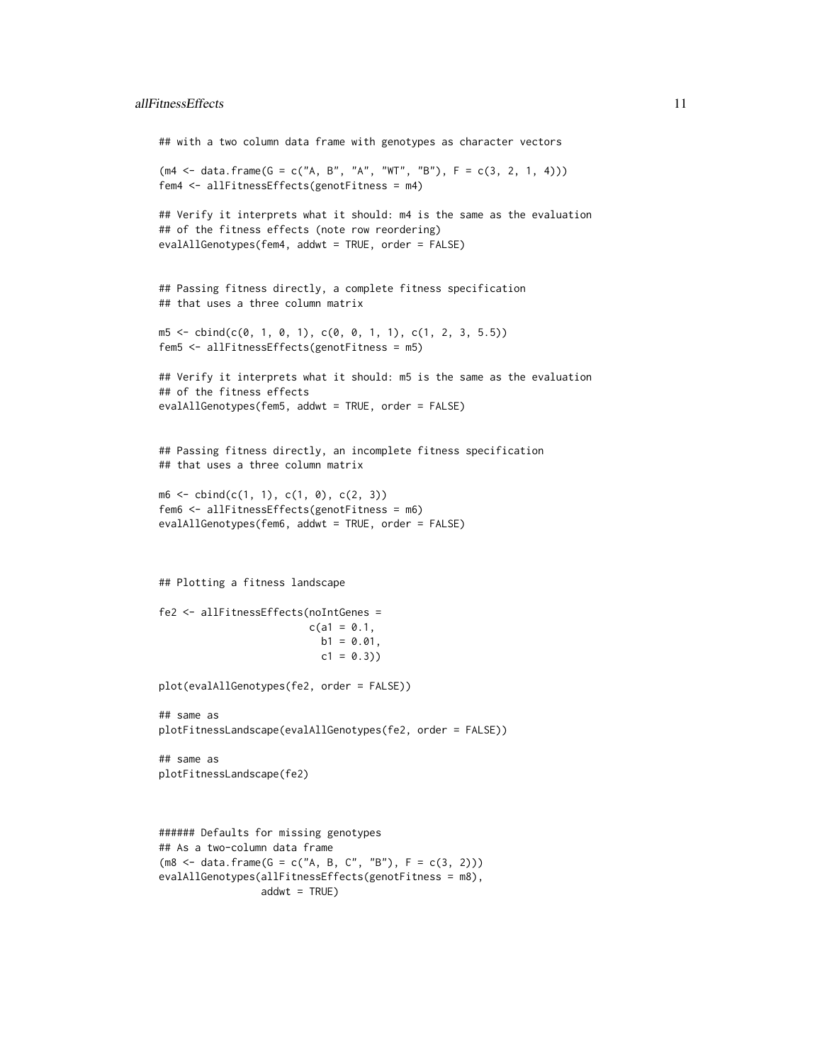```
## with a two column data frame with genotypes as character vectors

(m4 <- data.frame(G = c("A, B", "A", "WT", "B"), F = c(3, 2, 1, 4)))
fem4 <- allFitnessEffects(genotFitness = m4)

## Verify it interprets what it should: m4 is the same as the evaluation
## of the fitness effects (note row reordering)
evalAllGenotypes(fem4, addwt = TRUE, order = FALSE)


## Passing fitness directly, a complete fitness specification
## that uses a three column matrix

m5 <- cbind(c(0, 1, 0, 1), c(0, 0, 1, 1), c(1, 2, 3, 5.5))
fem5 <- allFitnessEffects(genotFitness = m5)

## Verify it interprets what it should: m5 is the same as the evaluation
## of the fitness effects
evalAllGenotypes(fem5, addwt = TRUE, order = FALSE)


## Passing fitness directly, an incomplete fitness specification
## that uses a three column matrix

m6 <- cbind(c(1, 1), c(1, 0), c(2, 3))
fem6 <- allFitnessEffects(genotFitness = m6)
evalAllGenotypes(fem6, addwt = TRUE, order = FALSE)



## Plotting a fitness landscape

fe2 <- allFitnessEffects(noIntGenes =
                         c(a1 = 0.1,
                           b1 = 0.01,
                           c1 = 0.3))

plot(evalAllGenotypes(fe2, order = FALSE))

## same as
plotFitnessLandscape(evalAllGenotypes(fe2, order = FALSE))

## same as
plotFitnessLandscape(fe2)



###### Defaults for missing genotypes
## As a two-column data frame
(m8 <- data.frame(G = c("A, B, C", "B"), F = c(3, 2)))
evalAllGenotypes(allFitnessEffects(genotFitness = m8),
                 addwt = TRUE)
```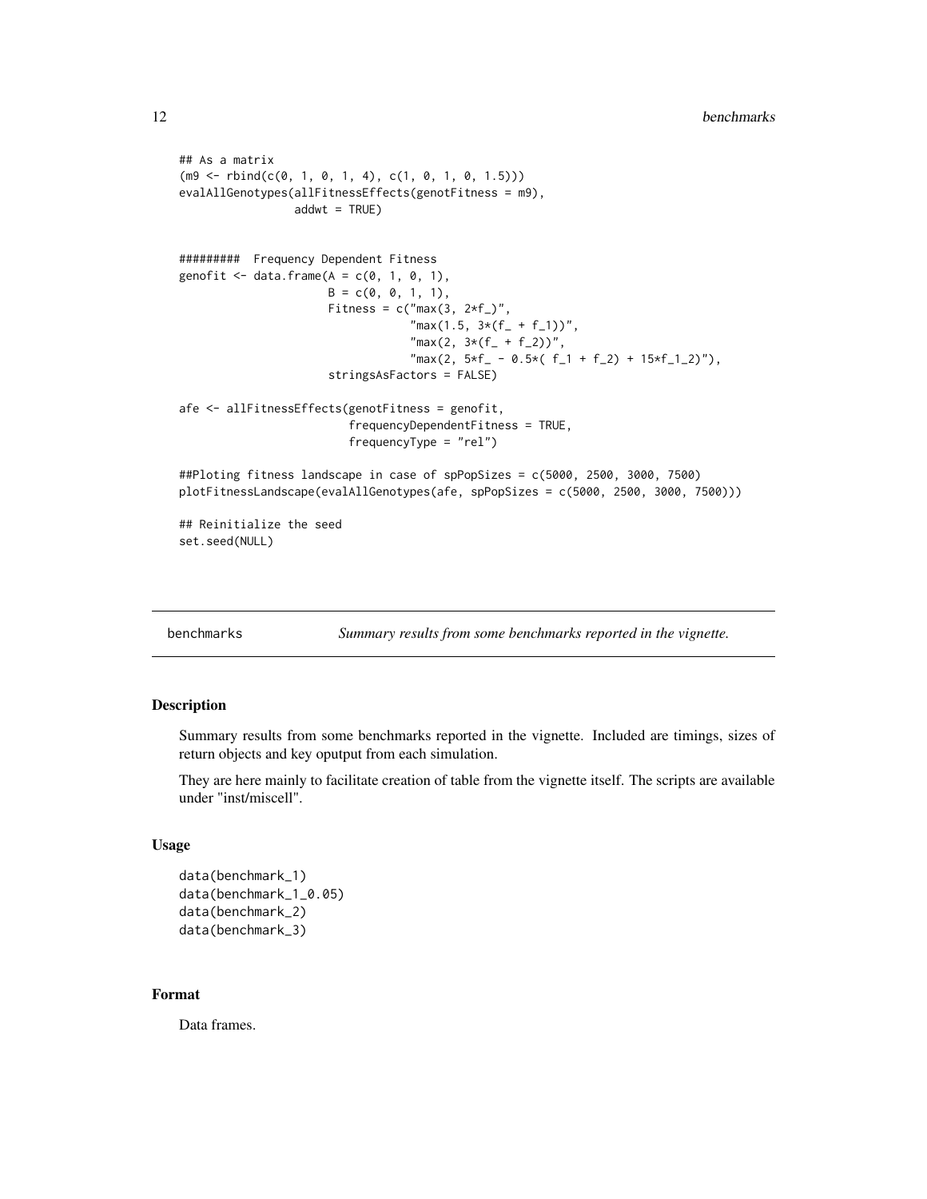```
## As a matrix
(m9 <- rbind(c(0, 1, 0, 1, 4), c(1, 0, 1, 0, 1.5)))
evalAllGenotypes(allFitnessEffects(genotFitness = m9),
                 addwt = TRUE)


#########  Frequency Dependent Fitness
genofit <- data.frame(A = c(0, 1, 0, 1),
                      B = c(0, 0, 1, 1),
                      Fitness = c("max(3, 2*f_)",
                                  "max(1.5, 3*(f_ + f_1))",
                                  "max(2, 3*(f_ + f_2))",
                                  "max(2, 5*f_ - 0.5*( f_1 + f_2) + 15*f_1_2)"),
                      stringsAsFactors = FALSE)

afe <- allFitnessEffects(genotFitness = genofit,
                         frequencyDependentFitness = TRUE,
                         frequencyType = "rel")

##Ploting fitness landscape in case of spPopSizes = c(5000, 2500, 3000, 7500)
plotFitnessLandscape(evalAllGenotypes(afe, spPopSizes = c(5000, 2500, 3000, 7500)))

## Reinitialize the seed
set.seed(NULL)
```

---

## benchmarks — *Summary results from some benchmarks reported in the vignette.*

### Description

Summary results from some benchmarks reported in the vignette. Included are timings, sizes of return objects and key oputput from each simulation.

They are here mainly to facilitate creation of table from the vignette itself. The scripts are available under "inst/miscell".

### Usage

```
data(benchmark_1)
data(benchmark_1_0.05)
data(benchmark_2)
data(benchmark_3)
```

### Format

Data frames.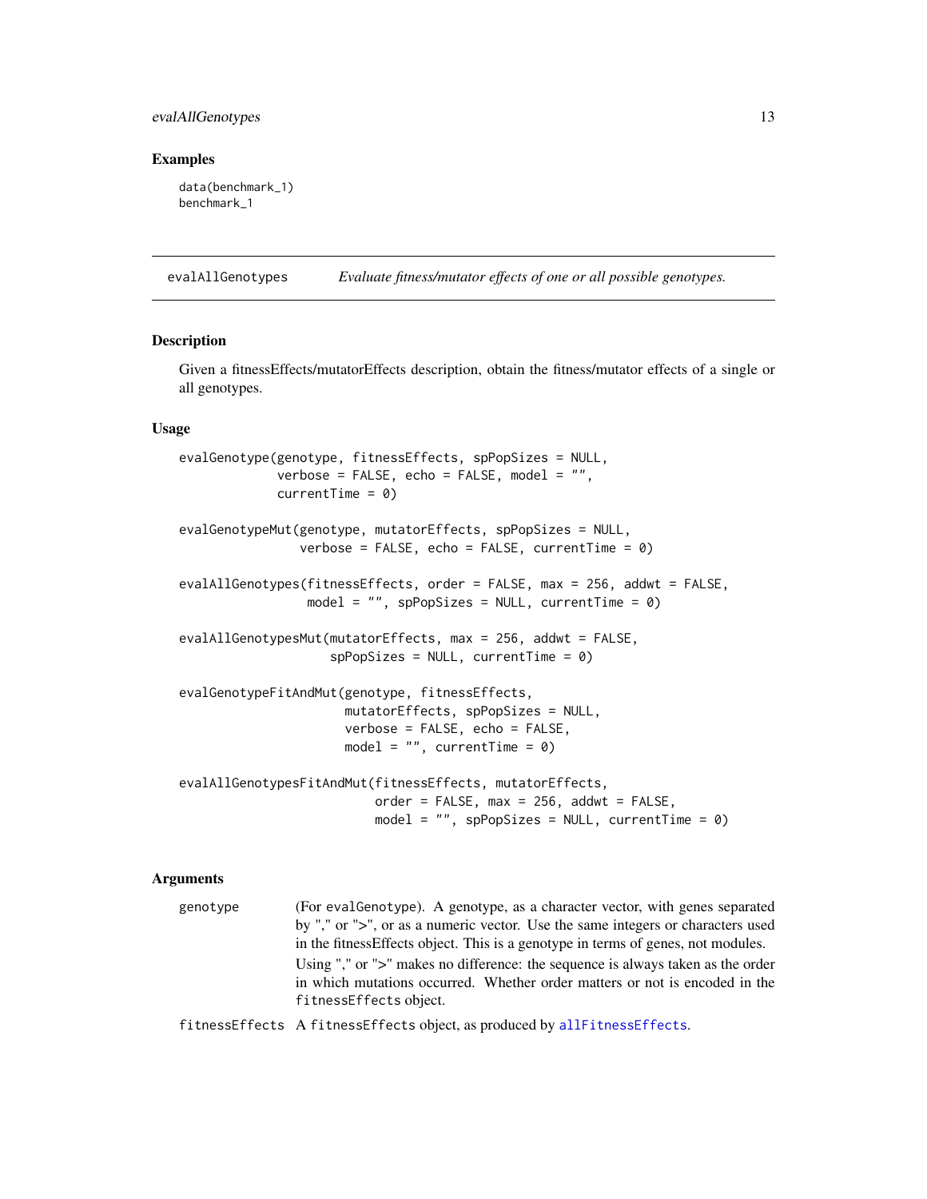### Examples

```
data(benchmark_1)
benchmark_1
```

---

## evalAllGenotypes — *Evaluate fitness/mutator effects of one or all possible genotypes.*

---

### Description

Given a fitnessEffects/mutatorEffects description, obtain the fitness/mutator effects of a single or all genotypes.

### Usage

```
evalGenotype(genotype, fitnessEffects, spPopSizes = NULL,
             verbose = FALSE, echo = FALSE, model = "",
             currentTime = 0)

evalGenotypeMut(genotype, mutatorEffects, spPopSizes = NULL,
                verbose = FALSE, echo = FALSE, currentTime = 0)

evalAllGenotypes(fitnessEffects, order = FALSE, max = 256, addwt = FALSE,
                 model = "", spPopSizes = NULL, currentTime = 0)

evalAllGenotypesMut(mutatorEffects, max = 256, addwt = FALSE,
                    spPopSizes = NULL, currentTime = 0)

evalGenotypeFitAndMut(genotype, fitnessEffects,
                      mutatorEffects, spPopSizes = NULL,
                      verbose = FALSE, echo = FALSE,
                      model = "", currentTime = 0)

evalAllGenotypesFitAndMut(fitnessEffects, mutatorEffects,
                          order = FALSE, max = 256, addwt = FALSE,
                          model = "", spPopSizes = NULL, currentTime = 0)
```

### Arguments

`genotype` (For `evalGenotype`). A genotype, as a character vector, with genes separated by "," or ">", or as a numeric vector. Use the same integers or characters used in the fitnessEffects object. This is a genotype in terms of genes, not modules.

Using "," or ">" makes no difference: the sequence is always taken as the order in which mutations occurred. Whether order matters or not is encoded in the `fitnessEffects` object.

`fitnessEffects` A `fitnessEffects` object, as produced by `allFitnessEffects`.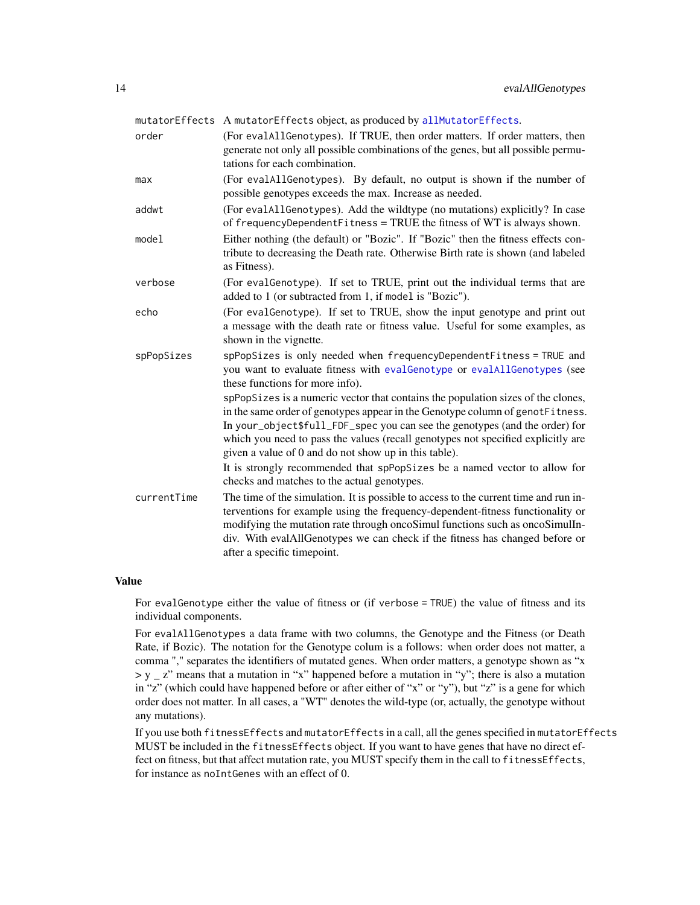| | |
|---|---|
| mutatorEffects | A mutatorEffects object, as produced by allMutatorEffects. |
| order | (For evalAllGenotypes). If TRUE, then order matters. If order matters, then generate not only all possible combinations of the genes, but all possible permutations for each combination. |
| max | (For evalAllGenotypes). By default, no output is shown if the number of possible genotypes exceeds the max. Increase as needed. |
| addwt | (For evalAllGenotypes). Add the wildtype (no mutations) explicitly? In case of frequencyDependentFitness = TRUE the fitness of WT is always shown. |
| model | Either nothing (the default) or "Bozic". If "Bozic" then the fitness effects contribute to decreasing the Death rate. Otherwise Birth rate is shown (and labeled as Fitness). |
| verbose | (For evalGenotype). If set to TRUE, print out the individual terms that are added to 1 (or subtracted from 1, if model is "Bozic"). |
| echo | (For evalGenotype). If set to TRUE, show the input genotype and print out a message with the death rate or fitness value. Useful for some examples, as shown in the vignette. |
| spPopSizes | spPopSizes is only needed when frequencyDependentFitness = TRUE and you want to evaluate fitness with evalGenotype or evalAllGenotypes (see these functions for more info).<br>spPopSizes is a numeric vector that contains the population sizes of the clones, in the same order of genotypes appear in the Genotype column of genotFitness. In your_object$full_FDF_spec you can see the genotypes (and the order) for which you need to pass the values (recall genotypes not specified explicitly are given a value of 0 and do not show up in this table).<br>It is strongly recommended that spPopSizes be a named vector to allow for checks and matches to the actual genotypes. |
| currentTime | The time of the simulation. It is possible to access to the current time and run interventions for example using the frequency-dependent-fitness functionality or modifying the mutation rate through oncoSimul functions such as oncoSimulIndiv. With evalAllGenotypes we can check if the fitness has changed before or after a specific timepoint. |

## Value

For evalGenotype either the value of fitness or (if verbose = TRUE) the value of fitness and its individual components.

For evalAllGenotypes a data frame with two columns, the Genotype and the Fitness (or Death Rate, if Bozic). The notation for the Genotype colum is a follows: when order does not matter, a comma "," separates the identifiers of mutated genes. When order matters, a genotype shown as "x > y _ z" means that a mutation in "x" happened before a mutation in "y"; there is also a mutation in "z" (which could have happened before or after either of "x" or "y"), but "z" is a gene for which order does not matter. In all cases, a "WT" denotes the wild-type (or, actually, the genotype without any mutations).

If you use both fitnessEffects and mutatorEffects in a call, all the genes specified in mutatorEffects MUST be included in the fitnessEffects object. If you want to have genes that have no direct effect on fitness, but that affect mutation rate, you MUST specify them in the call to fitnessEffects, for instance as noIntGenes with an effect of 0.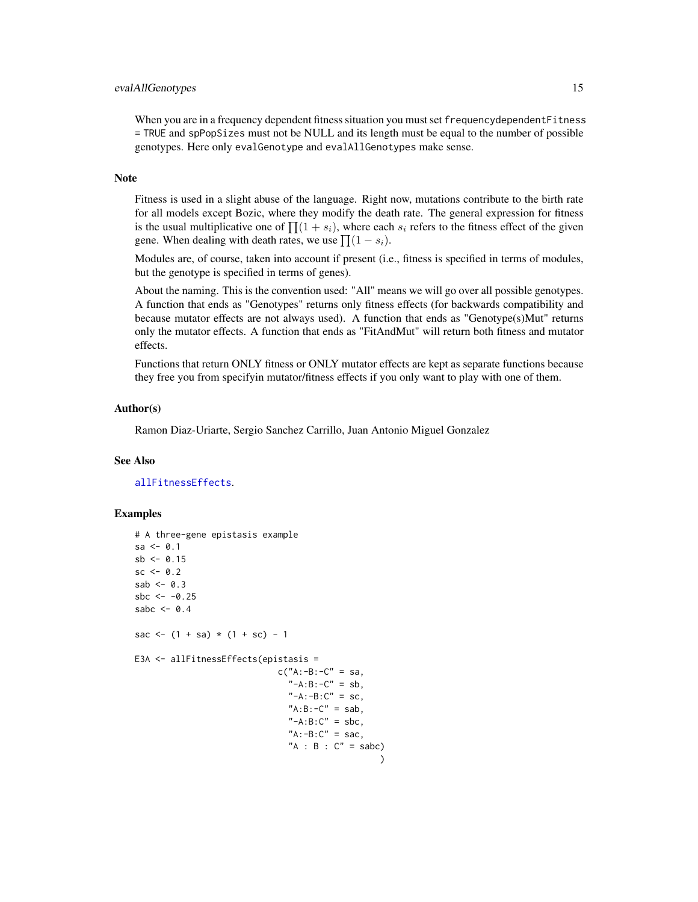When you are in a frequency dependent fitness situation you must set `frequencydependentFitness = TRUE` and `spPopSizes` must not be NULL and its length must be equal to the number of possible genotypes. Here only `evalGenotype` and `evalAllGenotypes` make sense.

## Note

Fitness is used in a slight abuse of the language. Right now, mutations contribute to the birth rate for all models except Bozic, where they modify the death rate. The general expression for fitness is the usual multiplicative one of $\prod(1+s_i)$, where each $s_i$ refers to the fitness effect of the given gene. When dealing with death rates, we use $\prod(1-s_i)$.

Modules are, of course, taken into account if present (i.e., fitness is specified in terms of modules, but the genotype is specified in terms of genes).

About the naming. This is the convention used: "All" means we will go over all possible genotypes. A function that ends as "Genotypes" returns only fitness effects (for backwards compatibility and because mutator effects are not always used). A function that ends as "Genotype(s)Mut" returns only the mutator effects. A function that ends as "FitAndMut" will return both fitness and mutator effects.

Functions that return ONLY fitness or ONLY mutator effects are kept as separate functions because they free you from specifyin mutator/fitness effects if you only want to play with one of them.

## Author(s)

Ramon Diaz-Uriarte, Sergio Sanchez Carrillo, Juan Antonio Miguel Gonzalez

## See Also

allFitnessEffects.

## Examples

```
# A three-gene epistasis example
sa <- 0.1
sb <- 0.15
sc <- 0.2
sab <- 0.3
sbc <- -0.25
sabc <- 0.4

sac <- (1 + sa) * (1 + sc) - 1

E3A <- allFitnessEffects(epistasis =
                             c("A:-B:-C" = sa,
                               "-A:B:-C" = sb,
                               "-A:-B:C" = sc,
                               "A:B:-C" = sab,
                               "-A:B:C" = sbc,
                               "A:-B:C" = sac,
                               "A : B : C" = sabc)
                                                )
```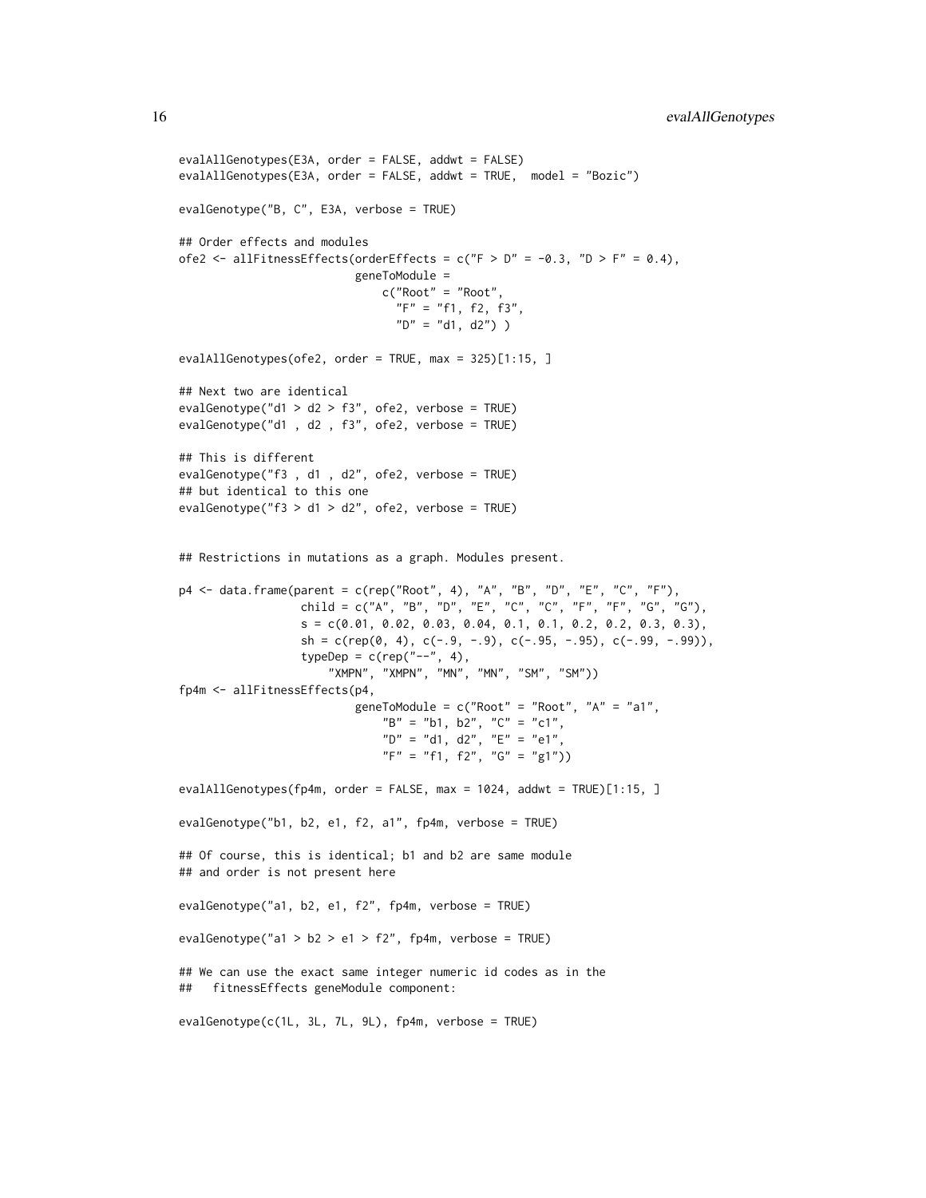```
evalAllGenotypes(E3A, order = FALSE, addwt = FALSE)
evalAllGenotypes(E3A, order = FALSE, addwt = TRUE,  model = "Bozic")

evalGenotype("B, C", E3A, verbose = TRUE)

## Order effects and modules
ofe2 <- allFitnessEffects(orderEffects = c("F > D" = -0.3, "D > F" = 0.4),
                          geneToModule =
                              c("Root" = "Root",
                                "F" = "f1, f2, f3",
                                "D" = "d1, d2") )

evalAllGenotypes(ofe2, order = TRUE, max = 325)[1:15, ]

## Next two are identical
evalGenotype("d1 > d2 > f3", ofe2, verbose = TRUE)
evalGenotype("d1 , d2 , f3", ofe2, verbose = TRUE)

## This is different
evalGenotype("f3 , d1 , d2", ofe2, verbose = TRUE)
## but identical to this one
evalGenotype("f3 > d1 > d2", ofe2, verbose = TRUE)


## Restrictions in mutations as a graph. Modules present.

p4 <- data.frame(parent = c(rep("Root", 4), "A", "B", "D", "E", "C", "F"),
                 child = c("A", "B", "D", "E", "C", "C", "F", "F", "G", "G"),
                 s = c(0.01, 0.02, 0.03, 0.04, 0.1, 0.1, 0.2, 0.2, 0.3, 0.3),
                 sh = c(rep(0, 4), c(-.9, -.9), c(-.95, -.95), c(-.99, -.99)),
                 typeDep = c(rep("--", 4),
                     "XMPN", "XMPN", "MN", "MN", "SM", "SM"))
fp4m <- allFitnessEffects(p4,
                          geneToModule = c("Root" = "Root", "A" = "a1",
                              "B" = "b1, b2", "C" = "c1",
                              "D" = "d1, d2", "E" = "e1",
                              "F" = "f1, f2", "G" = "g1"))

evalAllGenotypes(fp4m, order = FALSE, max = 1024, addwt = TRUE)[1:15, ]

evalGenotype("b1, b2, e1, f2, a1", fp4m, verbose = TRUE)

## Of course, this is identical; b1 and b2 are same module
## and order is not present here

evalGenotype("a1, b2, e1, f2", fp4m, verbose = TRUE)

evalGenotype("a1 > b2 > e1 > f2", fp4m, verbose = TRUE)

## We can use the exact same integer numeric id codes as in the
##   fitnessEffects geneModule component:

evalGenotype(c(1L, 3L, 7L, 9L), fp4m, verbose = TRUE)
```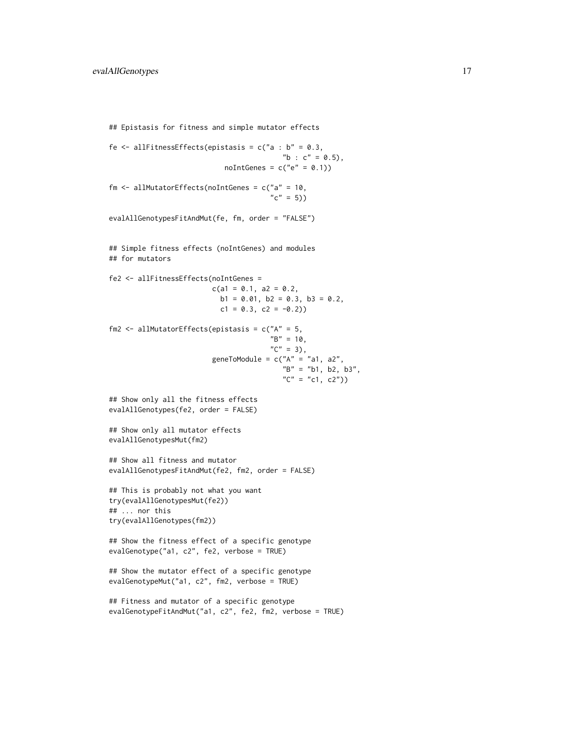```
## Epistasis for fitness and simple mutator effects

fe <- allFitnessEffects(epistasis = c("a : b" = 0.3,
                                      "b : c" = 0.5),
                        noIntGenes = c("e" = 0.1))

fm <- allMutatorEffects(noIntGenes = c("a" = 10,
                                       "c" = 5))

evalAllGenotypesFitAndMut(fe, fm, order = "FALSE")


## Simple fitness effects (noIntGenes) and modules
## for mutators

fe2 <- allFitnessEffects(noIntGenes =
                         c(a1 = 0.1, a2 = 0.2,
                           b1 = 0.01, b2 = 0.3, b3 = 0.2,
                           c1 = 0.3, c2 = -0.2))

fm2 <- allMutatorEffects(epistasis = c("A" = 5,
                                       "B" = 10,
                                       "C" = 3),
                         geneToModule = c("A" = "a1, a2",
                                          "B" = "b1, b2, b3",
                                          "C" = "c1, c2"))

## Show only all the fitness effects
evalAllGenotypes(fe2, order = FALSE)

## Show only all mutator effects
evalAllGenotypesMut(fm2)

## Show all fitness and mutator
evalAllGenotypesFitAndMut(fe2, fm2, order = FALSE)

## This is probably not what you want
try(evalAllGenotypesMut(fe2))
## ... nor this
try(evalAllGenotypes(fm2))

## Show the fitness effect of a specific genotype
evalGenotype("a1, c2", fe2, verbose = TRUE)

## Show the mutator effect of a specific genotype
evalGenotypeMut("a1, c2", fm2, verbose = TRUE)

## Fitness and mutator of a specific genotype
evalGenotypeFitAndMut("a1, c2", fe2, fm2, verbose = TRUE)
```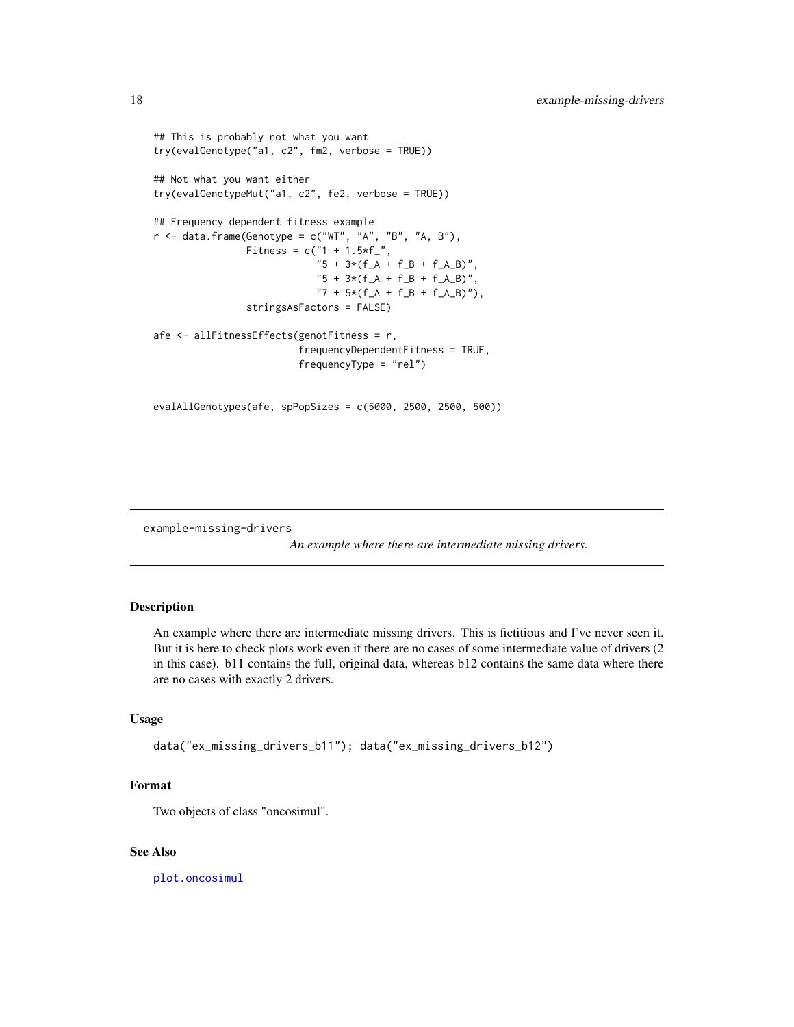```
## This is probably not what you want
try(evalGenotype("a1, c2", fm2, verbose = TRUE))

## Not what you want either
try(evalGenotypeMut("a1, c2", fe2, verbose = TRUE))

## Frequency dependent fitness example
r <- data.frame(Genotype = c("WT", "A", "B", "A, B"),
                Fitness = c("1 + 1.5*f_",
                            "5 + 3*(f_A + f_B + f_A_B)",
                            "5 + 3*(f_A + f_B + f_A_B)",
                            "7 + 5*(f_A + f_B + f_A_B)"),
                stringsAsFactors = FALSE)

afe <- allFitnessEffects(genotFitness = r,
                         frequencyDependentFitness = TRUE,
                         frequencyType = "rel")


evalAllGenotypes(afe, spPopSizes = c(5000, 2500, 2500, 500))
```

---

example-missing-drivers *An example where there are intermediate missing drivers.*

---

## Description

An example where there are intermediate missing drivers. This is fictitious and I've never seen it. But it is here to check plots work even if there are no cases of some intermediate value of drivers (2 in this case). b11 contains the full, original data, whereas b12 contains the same data where there are no cases with exactly 2 drivers.

## Usage

```
data("ex_missing_drivers_b11"); data("ex_missing_drivers_b12")
```

## Format

Two objects of class "oncosimul".

## See Also

plot.oncosimul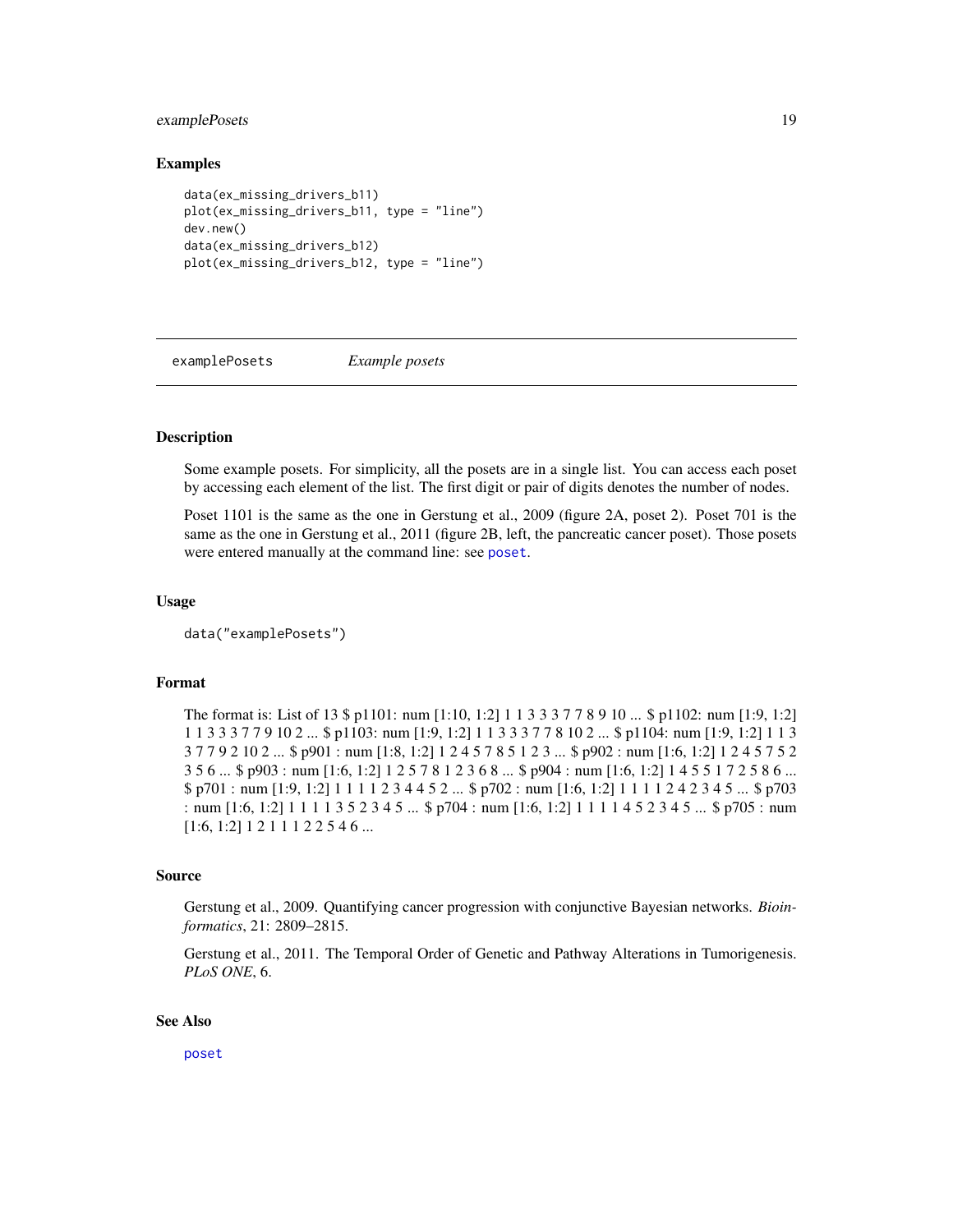## Examples

```
data(ex_missing_drivers_b11)
plot(ex_missing_drivers_b11, type = "line")
dev.new()
data(ex_missing_drivers_b12)
plot(ex_missing_drivers_b12, type = "line")
```

---

## examplePosets *Example posets*

### Description

Some example posets. For simplicity, all the posets are in a single list. You can access each poset by accessing each element of the list. The first digit or pair of digits denotes the number of nodes.

Poset 1101 is the same as the one in Gerstung et al., 2009 (figure 2A, poset 2). Poset 701 is the same as the one in Gerstung et al., 2011 (figure 2B, left, the pancreatic cancer poset). Those posets were entered manually at the command line: see `poset`.

### Usage

```
data("examplePosets")
```

### Format

The format is: List of 13 $ p1101: num [1:10, 1:2] 1 1 3 3 3 7 7 8 9 10 ... $ p1102: num [1:9, 1:2] 1 1 3 3 3 7 7 9 10 2 ... $ p1103: num [1:9, 1:2] 1 1 3 3 3 7 7 8 10 2 ... $ p1104: num [1:9, 1:2] 1 1 3 3 7 7 9 2 10 2 ... $ p901 : num [1:8, 1:2] 1 2 4 5 7 8 5 1 2 3 ... $ p902 : num [1:6, 1:2] 1 2 4 5 7 5 2 3 5 6 ... $ p903 : num [1:6, 1:2] 1 2 5 7 8 1 2 3 6 8 ... $ p904 : num [1:6, 1:2] 1 4 5 5 1 7 2 5 8 6 ... $ p701 : num [1:9, 1:2] 1 1 1 1 2 3 4 4 5 2 ... $ p702 : num [1:6, 1:2] 1 1 1 1 2 4 2 3 4 5 ... $ p703 : num [1:6, 1:2] 1 1 1 1 3 5 2 3 4 5 ... $ p704 : num [1:6, 1:2] 1 1 1 1 4 5 2 3 4 5 ... $ p705 : num [1:6, 1:2] 1 2 1 1 1 2 2 5 4 6 ...

### Source

Gerstung et al., 2009. Quantifying cancer progression with conjunctive Bayesian networks. *Bioinformatics*, 21: 2809–2815.

Gerstung et al., 2011. The Temporal Order of Genetic and Pathway Alterations in Tumorigenesis. *PLoS ONE*, 6.

### See Also

`poset`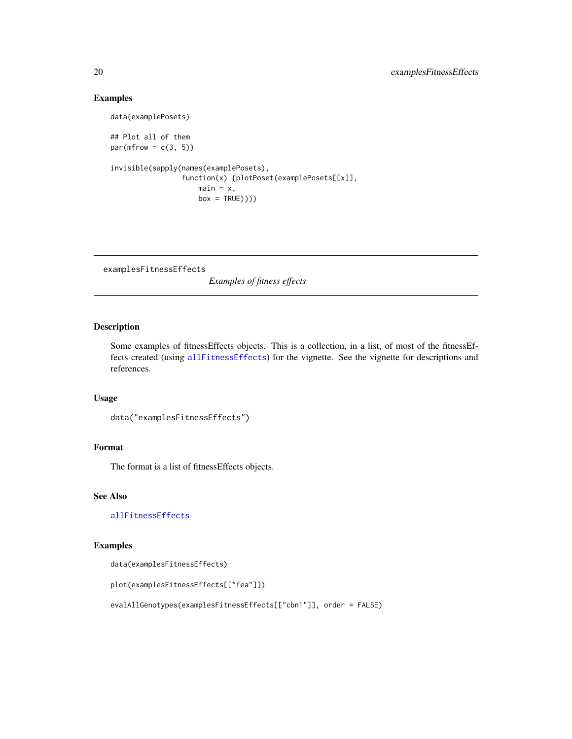### Examples

```
data(examplePosets)

## Plot all of them
par(mfrow = c(3, 5))

invisible(sapply(names(examplePosets),
                 function(x) {plotPoset(examplePosets[[x]],
                     main = x,
                     box = TRUE)}))
```

---

examplesFitnessEffects                *Examples of fitness effects*

---

### Description

Some examples of fitnessEffects objects. This is a collection, in a list, of most of the fitnessEffects created (using allFitnessEffects) for the vignette. See the vignette for descriptions and references.

### Usage

```
data("examplesFitnessEffects")
```

### Format

The format is a list of fitnessEffects objects.

### See Also

allFitnessEffects

### Examples

```
data(examplesFitnessEffects)

plot(examplesFitnessEffects[["fea"]])

evalAllGenotypes(examplesFitnessEffects[["cbn1"]], order = FALSE)
```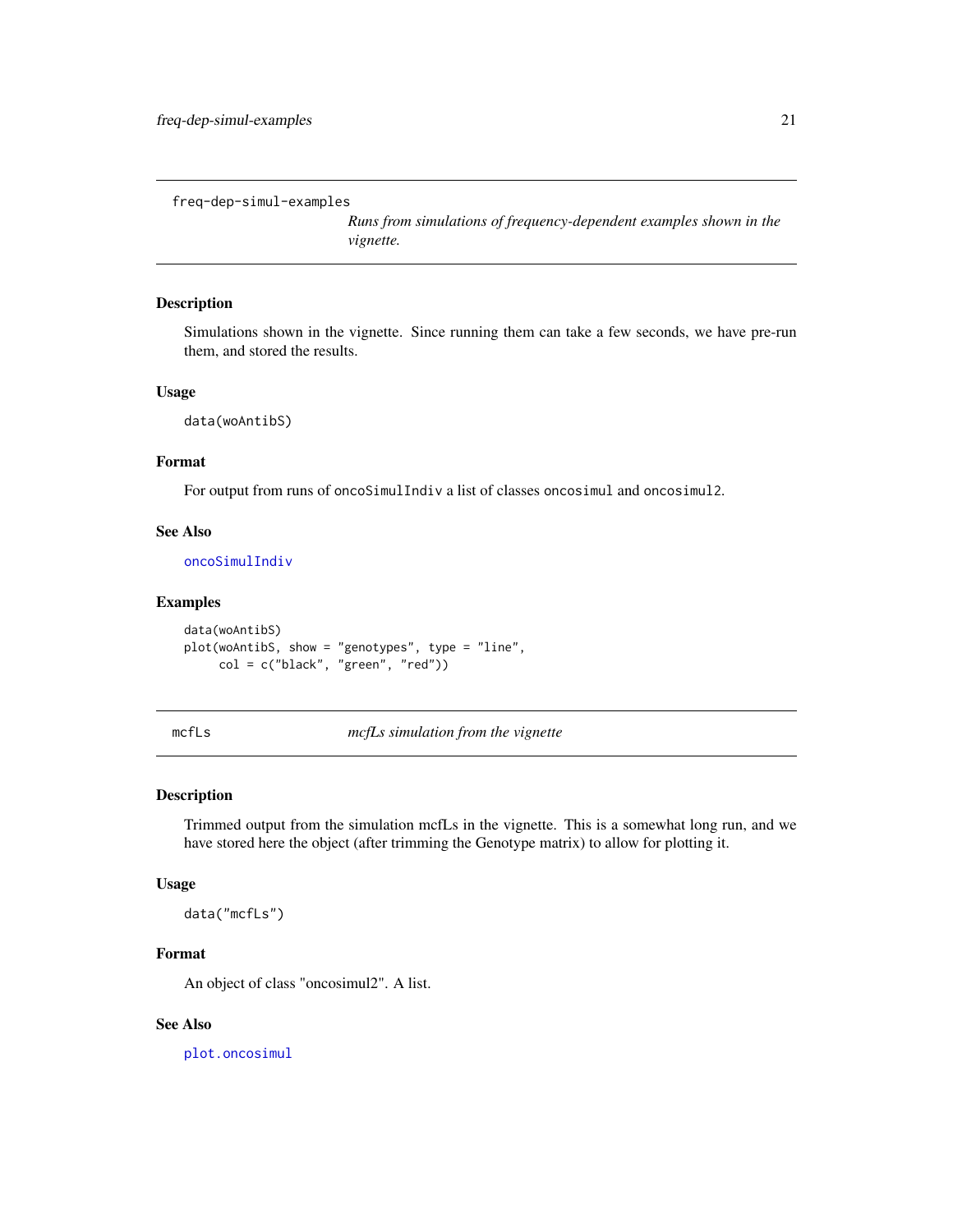freq-dep-simul-examples *Runs from simulations of frequency-dependent examples shown in the vignette.*

## Description

Simulations shown in the vignette. Since running them can take a few seconds, we have pre-run them, and stored the results.

## Usage

```
data(woAntibS)
```

## Format

For output from runs of `oncoSimulIndiv` a list of classes `oncosimul` and `oncosimul2`.

## See Also

`oncoSimulIndiv`

## Examples

```
data(woAntibS)
plot(woAntibS, show = "genotypes", type = "line",
     col = c("black", "green", "red"))
```

---

mcfLs *mcfLs simulation from the vignette*

## Description

Trimmed output from the simulation mcfLs in the vignette. This is a somewhat long run, and we have stored here the object (after trimming the Genotype matrix) to allow for plotting it.

## Usage

```
data("mcfLs")
```

## Format

An object of class "oncosimul2". A list.

## See Also

`plot.oncosimul`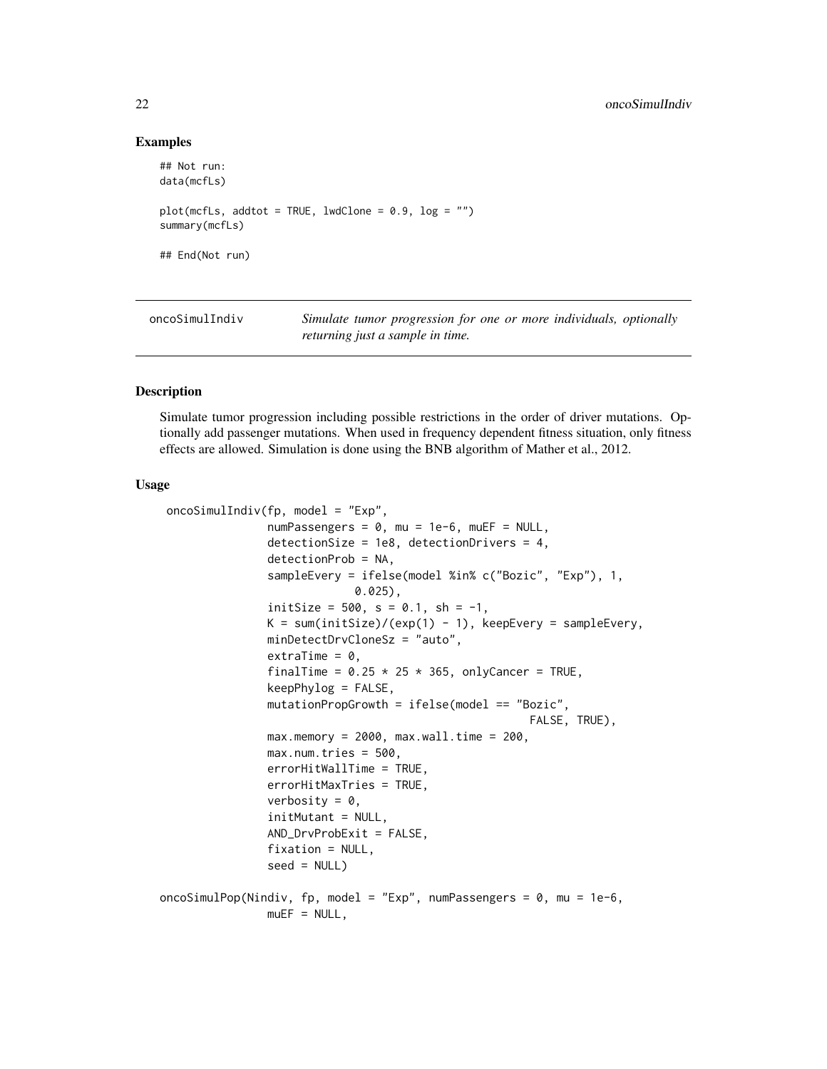## Examples

```
## Not run:
data(mcfLs)

plot(mcfLs, addtot = TRUE, lwdClone = 0.9, log = "")
summary(mcfLs)

## End(Not run)
```

---

oncoSimulIndiv    *Simulate tumor progression for one or more individuals, optionally returning just a sample in time.*

---

## Description

Simulate tumor progression including possible restrictions in the order of driver mutations. Optionally add passenger mutations. When used in frequency dependent fitness situation, only fitness effects are allowed. Simulation is done using the BNB algorithm of Mather et al., 2012.

## Usage

```
oncoSimulIndiv(fp, model = "Exp",
               numPassengers = 0, mu = 1e-6, muEF = NULL,
               detectionSize = 1e8, detectionDrivers = 4,
               detectionProb = NA,
               sampleEvery = ifelse(model %in% c("Bozic", "Exp"), 1,
                            0.025),
               initSize = 500, s = 0.1, sh = -1,
               K = sum(initSize)/(exp(1) - 1), keepEvery = sampleEvery,
               minDetectDrvCloneSz = "auto",
               extraTime = 0,
               finalTime = 0.25 * 25 * 365, onlyCancer = TRUE,
               keepPhylog = FALSE,
               mutationPropGrowth = ifelse(model == "Bozic",
                                           FALSE, TRUE),
               max.memory = 2000, max.wall.time = 200,
               max.num.tries = 500,
               errorHitWallTime = TRUE,
               errorHitMaxTries = TRUE,
               verbosity = 0,
               initMutant = NULL,
               AND_DrvProbExit = FALSE,
               fixation = NULL,
               seed = NULL)

oncoSimulPop(Nindiv, fp, model = "Exp", numPassengers = 0, mu = 1e-6,
               muEF = NULL,
```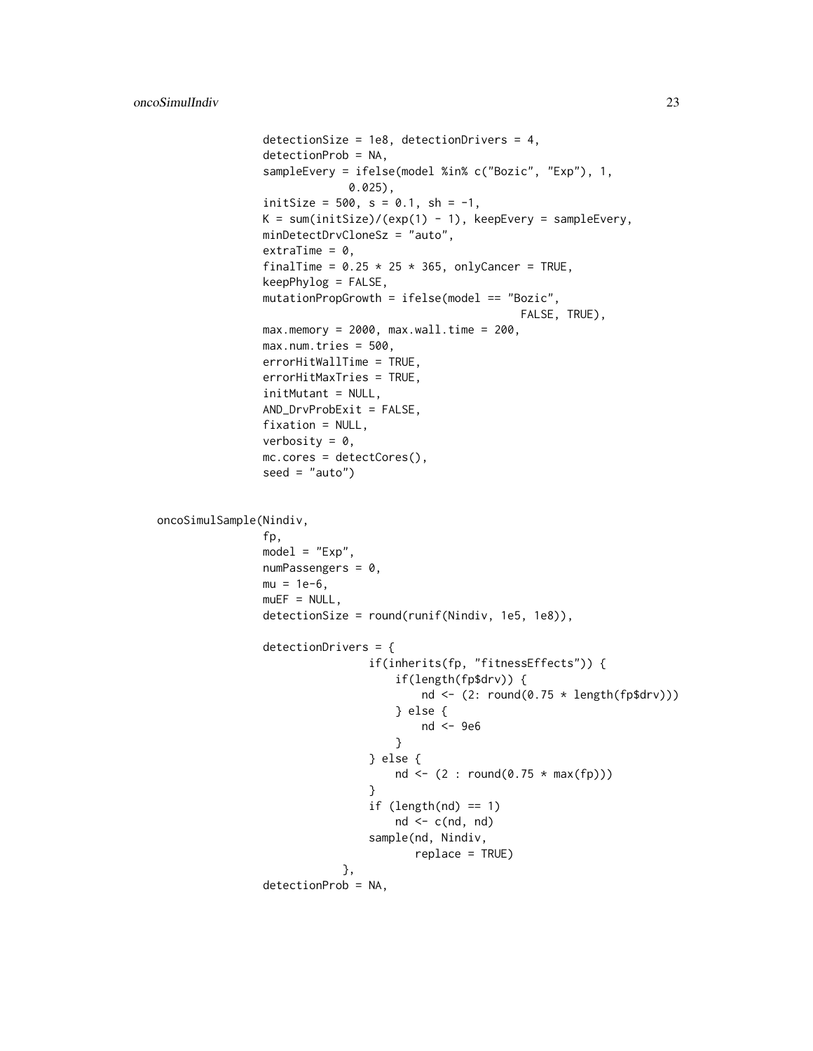```
                detectionSize = 1e8, detectionDrivers = 4,
                detectionProb = NA,
                sampleEvery = ifelse(model %in% c("Bozic", "Exp"), 1,
                             0.025),
                initSize = 500, s = 0.1, sh = -1,
                K = sum(initSize)/(exp(1) - 1), keepEvery = sampleEvery,
                minDetectDrvCloneSz = "auto",
                extraTime = 0,
                finalTime = 0.25 * 25 * 365, onlyCancer = TRUE,
                keepPhylog = FALSE,
                mutationPropGrowth = ifelse(model == "Bozic",
                                            FALSE, TRUE),
                max.memory = 2000, max.wall.time = 200,
                max.num.tries = 500,
                errorHitWallTime = TRUE,
                errorHitMaxTries = TRUE,
                initMutant = NULL,
                AND_DrvProbExit = FALSE,
                fixation = NULL,
                verbosity = 0,
                mc.cores = detectCores(),
                seed = "auto")


oncoSimulSample(Nindiv,
                fp,
                model = "Exp",
                numPassengers = 0,
                mu = 1e-6,
                muEF = NULL,
                detectionSize = round(runif(Nindiv, 1e5, 1e8)),

                detectionDrivers = {
                                if(inherits(fp, "fitnessEffects")) {
                                    if(length(fp$drv)) {
                                        nd <- (2: round(0.75 * length(fp$drv)))
                                    } else {
                                        nd <- 9e6
                                    }
                                } else {
                                    nd <- (2 : round(0.75 * max(fp)))
                                }
                                if (length(nd) == 1)
                                    nd <- c(nd, nd)
                                sample(nd, Nindiv,
                                       replace = TRUE)
                            },
                detectionProb = NA,
```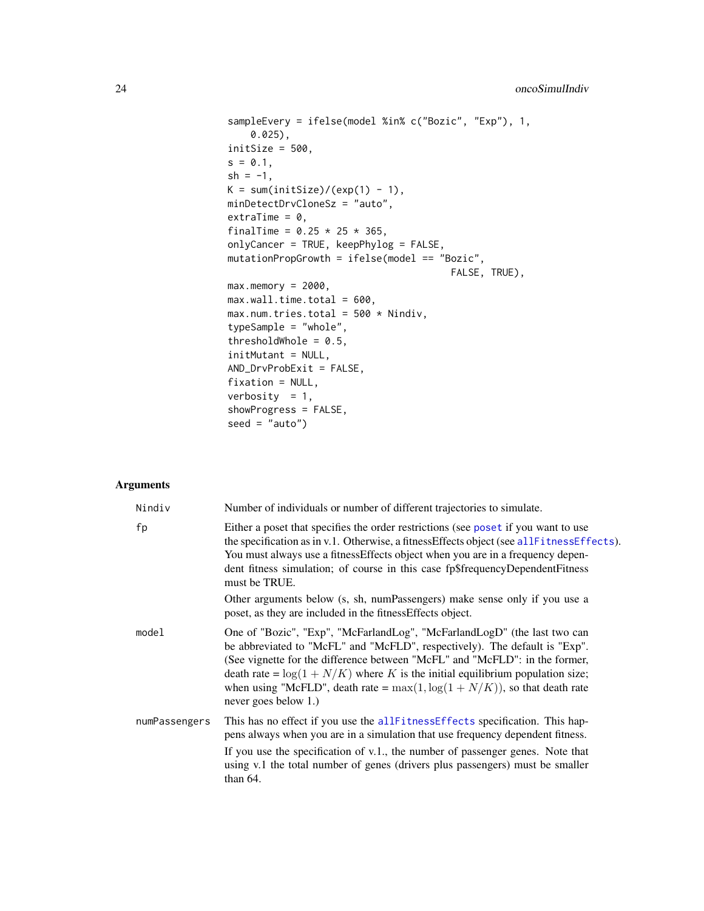```
sampleEvery = ifelse(model %in% c("Bozic", "Exp"), 1,
    0.025),
initSize = 500,
s = 0.1,
sh = -1,
K = sum(initSize)/(exp(1) - 1),
minDetectDrvCloneSz = "auto",
extraTime = 0,
finalTime = 0.25 * 25 * 365,
onlyCancer = TRUE, keepPhylog = FALSE,
mutationPropGrowth = ifelse(model == "Bozic",
                                        FALSE, TRUE),
max.memory = 2000,
max.wall.time.total = 600,
max.num.tries.total = 500 * Nindiv,
typeSample = "whole",
thresholdWhole = 0.5,
initMutant = NULL,
AND_DrvProbExit = FALSE,
fixation = NULL,
verbosity  = 1,
showProgress = FALSE,
seed = "auto")
```

## Arguments

**Nindiv**
Number of individuals or number of different trajectories to simulate.

**fp**
Either a poset that specifies the order restrictions (see poset if you want to use the specification as in v.1. Otherwise, a fitnessEffects object (see allFitnessEffects). You must always use a fitnessEffects object when you are in a frequency dependent fitness simulation; of course in this case fp$frequencyDependentFitness must be TRUE.

Other arguments below (s, sh, numPassengers) make sense only if you use a poset, as they are included in the fitnessEffects object.

**model**
One of "Bozic", "Exp", "McFarlandLog", "McFarlandLogD" (the last two can be abbreviated to "McFL" and "McFLD", respectively). The default is "Exp". (See vignette for the difference between "McFL" and "McFLD": in the former, death rate = $\log(1 + N/K)$ where $K$ is the initial equilibrium population size; when using "McFLD", death rate = $\max(1, \log(1 + N/K))$, so that death rate never goes below 1.)

**numPassengers**
This has no effect if you use the allFitnessEffects specification. This happens always when you are in a simulation that use frequency dependent fitness.

If you use the specification of v.1., the number of passenger genes. Note that using v.1 the total number of genes (drivers plus passengers) must be smaller than 64.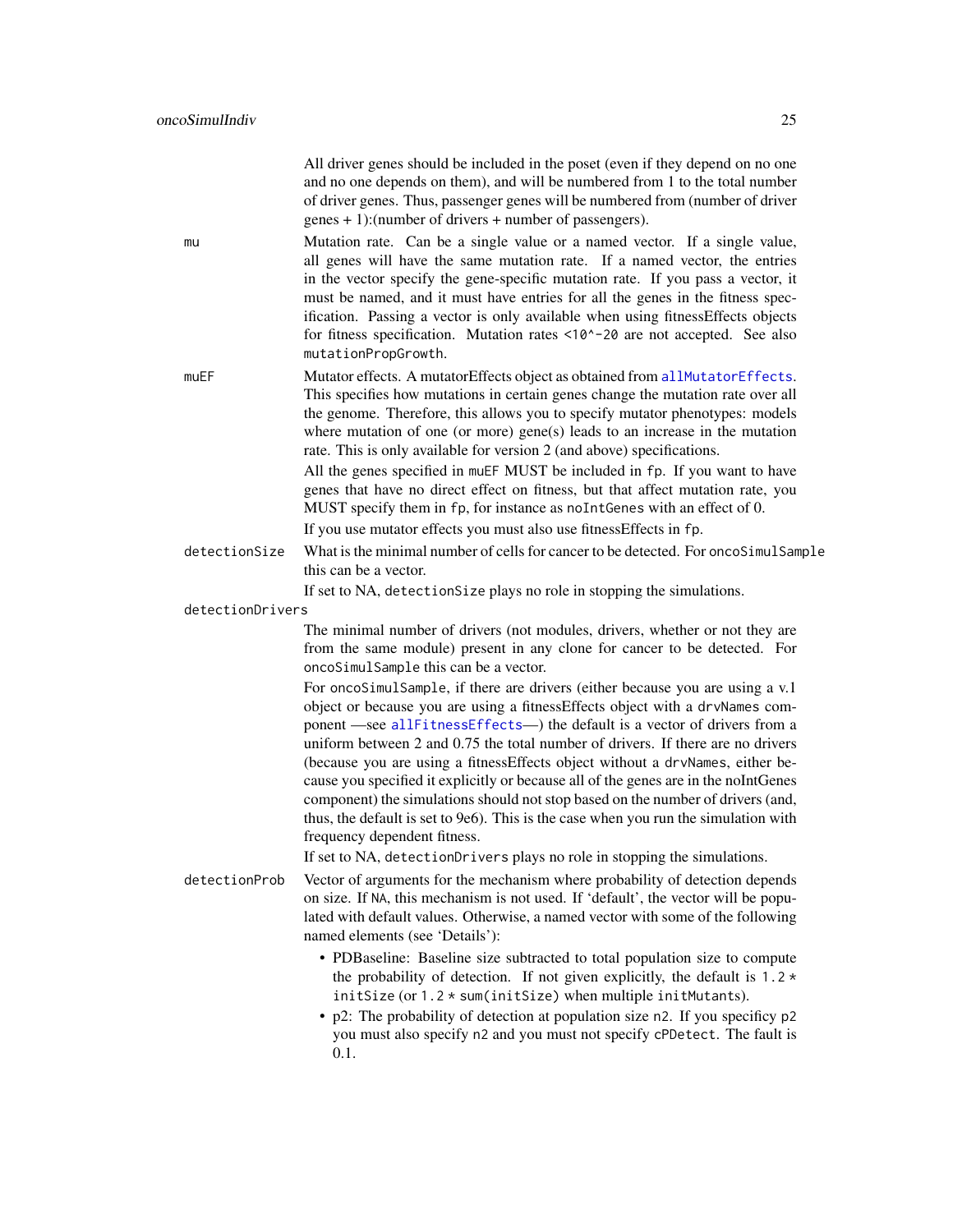All driver genes should be included in the poset (even if they depend on no one and no one depends on them), and will be numbered from 1 to the total number of driver genes. Thus, passenger genes will be numbered from (number of driver genes + 1):(number of drivers + number of passengers).

`mu`
: Mutation rate. Can be a single value or a named vector. If a single value, all genes will have the same mutation rate. If a named vector, the entries in the vector specify the gene-specific mutation rate. If you pass a vector, it must be named, and it must have entries for all the genes in the fitness specification. Passing a vector is only available when using fitnessEffects objects for fitness specification. Mutation rates `<10^-20` are not accepted. See also `mutationPropGrowth`.

`muEF`
: Mutator effects. A mutatorEffects object as obtained from `allMutatorEffects`. This specifies how mutations in certain genes change the mutation rate over all the genome. Therefore, this allows you to specify mutator phenotypes: models where mutation of one (or more) gene(s) leads to an increase in the mutation rate. This is only available for version 2 (and above) specifications.

  All the genes specified in `muEF` MUST be included in `fp`. If you want to have genes that have no direct effect on fitness, but that affect mutation rate, you MUST specify them in `fp`, for instance as `noIntGenes` with an effect of 0.

  If you use mutator effects you must also use fitnessEffects in `fp`.

`detectionSize`
: What is the minimal number of cells for cancer to be detected. For `oncoSimulSample` this can be a vector.

  If set to NA, `detectionSize` plays no role in stopping the simulations.

`detectionDrivers`
: The minimal number of drivers (not modules, drivers, whether or not they are from the same module) present in any clone for cancer to be detected. For `oncoSimulSample` this can be a vector.

  For `oncoSimulSample`, if there are drivers (either because you are using a v.1 object or because you are using a fitnessEffects object with a `drvNames` component —see `allFitnessEffects`—) the default is a vector of drivers from a uniform between 2 and 0.75 the total number of drivers. If there are no drivers (because you are using a fitnessEffects object without a `drvNames`, either because you specified it explicitly or because all of the genes are in the noIntGenes component) the simulations should not stop based on the number of drivers (and, thus, the default is set to 9e6). This is the case when you run the simulation with frequency dependent fitness.

  If set to NA, `detectionDrivers` plays no role in stopping the simulations.

`detectionProb`
: Vector of arguments for the mechanism where probability of detection depends on size. If `NA`, this mechanism is not used. If 'default', the vector will be populated with default values. Otherwise, a named vector with some of the following named elements (see 'Details'):

  - PDBaseline: Baseline size subtracted to total population size to compute the probability of detection. If not given explicitly, the default is `1.2 * initSize` (or `1.2 * sum(initSize)` when multiple `initMutants`).
  - p2: The probability of detection at population size `n2`. If you specificy `p2` you must also specify `n2` and you must not specify `cPDetect`. The fault is 0.1.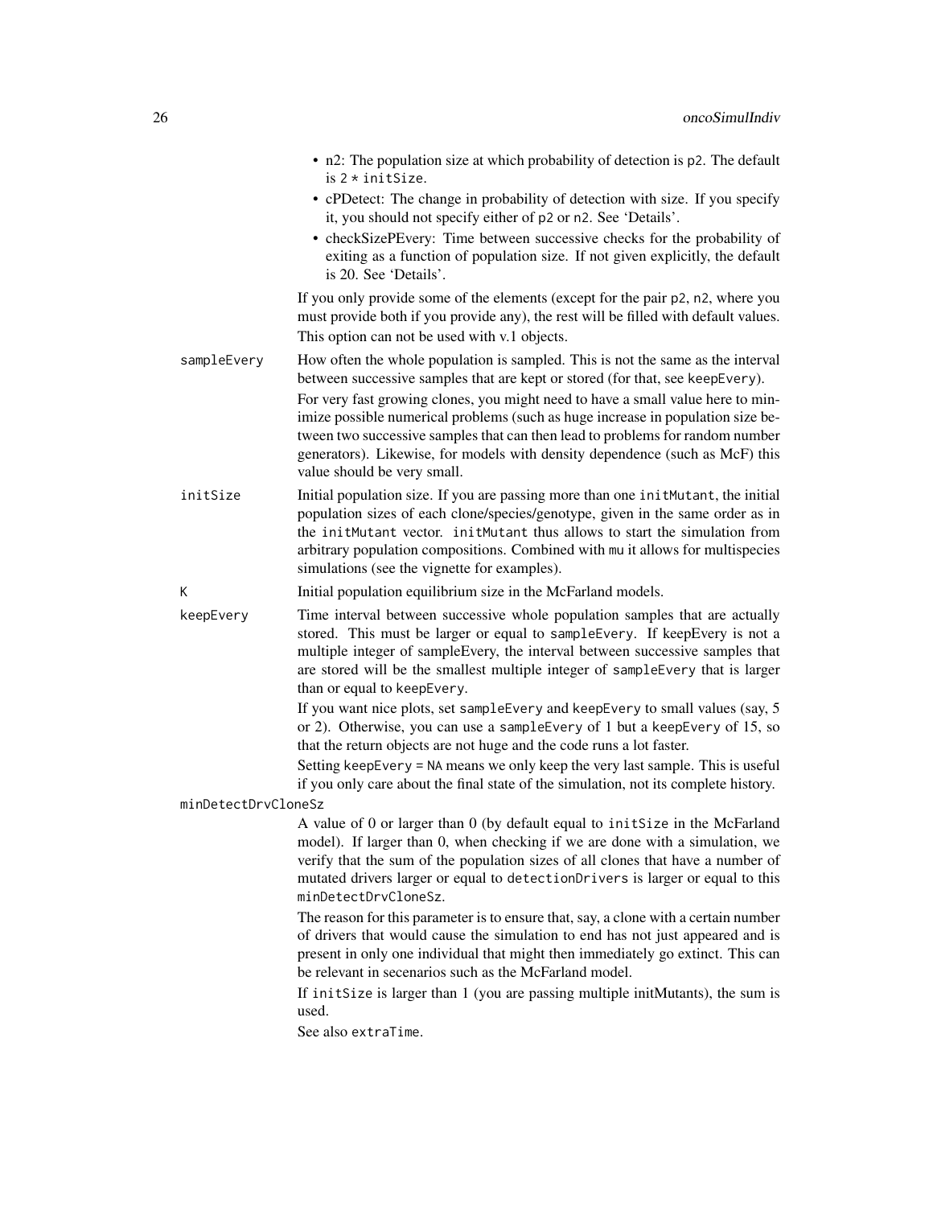- n2: The population size at which probability of detection is `p2`. The default is `2 * initSize`.
- cPDetect: The change in probability of detection with size. If you specify it, you should not specify either of `p2` or `n2`. See 'Details'.
- checkSizePEvery: Time between successive checks for the probability of exiting as a function of population size. If not given explicitly, the default is 20. See 'Details'.

If you only provide some of the elements (except for the pair `p2`, `n2`, where you must provide both if you provide any), the rest will be filled with default values. This option can not be used with v.1 objects.

**sampleEvery**
How often the whole population is sampled. This is not the same as the interval between successive samples that are kept or stored (for that, see `keepEvery`).

For very fast growing clones, you might need to have a small value here to minimize possible numerical problems (such as huge increase in population size between two successive samples that can then lead to problems for random number generators). Likewise, for models with density dependence (such as McF) this value should be very small.

**initSize**
Initial population size. If you are passing more than one `initMutant`, the initial population sizes of each clone/species/genotype, given in the same order as in the `initMutant` vector. `initMutant` thus allows to start the simulation from arbitrary population compositions. Combined with `mu` it allows for multispecies simulations (see the vignette for examples).

**K**
Initial population equilibrium size in the McFarland models.

**keepEvery**
Time interval between successive whole population samples that are actually stored. This must be larger or equal to `sampleEvery`. If keepEvery is not a multiple integer of sampleEvery, the interval between successive samples that are stored will be the smallest multiple integer of `sampleEvery` that is larger than or equal to `keepEvery`.

If you want nice plots, set `sampleEvery` and `keepEvery` to small values (say, 5 or 2). Otherwise, you can use a `sampleEvery` of 1 but a `keepEvery` of 15, so that the return objects are not huge and the code runs a lot faster.

Setting `keepEvery = NA` means we only keep the very last sample. This is useful if you only care about the final state of the simulation, not its complete history.

**minDetectDrvCloneSz**
A value of 0 or larger than 0 (by default equal to `initSize` in the McFarland model). If larger than 0, when checking if we are done with a simulation, we verify that the sum of the population sizes of all clones that have a number of mutated drivers larger or equal to `detectionDrivers` is larger or equal to this `minDetectDrvCloneSz`.

The reason for this parameter is to ensure that, say, a clone with a certain number of drivers that would cause the simulation to end has not just appeared and is present in only one individual that might then immediately go extinct. This can be relevant in secenarios such as the McFarland model.

If `initSize` is larger than 1 (you are passing multiple initMutants), the sum is used.

See also `extraTime`.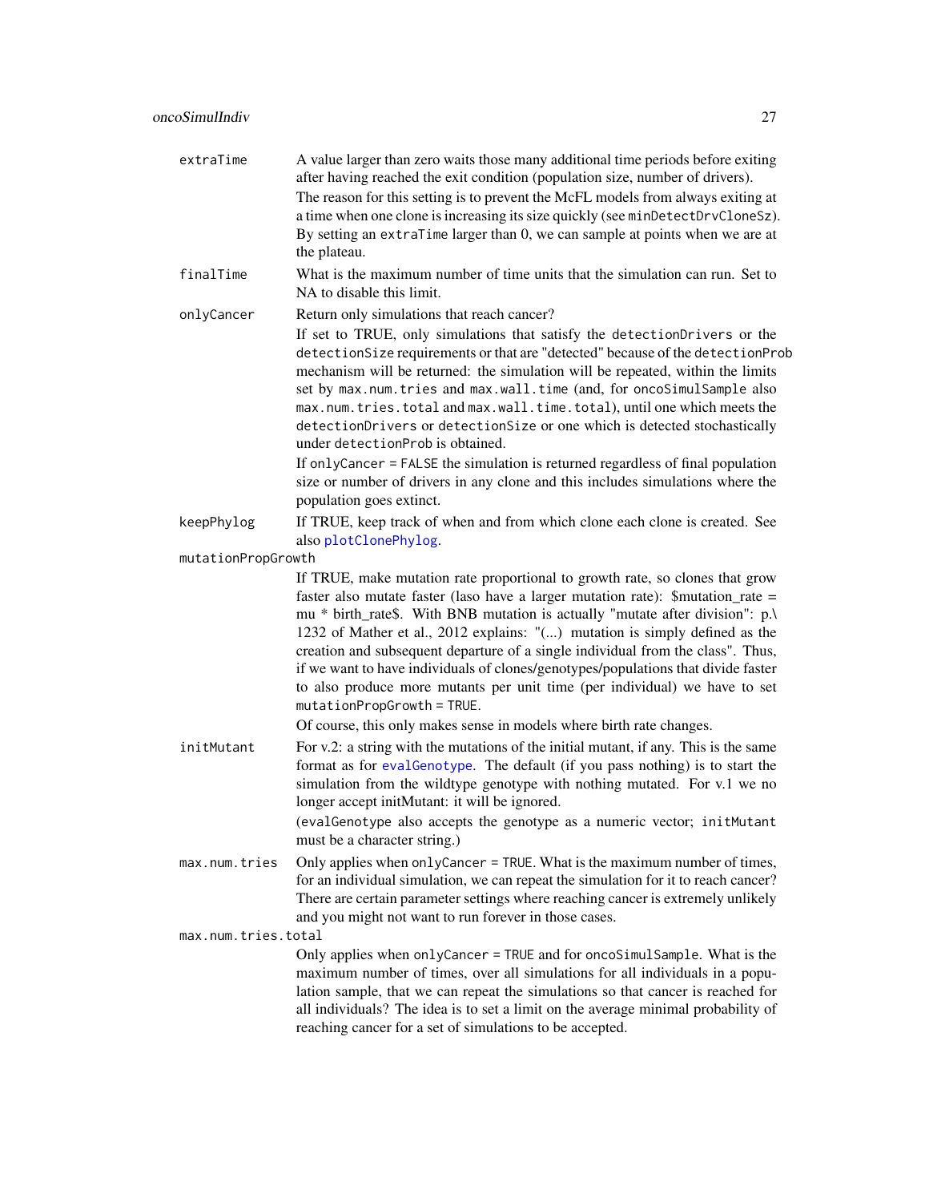**extraTime**
: A value larger than zero waits those many additional time periods before exiting after having reached the exit condition (population size, number of drivers).

  The reason for this setting is to prevent the McFL models from always exiting at a time when one clone is increasing its size quickly (see `minDetectDrvCloneSz`). By setting an `extraTime` larger than 0, we can sample at points when we are at the plateau.

**finalTime**
: What is the maximum number of time units that the simulation can run. Set to NA to disable this limit.

**onlyCancer**
: Return only simulations that reach cancer?

  If set to TRUE, only simulations that satisfy the `detectionDrivers` or the `detectionSize` requirements or that are "detected" because of the `detectionProb` mechanism will be returned: the simulation will be repeated, within the limits set by `max.num.tries` and `max.wall.time` (and, for `oncoSimulSample` also `max.num.tries.total` and `max.wall.time.total`), until one which meets the `detectionDrivers` or `detectionSize` or one which is detected stochastically under `detectionProb` is obtained.

  If `onlyCancer = FALSE` the simulation is returned regardless of final population size or number of drivers in any clone and this includes simulations where the population goes extinct.

**keepPhylog**
: If TRUE, keep track of when and from which clone each clone is created. See also `plotClonePhylog`.

**mutationPropGrowth**
: If TRUE, make mutation rate proportional to growth rate, so clones that grow faster also mutate faster (laso have a larger mutation rate): $mutation_rate = mu * birth_rate$. With BNB mutation is actually "mutate after division": p.\ 1232 of Mather et al., 2012 explains: "(...) mutation is simply defined as the creation and subsequent departure of a single individual from the class". Thus, if we want to have individuals of clones/genotypes/populations that divide faster to also produce more mutants per unit time (per individual) we have to set `mutationPropGrowth = TRUE`.

  Of course, this only makes sense in models where birth rate changes.

**initMutant**
: For v.2: a string with the mutations of the initial mutant, if any. This is the same format as for `evalGenotype`. The default (if you pass nothing) is to start the simulation from the wildtype genotype with nothing mutated. For v.1 we no longer accept initMutant: it will be ignored.

  (`evalGenotype` also accepts the genotype as a numeric vector; `initMutant` must be a character string.)

**max.num.tries**
: Only applies when `onlyCancer = TRUE`. What is the maximum number of times, for an individual simulation, we can repeat the simulation for it to reach cancer? There are certain parameter settings where reaching cancer is extremely unlikely and you might not want to run forever in those cases.

**max.num.tries.total**
: Only applies when `onlyCancer = TRUE` and for `oncoSimulSample`. What is the maximum number of times, over all simulations for all individuals in a population sample, that we can repeat the simulations so that cancer is reached for all individuals? The idea is to set a limit on the average minimal probability of reaching cancer for a set of simulations to be accepted.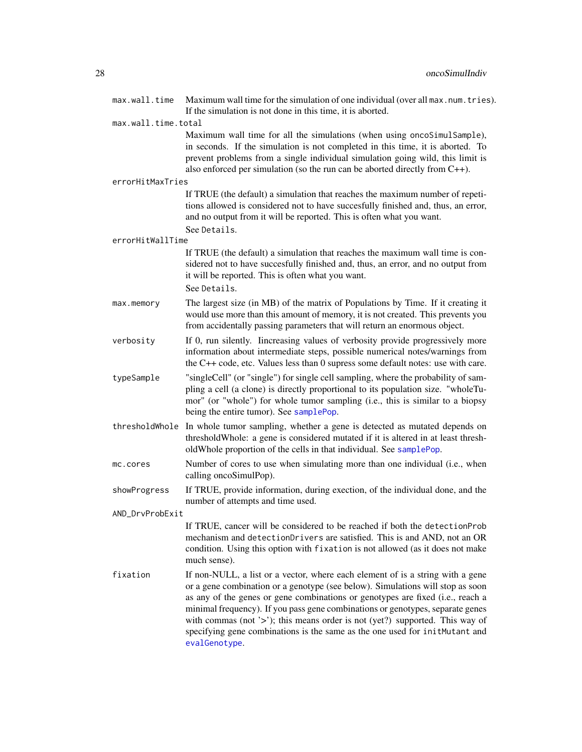`max.wall.time`
: Maximum wall time for the simulation of one individual (over all `max.num.tries`). If the simulation is not done in this time, it is aborted.

`max.wall.time.total`
: Maximum wall time for all the simulations (when using `oncoSimulSample`), in seconds. If the simulation is not completed in this time, it is aborted. To prevent problems from a single individual simulation going wild, this limit is also enforced per simulation (so the run can be aborted directly from C++).

`errorHitMaxTries`
: If TRUE (the default) a simulation that reaches the maximum number of repetitions allowed is considered not to have succesfully finished and, thus, an error, and no output from it will be reported. This is often what you want.

  See `Details`.

`errorHitWallTime`
: If TRUE (the default) a simulation that reaches the maximum wall time is considered not to have succesfully finished and, thus, an error, and no output from it will be reported. This is often what you want.

  See `Details`.

`max.memory`
: The largest size (in MB) of the matrix of Populations by Time. If it creating it would use more than this amount of memory, it is not created. This prevents you from accidentally passing parameters that will return an enormous object.

`verbosity`
: If 0, run silently. Iincreasing values of verbosity provide progressively more information about intermediate steps, possible numerical notes/warnings from the C++ code, etc. Values less than 0 supress some default notes: use with care.

`typeSample`
: "singleCell" (or "single") for single cell sampling, where the probability of sampling a cell (a clone) is directly proportional to its population size. "wholeTumor" (or "whole") for whole tumor sampling (i.e., this is similar to a biopsy being the entire tumor). See `samplePop`.

`thresholdWhole`
: In whole tumor sampling, whether a gene is detected as mutated depends on thresholdWhole: a gene is considered mutated if it is altered in at least thresholdWhole proportion of the cells in that individual. See `samplePop`.

`mc.cores`
: Number of cores to use when simulating more than one individual (i.e., when calling oncoSimulPop).

`showProgress`
: If TRUE, provide information, during exection, of the individual done, and the number of attempts and time used.

`AND_DrvProbExit`
: If TRUE, cancer will be considered to be reached if both the `detectionProb` mechanism and `detectionDrivers` are satisfied. This is and AND, not an OR condition. Using this option with `fixation` is not allowed (as it does not make much sense).

`fixation`
: If non-NULL, a list or a vector, where each element of is a string with a gene or a gene combination or a genotype (see below). Simulations will stop as soon as any of the genes or gene combinations or genotypes are fixed (i.e., reach a minimal frequency). If you pass gene combinations or genotypes, separate genes with commas (not '>'); this means order is not (yet?) supported. This way of specifying gene combinations is the same as the one used for `initMutant` and `evalGenotype`.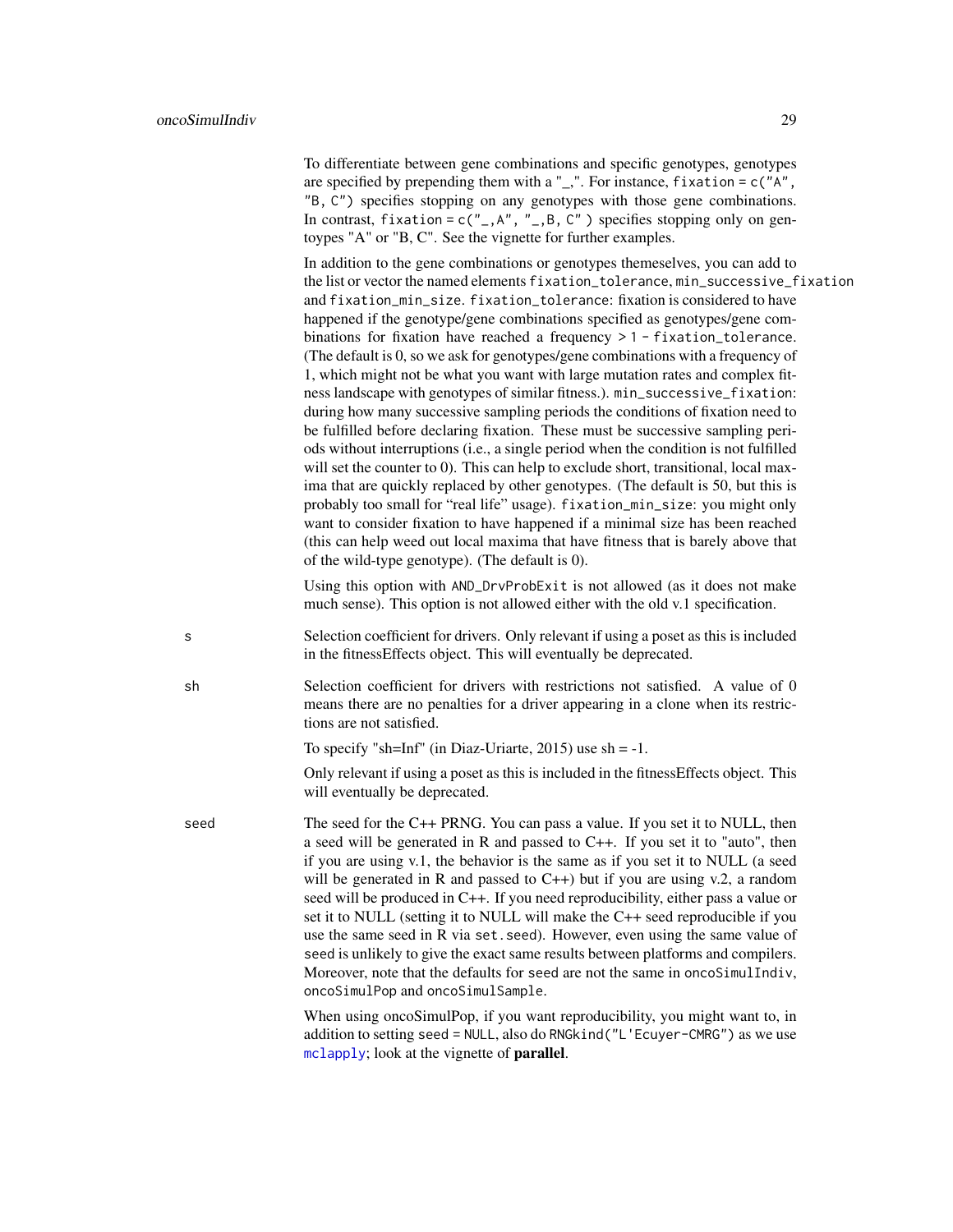To differentiate between gene combinations and specific genotypes, genotypes are specified by prepending them with a "_,". For instance, `fixation = c("A", "B, C")` specifies stopping on any genotypes with those gene combinations. In contrast, `fixation = c("_,A", "_,B, C" )` specifies stopping only on gentoypes "A" or "B, C". See the vignette for further examples.

In addition to the gene combinations or genotypes themeselves, you can add to the list or vector the named elements `fixation_tolerance`, `min_successive_fixation` and `fixation_min_size`. `fixation_tolerance`: fixation is considered to have happened if the genotype/gene combinations specified as genotypes/gene combinations for fixation have reached a frequency > `1 - fixation_tolerance`. (The default is 0, so we ask for genotypes/gene combinations with a frequency of 1, which might not be what you want with large mutation rates and complex fitness landscape with genotypes of similar fitness.). `min_successive_fixation`: during how many successive sampling periods the conditions of fixation need to be fulfilled before declaring fixation. These must be successive sampling periods without interruptions (i.e., a single period when the condition is not fulfilled will set the counter to 0). This can help to exclude short, transitional, local maxima that are quickly replaced by other genotypes. (The default is 50, but this is probably too small for "real life" usage). `fixation_min_size`: you might only want to consider fixation to have happened if a minimal size has been reached (this can help weed out local maxima that have fitness that is barely above that of the wild-type genotype). (The default is 0).

Using this option with `AND_DrvProbExit` is not allowed (as it does not make much sense). This option is not allowed either with the old v.1 specification.

`s`
: Selection coefficient for drivers. Only relevant if using a poset as this is included in the fitnessEffects object. This will eventually be deprecated.

`sh`
: Selection coefficient for drivers with restrictions not satisfied. A value of 0 means there are no penalties for a driver appearing in a clone when its restrictions are not satisfied.

  To specify "sh=Inf" (in Diaz-Uriarte, 2015) use sh = -1.

  Only relevant if using a poset as this is included in the fitnessEffects object. This will eventually be deprecated.

`seed`
: The seed for the C++ PRNG. You can pass a value. If you set it to NULL, then a seed will be generated in R and passed to C++. If you set it to "auto", then if you are using v.1, the behavior is the same as if you set it to NULL (a seed will be generated in R and passed to C++) but if you are using v.2, a random seed will be produced in C++. If you need reproducibility, either pass a value or set it to NULL (setting it to NULL will make the C++ seed reproducible if you use the same seed in R via `set.seed`). However, even using the same value of `seed` is unlikely to give the exact same results between platforms and compilers. Moreover, note that the defaults for `seed` are not the same in `oncoSimulIndiv`, `oncoSimulPop` and `oncoSimulSample`.

  When using oncoSimulPop, if you want reproducibility, you might want to, in addition to setting `seed = NULL`, also do `RNGkind("L'Ecuyer-CMRG")` as we use `mclapply`; look at the vignette of **parallel**.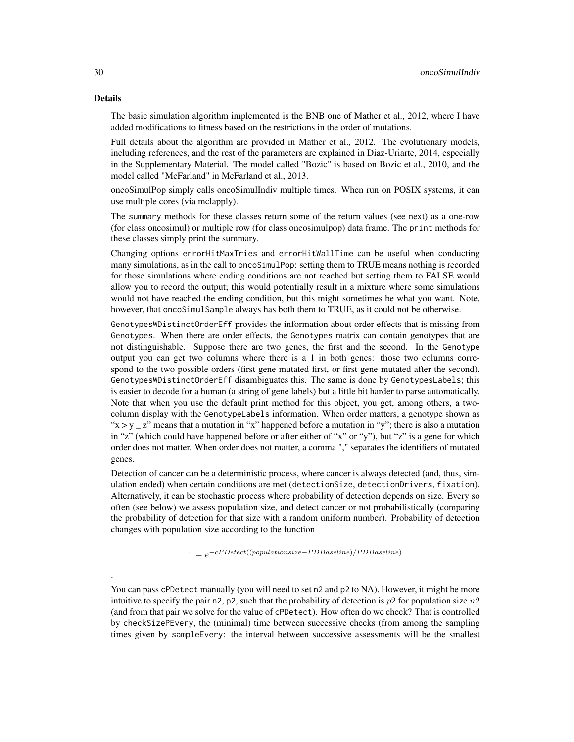## Details

The basic simulation algorithm implemented is the BNB one of Mather et al., 2012, where I have added modifications to fitness based on the restrictions in the order of mutations.

Full details about the algorithm are provided in Mather et al., 2012. The evolutionary models, including references, and the rest of the parameters are explained in Diaz-Uriarte, 2014, especially in the Supplementary Material. The model called "Bozic" is based on Bozic et al., 2010, and the model called "McFarland" in McFarland et al., 2013.

oncoSimulPop simply calls oncoSimulIndiv multiple times. When run on POSIX systems, it can use multiple cores (via mclapply).

The `summary` methods for these classes return some of the return values (see next) as a one-row (for class oncosimul) or multiple row (for class oncosimulpop) data frame. The `print` methods for these classes simply print the summary.

Changing options `errorHitMaxTries` and `errorHitWallTime` can be useful when conducting many simulations, as in the call to `oncoSimulPop`: setting them to TRUE means nothing is recorded for those simulations where ending conditions are not reached but setting them to FALSE would allow you to record the output; this would potentially result in a mixture where some simulations would not have reached the ending condition, but this might sometimes be what you want. Note, however, that `oncoSimulSample` always has both them to TRUE, as it could not be otherwise.

`GenotypesWDistinctOrderEff` provides the information about order effects that is missing from `Genotypes`. When there are order effects, the `Genotypes` matrix can contain genotypes that are not distinguishable. Suppose there are two genes, the first and the second. In the `Genotype` output you can get two columns where there is a 1 in both genes: those two columns correspond to the two possible orders (first gene mutated first, or first gene mutated after the second). `GenotypesWDistinctOrderEff` disambiguates this. The same is done by `GenotypesLabels`; this is easier to decode for a human (a string of gene labels) but a little bit harder to parse automatically. Note that when you use the default print method for this object, you get, among others, a two-column display with the `GenotypeLabels` information. When order matters, a genotype shown as "x > y _ z" means that a mutation in "x" happened before a mutation in "y"; there is also a mutation in "z" (which could have happened before or after either of "x" or "y"), but "z" is a gene for which order does not matter. When order does not matter, a comma "," separates the identifiers of mutated genes.

Detection of cancer can be a deterministic process, where cancer is always detected (and, thus, simulation ended) when certain conditions are met (`detectionSize`, `detectionDrivers`, `fixation`). Alternatively, it can be stochastic process where probability of detection depends on size. Every so often (see below) we assess population size, and detect cancer or not probabilistically (comparing the probability of detection for that size with a random uniform number). Probability of detection changes with population size according to the function

$$1 - e^{-cPDetect((populationsize - PDBaseline)/PDBaseline)}$$

.

You can pass `cPDetect` manually (you will need to set `n2` and `p2` to NA). However, it might be more intuitive to specify the pair `n2`, `p2`, such that the probability of detection is $p2$ for population size $n2$ (and from that pair we solve for the value of `cPDetect`). How often do we check? That is controlled by `checkSizePEvery`, the (minimal) time between successive checks (from among the sampling times given by `sampleEvery`: the interval between successive assessments will be the smallest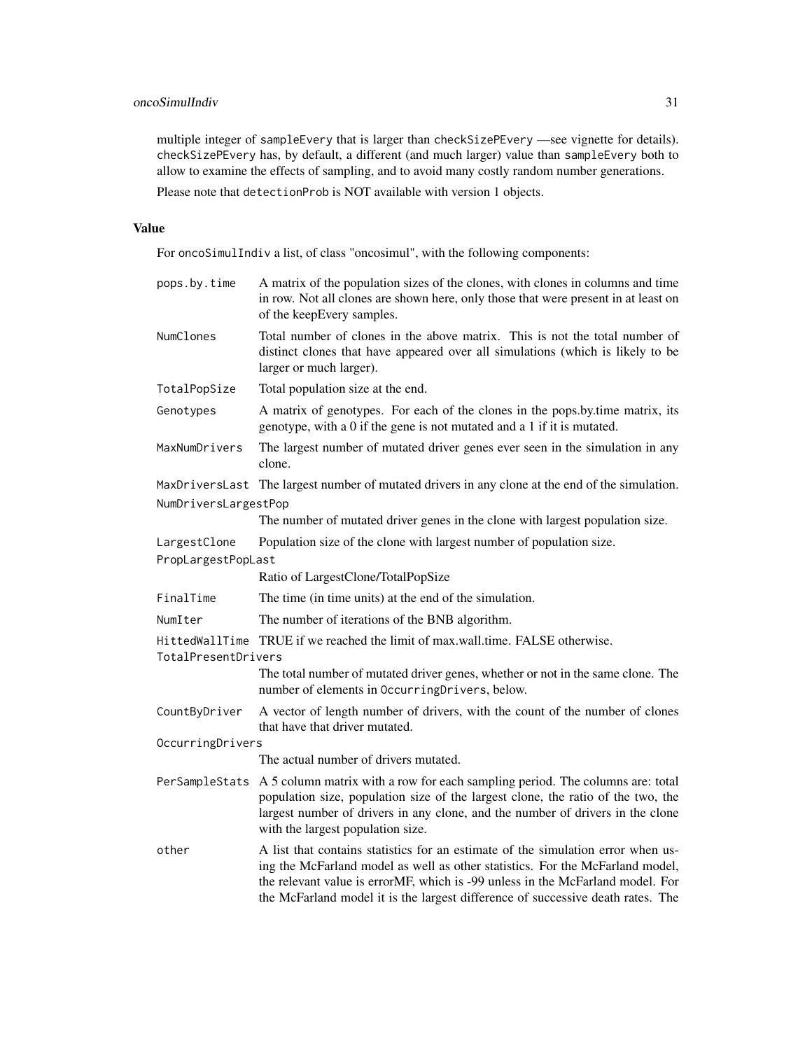multiple integer of `sampleEvery` that is larger than `checkSizePEvery` —see vignette for details). `checkSizePEvery` has, by default, a different (and much larger) value than `sampleEvery` both to allow to examine the effects of sampling, and to avoid many costly random number generations.

Please note that `detectionProb` is NOT available with version 1 objects.

## Value

For `oncoSimulIndiv` a list, of class "oncosimul", with the following components:

- `pops.by.time` A matrix of the population sizes of the clones, with clones in columns and time in row. Not all clones are shown here, only those that were present in at least on of the keepEvery samples.
- `NumClones` Total number of clones in the above matrix. This is not the total number of distinct clones that have appeared over all simulations (which is likely to be larger or much larger).
- `TotalPopSize` Total population size at the end.
- `Genotypes` A matrix of genotypes. For each of the clones in the pops.by.time matrix, its genotype, with a 0 if the gene is not mutated and a 1 if it is mutated.
- `MaxNumDrivers` The largest number of mutated driver genes ever seen in the simulation in any clone.
- `MaxDriversLast` The largest number of mutated drivers in any clone at the end of the simulation.
- `NumDriversLargestPop` The number of mutated driver genes in the clone with largest population size.
- `LargestClone` Population size of the clone with largest number of population size.
- `PropLargestPopLast` Ratio of LargestClone/TotalPopSize
- `FinalTime` The time (in time units) at the end of the simulation.
- `NumIter` The number of iterations of the BNB algorithm.
- `HittedWallTime` TRUE if we reached the limit of max.wall.time. FALSE otherwise.
- `TotalPresentDrivers` The total number of mutated driver genes, whether or not in the same clone. The number of elements in `OccurringDrivers`, below.
- `CountByDriver` A vector of length number of drivers, with the count of the number of clones that have that driver mutated.
- `OccurringDrivers` The actual number of drivers mutated.
- `PerSampleStats` A 5 column matrix with a row for each sampling period. The columns are: total population size, population size of the largest clone, the ratio of the two, the largest number of drivers in any clone, and the number of drivers in the clone with the largest population size.
- `other` A list that contains statistics for an estimate of the simulation error when using the McFarland model as well as other statistics. For the McFarland model, the relevant value is errorMF, which is -99 unless in the McFarland model. For the McFarland model it is the largest difference of successive death rates. The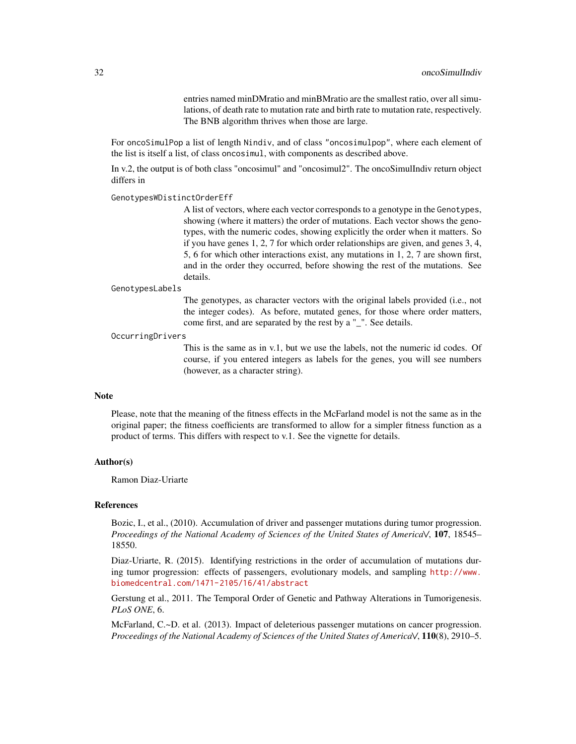entries named minDMratio and minBMratio are the smallest ratio, over all simulations, of death rate to mutation rate and birth rate to mutation rate, respectively. The BNB algorithm thrives when those are large.

For `oncoSimulPop` a list of length `Nindiv`, and of class `"oncosimulpop"`, where each element of the list is itself a list, of class `oncosimul`, with components as described above.

In v.2, the output is of both class "oncosimul" and "oncosimul2". The oncoSimulIndiv return object differs in

`GenotypesWDistinctOrderEff`
: A list of vectors, where each vector corresponds to a genotype in the `Genotypes`, showing (where it matters) the order of mutations. Each vector shows the genotypes, with the numeric codes, showing explicitly the order when it matters. So if you have genes 1, 2, 7 for which order relationships are given, and genes 3, 4, 5, 6 for which other interactions exist, any mutations in 1, 2, 7 are shown first, and in the order they occurred, before showing the rest of the mutations. See details.

`GenotypesLabels`
: The genotypes, as character vectors with the original labels provided (i.e., not the integer codes). As before, mutated genes, for those where order matters, come first, and are separated by the rest by a "_". See details.

`OccurringDrivers`
: This is the same as in v.1, but we use the labels, not the numeric id codes. Of course, if you entered integers as labels for the genes, you will see numbers (however, as a character string).

## Note

Please, note that the meaning of the fitness effects in the McFarland model is not the same as in the original paper; the fitness coefficients are transformed to allow for a simpler fitness function as a product of terms. This differs with respect to v.1. See the vignette for details.

## Author(s)

Ramon Diaz-Uriarte

## References

Bozic, I., et al., (2010). Accumulation of driver and passenger mutations during tumor progression. *Proceedings of the National Academy of Sciences of the United States of America\/*, **107**, 18545–18550.

Diaz-Uriarte, R. (2015). Identifying restrictions in the order of accumulation of mutations during tumor progression: effects of passengers, evolutionary models, and sampling http://www.biomedcentral.com/1471-2105/16/41/abstract

Gerstung et al., 2011. The Temporal Order of Genetic and Pathway Alterations in Tumorigenesis. *PLoS ONE*, 6.

McFarland, C.~D. et al. (2013). Impact of deleterious passenger mutations on cancer progression. *Proceedings of the National Academy of Sciences of the United States of America\/*, **110**(8), 2910–5.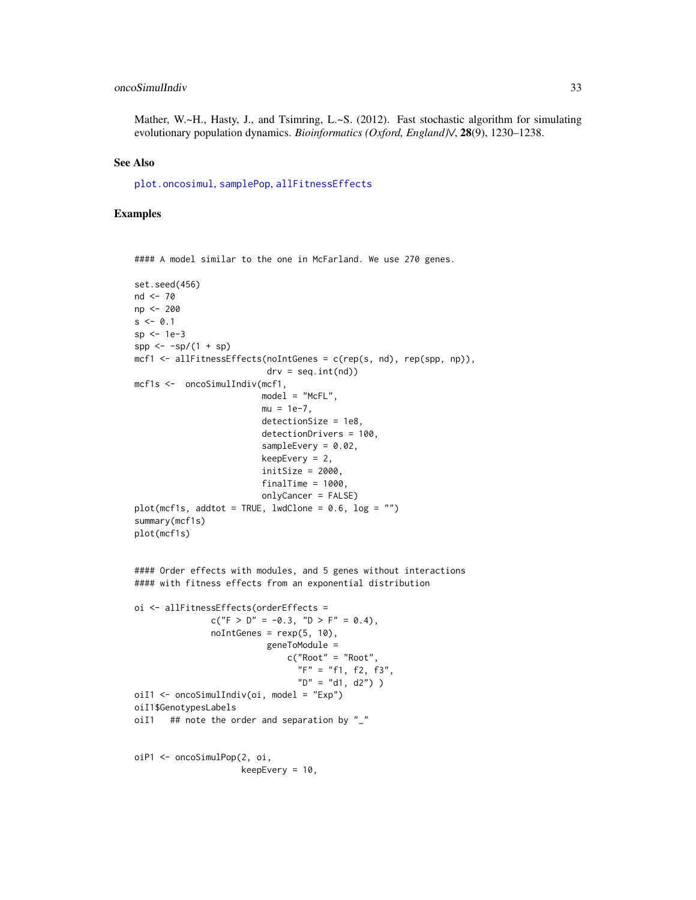Mather, W.~H., Hasty, J., and Tsimring, L.~S. (2012). Fast stochastic algorithm for simulating evolutionary population dynamics. *Bioinformatics (Oxford, England)\/*, **28**(9), 1230–1238.

## See Also

plot.oncosimul, samplePop, allFitnessEffects

## Examples

```
#### A model similar to the one in McFarland. We use 270 genes.

set.seed(456)
nd <- 70
np <- 200
s <- 0.1
sp <- 1e-3
spp <- -sp/(1 + sp)
mcf1 <- allFitnessEffects(noIntGenes = c(rep(s, nd), rep(spp, np)),
                          drv = seq.int(nd))
mcf1s <-  oncoSimulIndiv(mcf1,
                         model = "McFL",
                         mu = 1e-7,
                         detectionSize = 1e8,
                         detectionDrivers = 100,
                         sampleEvery = 0.02,
                         keepEvery = 2,
                         initSize = 2000,
                         finalTime = 1000,
                         onlyCancer = FALSE)
plot(mcf1s, addtot = TRUE, lwdClone = 0.6, log = "")
summary(mcf1s)
plot(mcf1s)


#### Order effects with modules, and 5 genes without interactions
#### with fitness effects from an exponential distribution

oi <- allFitnessEffects(orderEffects =
               c("F > D" = -0.3, "D > F" = 0.4),
               noIntGenes = rexp(5, 10),
                          geneToModule =
                              c("Root" = "Root",
                                "F" = "f1, f2, f3",
                                "D" = "d1, d2") )
oiI1 <- oncoSimulIndiv(oi, model = "Exp")
oiI1$GenotypesLabels
oiI1   ## note the order and separation by "_"


oiP1 <- oncoSimulPop(2, oi,
                     keepEvery = 10,
```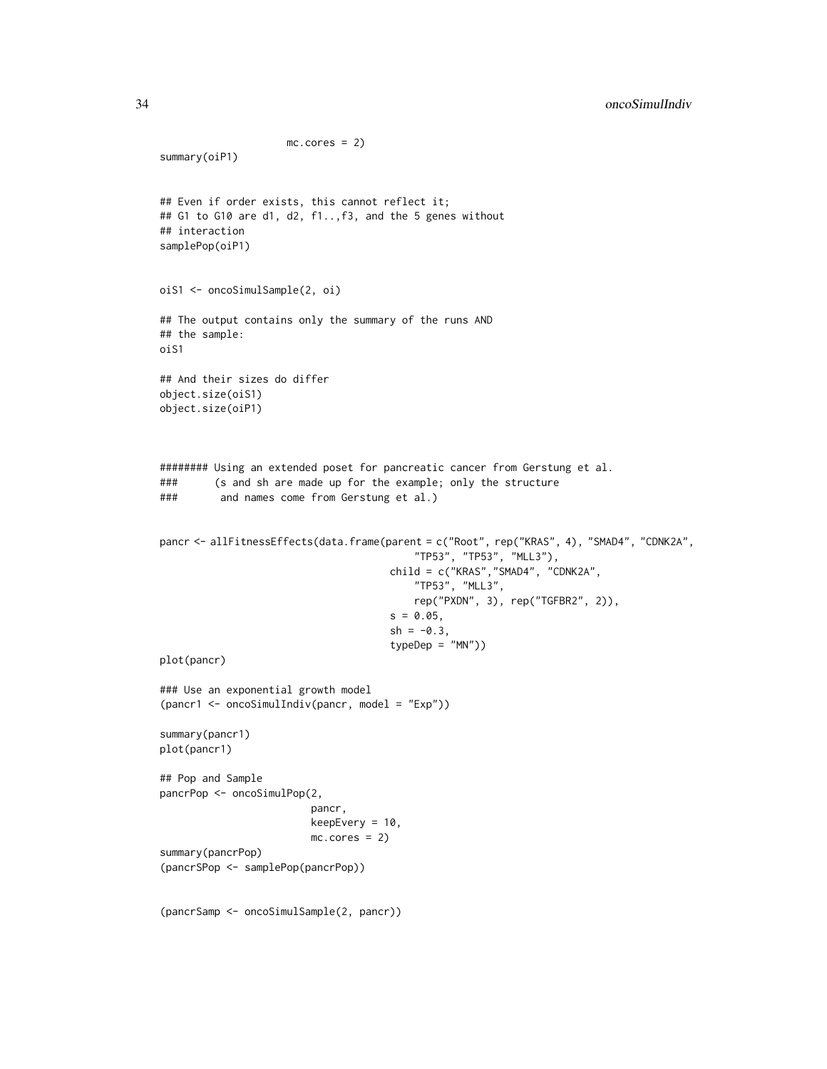```
                    mc.cores = 2)
summary(oiP1)


## Even if order exists, this cannot reflect it;
## G1 to G10 are d1, d2, f1..,f3, and the 5 genes without
## interaction
samplePop(oiP1)


oiS1 <- oncoSimulSample(2, oi)

## The output contains only the summary of the runs AND
## the sample:
oiS1

## And their sizes do differ
object.size(oiS1)
object.size(oiP1)



######## Using an extended poset for pancreatic cancer from Gerstung et al.
###      (s and sh are made up for the example; only the structure
###       and names come from Gerstung et al.)


pancr <- allFitnessEffects(data.frame(parent = c("Root", rep("KRAS", 4), "SMAD4", "CDNK2A",
                                          "TP53", "TP53", "MLL3"),
                                      child = c("KRAS","SMAD4", "CDNK2A",
                                          "TP53", "MLL3",
                                          rep("PXDN", 3), rep("TGFBR2", 2)),
                                      s = 0.05,
                                      sh = -0.3,
                                      typeDep = "MN"))
plot(pancr)

### Use an exponential growth model
(pancr1 <- oncoSimulIndiv(pancr, model = "Exp"))

summary(pancr1)
plot(pancr1)

## Pop and Sample
pancrPop <- oncoSimulPop(2,
                         pancr,
                         keepEvery = 10,
                         mc.cores = 2)
summary(pancrPop)
(pancrSPop <- samplePop(pancrPop))


(pancrSamp <- oncoSimulSample(2, pancr))
```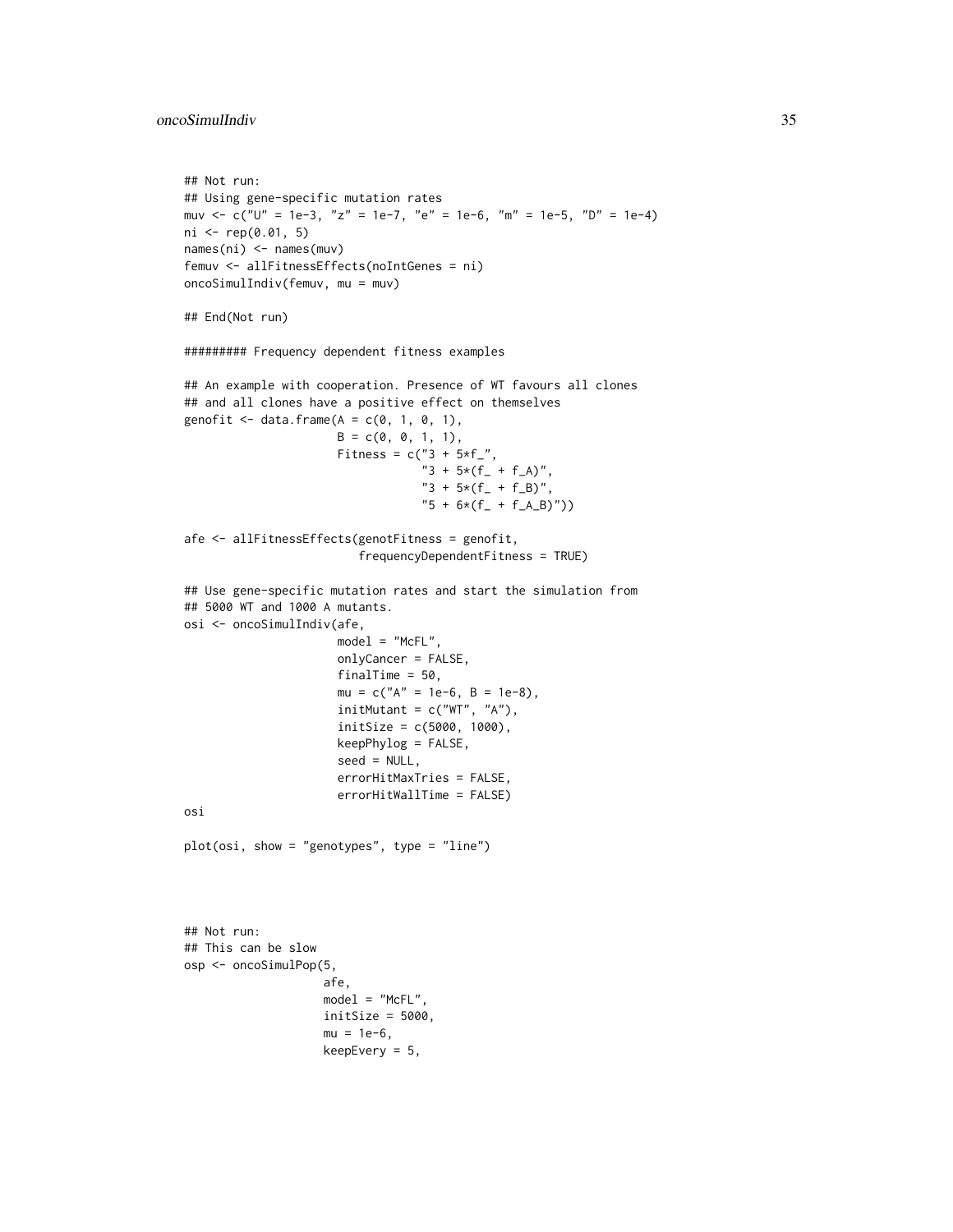```
## Not run:
## Using gene-specific mutation rates
muv <- c("U" = 1e-3, "z" = 1e-7, "e" = 1e-6, "m" = 1e-5, "D" = 1e-4)
ni <- rep(0.01, 5)
names(ni) <- names(muv)
femuv <- allFitnessEffects(noIntGenes = ni)
oncoSimulIndiv(femuv, mu = muv)

## End(Not run)

######### Frequency dependent fitness examples

## An example with cooperation. Presence of WT favours all clones
## and all clones have a positive effect on themselves
genofit <- data.frame(A = c(0, 1, 0, 1),
                      B = c(0, 0, 1, 1),
                      Fitness = c("3 + 5*f_",
                                  "3 + 5*(f_ + f_A)",
                                  "3 + 5*(f_ + f_B)",
                                  "5 + 6*(f_ + f_A_B)"))

afe <- allFitnessEffects(genotFitness = genofit,
                         frequencyDependentFitness = TRUE)

## Use gene-specific mutation rates and start the simulation from
## 5000 WT and 1000 A mutants.
osi <- oncoSimulIndiv(afe,
                      model = "McFL",
                      onlyCancer = FALSE,
                      finalTime = 50,
                      mu = c("A" = 1e-6, B = 1e-8),
                      initMutant = c("WT", "A"),
                      initSize = c(5000, 1000),
                      keepPhylog = FALSE,
                      seed = NULL,
                      errorHitMaxTries = FALSE,
                      errorHitWallTime = FALSE)
osi

plot(osi, show = "genotypes", type = "line")



## Not run:
## This can be slow
osp <- oncoSimulPop(5,
                    afe,
                    model = "McFL",
                    initSize = 5000,
                    mu = 1e-6,
                    keepEvery = 5,
```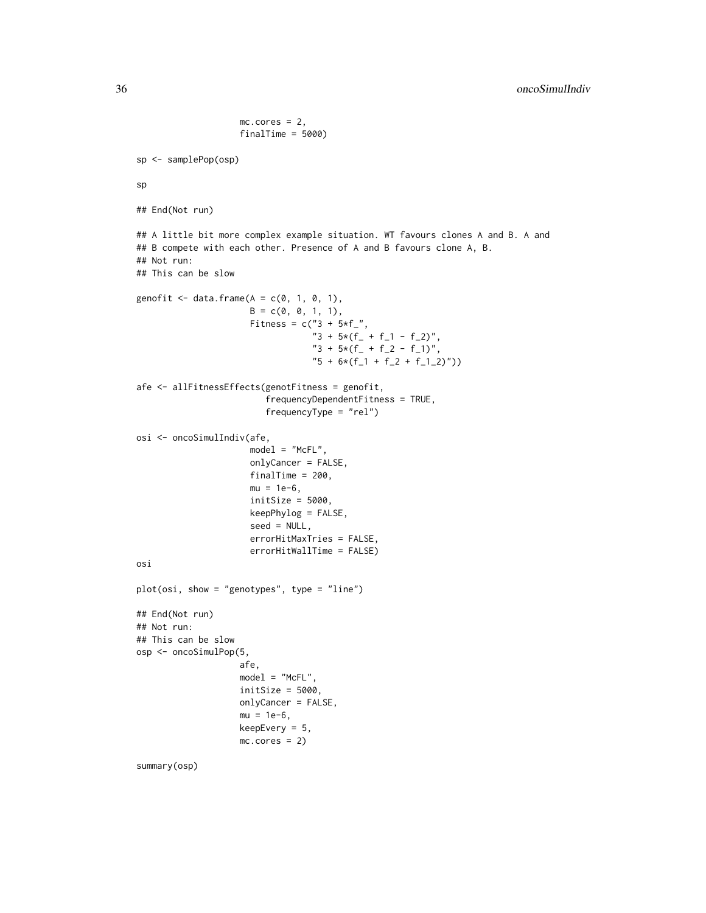```
                    mc.cores = 2,
                    finalTime = 5000)

sp <- samplePop(osp)

sp

## End(Not run)

## A little bit more complex example situation. WT favours clones A and B. A and
## B compete with each other. Presence of A and B favours clone A, B.
## Not run:
## This can be slow

genofit <- data.frame(A = c(0, 1, 0, 1),
                      B = c(0, 0, 1, 1),
                      Fitness = c("3 + 5*f_",
                                  "3 + 5*(f_ + f_1 - f_2)",
                                  "3 + 5*(f_ + f_2 - f_1)",
                                  "5 + 6*(f_1 + f_2 + f_1_2)"))

afe <- allFitnessEffects(genotFitness = genofit,
                         frequencyDependentFitness = TRUE,
                         frequencyType = "rel")

osi <- oncoSimulIndiv(afe,
                      model = "McFL",
                      onlyCancer = FALSE,
                      finalTime = 200,
                      mu = 1e-6,
                      initSize = 5000,
                      keepPhylog = FALSE,
                      seed = NULL,
                      errorHitMaxTries = FALSE,
                      errorHitWallTime = FALSE)
osi

plot(osi, show = "genotypes", type = "line")

## End(Not run)
## Not run:
## This can be slow
osp <- oncoSimulPop(5,
                    afe,
                    model = "McFL",
                    initSize = 5000,
                    onlyCancer = FALSE,
                    mu = 1e-6,
                    keepEvery = 5,
                    mc.cores = 2)

summary(osp)
```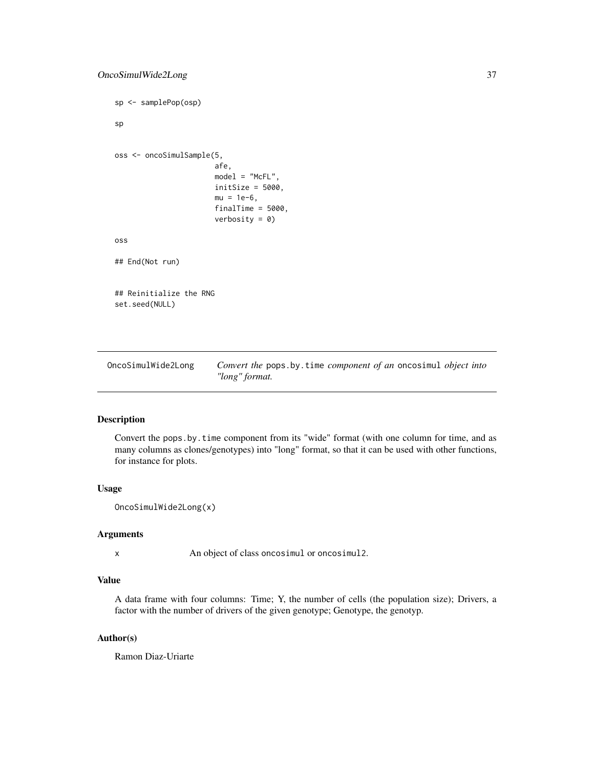```
sp <- samplePop(osp)

sp


oss <- oncoSimulSample(5,
                       afe,
                       model = "McFL",
                       initSize = 5000,
                       mu = 1e-6,
                       finalTime = 5000,
                       verbosity = 0)

oss

## End(Not run)


## Reinitialize the RNG
set.seed(NULL)
```

---

OncoSimulWide2Long — *Convert the* pops.by.time *component of an* oncosimul *object into "long" format.*

---

## Description

Convert the pops.by.time component from its "wide" format (with one column for time, and as many columns as clones/genotypes) into "long" format, so that it can be used with other functions, for instance for plots.

## Usage

```
OncoSimulWide2Long(x)
```

## Arguments

| | |
|---|---|
| x | An object of class oncosimul or oncosimul2. |

## Value

A data frame with four columns: Time; Y, the number of cells (the population size); Drivers, a factor with the number of drivers of the given genotype; Genotype, the genotyp.

## Author(s)

Ramon Diaz-Uriarte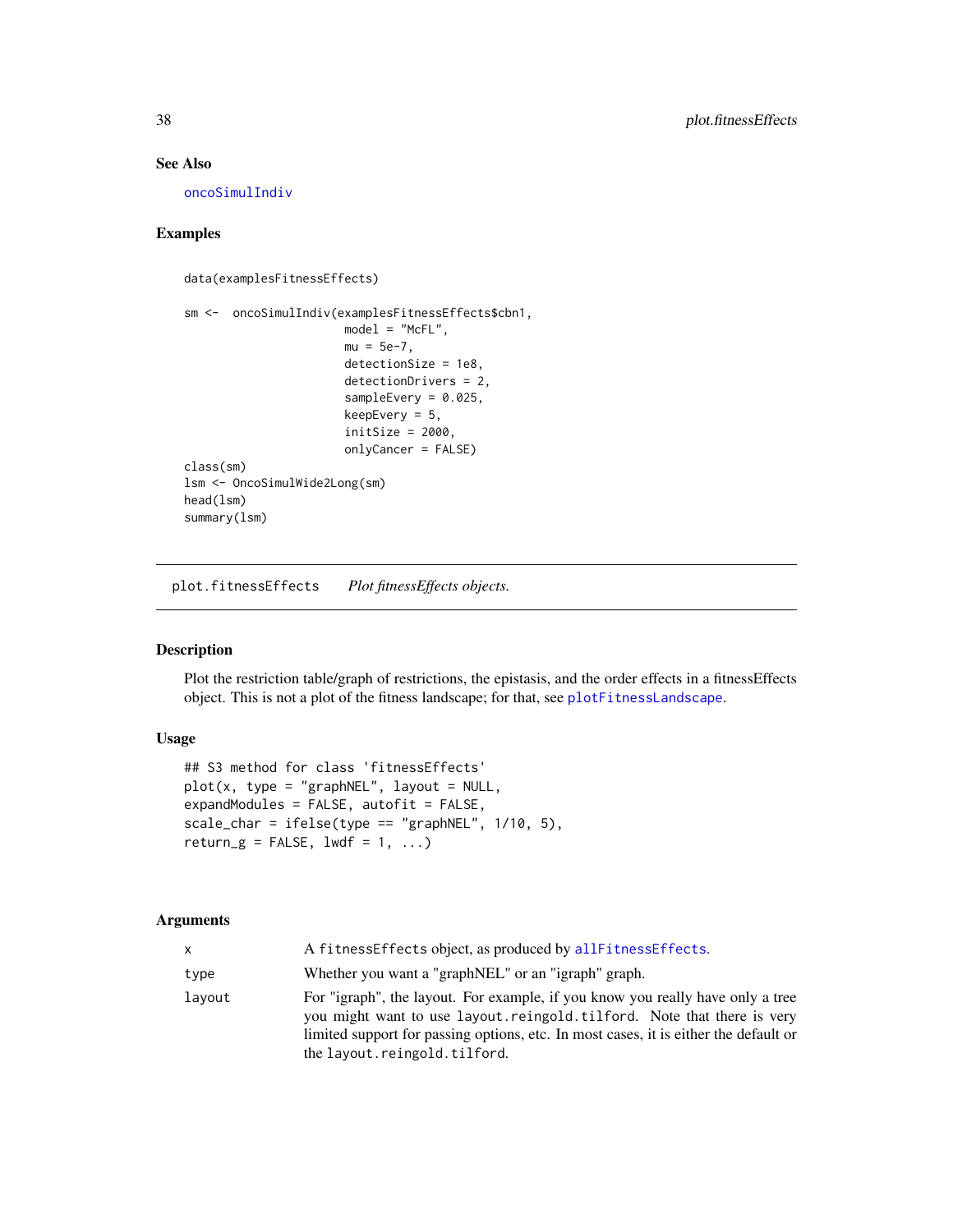## See Also

oncoSimulIndiv

## Examples

```
data(examplesFitnessEffects)

sm <-  oncoSimulIndiv(examplesFitnessEffects$cbn1,
                      model = "McFL",
                      mu = 5e-7,
                      detectionSize = 1e8,
                      detectionDrivers = 2,
                      sampleEvery = 0.025,
                      keepEvery = 5,
                      initSize = 2000,
                      onlyCancer = FALSE)
class(sm)
lsm <- OncoSimulWide2Long(sm)
head(lsm)
summary(lsm)
```

---

# plot.fitnessEffects    *Plot fitnessEffects objects.*

## Description

Plot the restriction table/graph of restrictions, the epistasis, and the order effects in a fitnessEffects object. This is not a plot of the fitness landscape; for that, see plotFitnessLandscape.

## Usage

```
## S3 method for class 'fitnessEffects'
plot(x, type = "graphNEL", layout = NULL,
expandModules = FALSE, autofit = FALSE,
scale_char = ifelse(type == "graphNEL", 1/10, 5),
return_g = FALSE, lwdf = 1, ...)
```

## Arguments

| | |
|---|---|
| x | A `fitnessEffects` object, as produced by allFitnessEffects. |
| type | Whether you want a "graphNEL" or an "igraph" graph. |
| layout | For "igraph", the layout. For example, if you know you really have only a tree you might want to use `layout.reingold.tilford`. Note that there is very limited support for passing options, etc. In most cases, it is either the default or the `layout.reingold.tilford`. |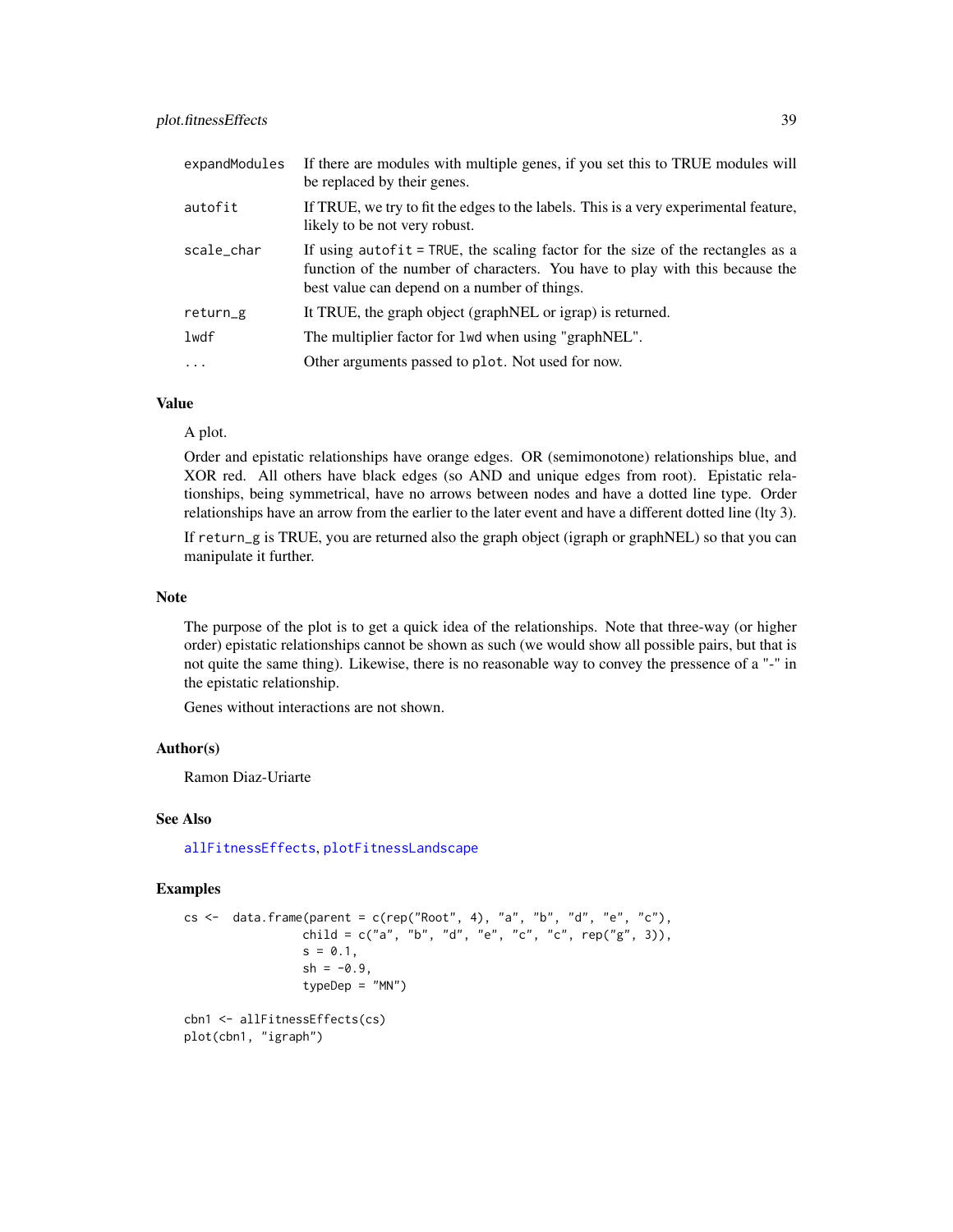| | |
|---|---|
| expandModules | If there are modules with multiple genes, if you set this to TRUE modules will be replaced by their genes. |
| autofit | If TRUE, we try to fit the edges to the labels. This is a very experimental feature, likely to be not very robust. |
| scale_char | If using `autofit = TRUE`, the scaling factor for the size of the rectangles as a function of the number of characters. You have to play with this because the best value can depend on a number of things. |
| return_g | It TRUE, the graph object (graphNEL or igrap) is returned. |
| lwdf | The multiplier factor for `lwd` when using "graphNEL". |
| ... | Other arguments passed to `plot`. Not used for now. |

## Value

A plot.

Order and epistatic relationships have orange edges. OR (semimonotone) relationships blue, and XOR red. All others have black edges (so AND and unique edges from root). Epistatic relationships, being symmetrical, have no arrows between nodes and have a dotted line type. Order relationships have an arrow from the earlier to the later event and have a different dotted line (lty 3).

If `return_g` is TRUE, you are returned also the graph object (igraph or graphNEL) so that you can manipulate it further.

## Note

The purpose of the plot is to get a quick idea of the relationships. Note that three-way (or higher order) epistatic relationships cannot be shown as such (we would show all possible pairs, but that is not quite the same thing). Likewise, there is no reasonable way to convey the pressence of a "-" in the epistatic relationship.

Genes without interactions are not shown.

## Author(s)

Ramon Diaz-Uriarte

## See Also

allFitnessEffects, plotFitnessLandscape

## Examples

```
cs <-  data.frame(parent = c(rep("Root", 4), "a", "b", "d", "e", "c"),
                 child = c("a", "b", "d", "e", "c", "c", rep("g", 3)),
                 s = 0.1,
                 sh = -0.9,
                 typeDep = "MN")

cbn1 <- allFitnessEffects(cs)
plot(cbn1, "igraph")
```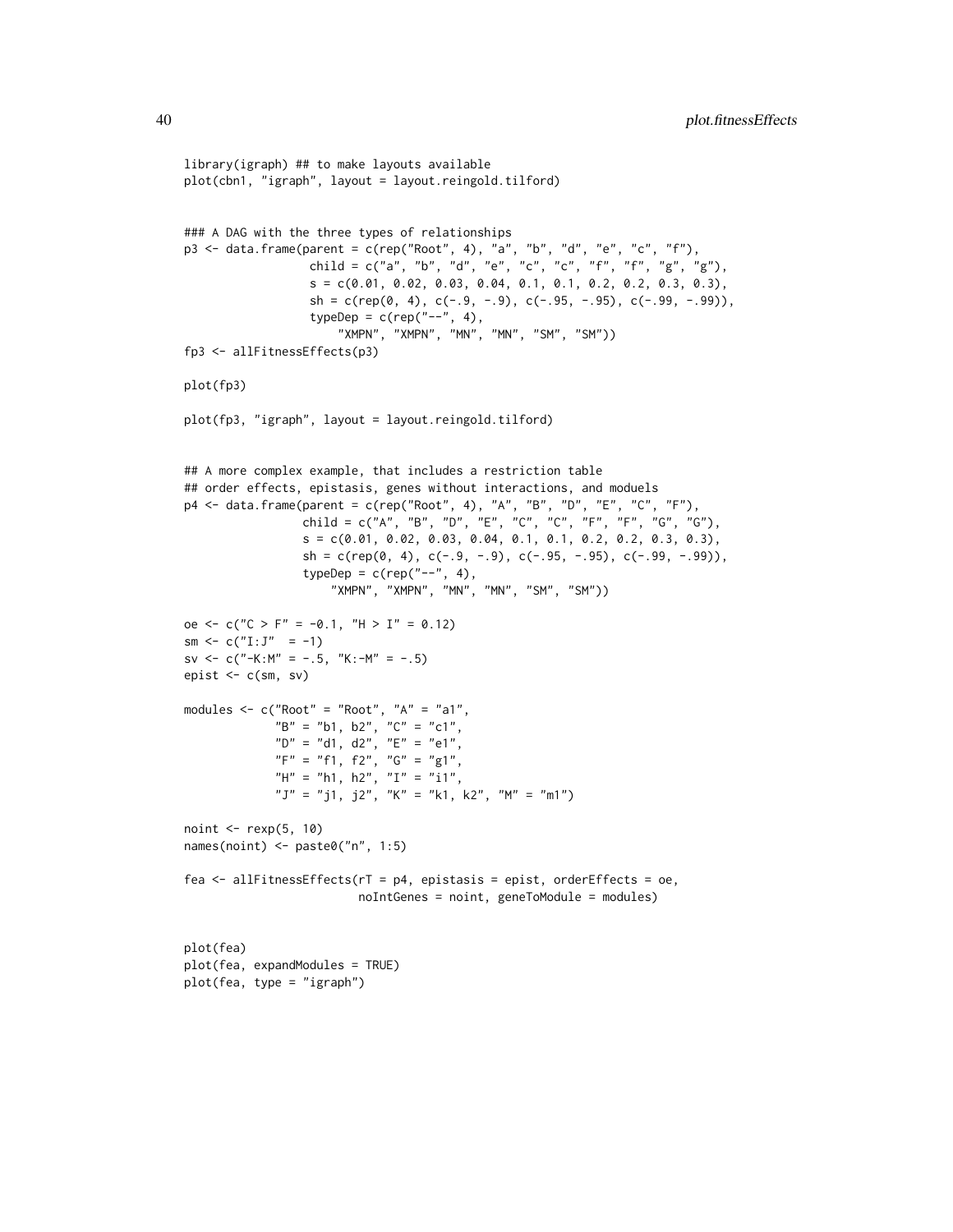```
library(igraph) ## to make layouts available
plot(cbn1, "igraph", layout = layout.reingold.tilford)


### A DAG with the three types of relationships
p3 <- data.frame(parent = c(rep("Root", 4), "a", "b", "d", "e", "c", "f"),
                 child = c("a", "b", "d", "e", "c", "c", "f", "f", "g", "g"),
                 s = c(0.01, 0.02, 0.03, 0.04, 0.1, 0.1, 0.2, 0.2, 0.3, 0.3),
                 sh = c(rep(0, 4), c(-.9, -.9), c(-.95, -.95), c(-.99, -.99)),
                 typeDep = c(rep("--", 4),
                     "XMPN", "XMPN", "MN", "MN", "SM", "SM"))
fp3 <- allFitnessEffects(p3)

plot(fp3)

plot(fp3, "igraph", layout = layout.reingold.tilford)


## A more complex example, that includes a restriction table
## order effects, epistasis, genes without interactions, and moduels
p4 <- data.frame(parent = c(rep("Root", 4), "A", "B", "D", "E", "C", "F"),
                child = c("A", "B", "D", "E", "C", "C", "F", "F", "G", "G"),
                s = c(0.01, 0.02, 0.03, 0.04, 0.1, 0.1, 0.2, 0.2, 0.3, 0.3),
                sh = c(rep(0, 4), c(-.9, -.9), c(-.95, -.95), c(-.99, -.99)),
                typeDep = c(rep("--", 4),
                    "XMPN", "XMPN", "MN", "MN", "SM", "SM"))

oe <- c("C > F" = -0.1, "H > I" = 0.12)
sm <- c("I:J"  = -1)
sv <- c("-K:M" = -.5, "K:-M" = -.5)
epist <- c(sm, sv)

modules <- c("Root" = "Root", "A" = "a1",
             "B" = "b1, b2", "C" = "c1",
             "D" = "d1, d2", "E" = "e1",
             "F" = "f1, f2", "G" = "g1",
             "H" = "h1, h2", "I" = "i1",
             "J" = "j1, j2", "K" = "k1, k2", "M" = "m1")

noint <- rexp(5, 10)
names(noint) <- paste0("n", 1:5)

fea <- allFitnessEffects(rT = p4, epistasis = epist, orderEffects = oe,
                         noIntGenes = noint, geneToModule = modules)


plot(fea)
plot(fea, expandModules = TRUE)
plot(fea, type = "igraph")
```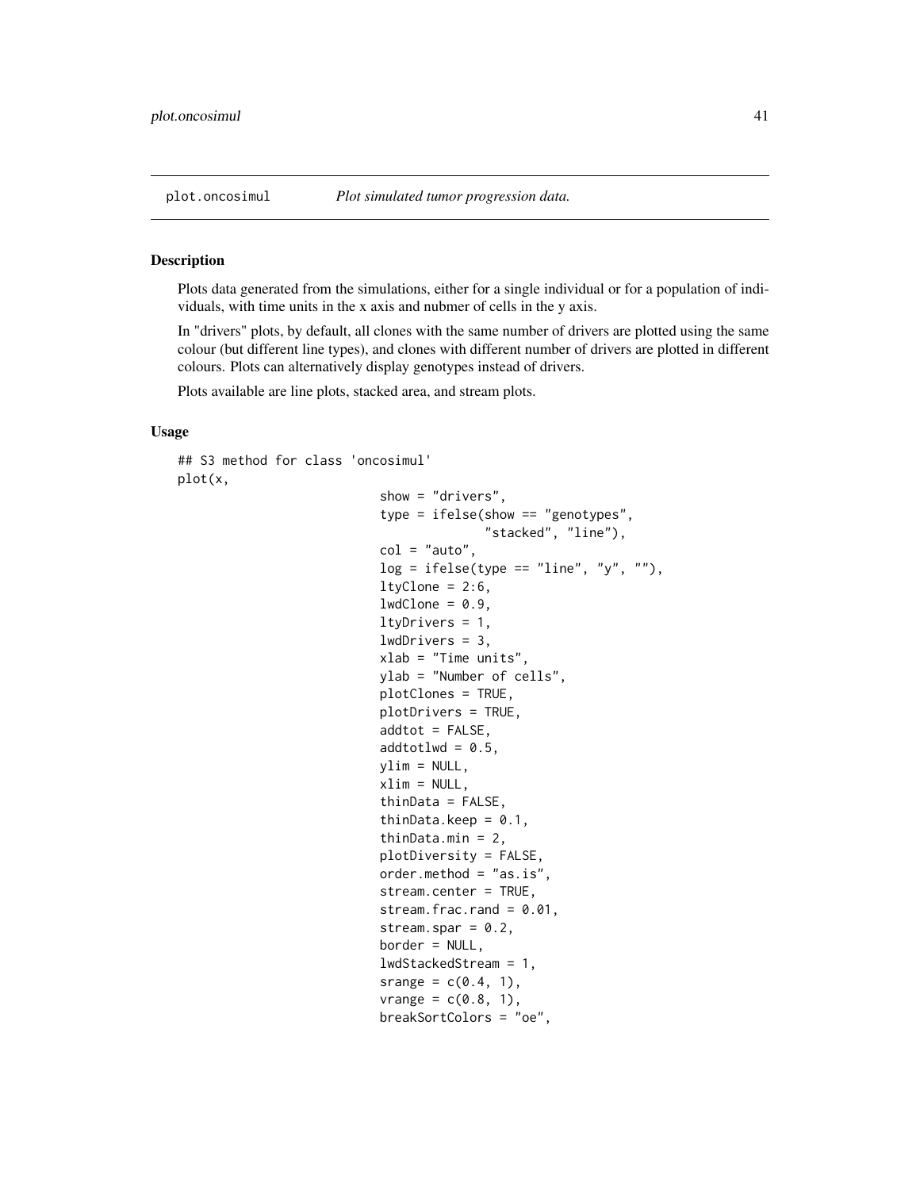plot.oncosimul *Plot simulated tumor progression data.*

## Description

Plots data generated from the simulations, either for a single individual or for a population of individuals, with time units in the x axis and nubmer of cells in the y axis.

In "drivers" plots, by default, all clones with the same number of drivers are plotted using the same colour (but different line types), and clones with different number of drivers are plotted in different colours. Plots can alternatively display genotypes instead of drivers.

Plots available are line plots, stacked area, and stream plots.

## Usage

```
## S3 method for class 'oncosimul'
plot(x,
                         show = "drivers",
                         type = ifelse(show == "genotypes",
                                       "stacked", "line"),
                         col = "auto",
                         log = ifelse(type == "line", "y", ""),
                         ltyClone = 2:6,
                         lwdClone = 0.9,
                         ltyDrivers = 1,
                         lwdDrivers = 3,
                         xlab = "Time units",
                         ylab = "Number of cells",
                         plotClones = TRUE,
                         plotDrivers = TRUE,
                         addtot = FALSE,
                         addtotlwd = 0.5,
                         ylim = NULL,
                         xlim = NULL,
                         thinData = FALSE,
                         thinData.keep = 0.1,
                         thinData.min = 2,
                         plotDiversity = FALSE,
                         order.method = "as.is",
                         stream.center = TRUE,
                         stream.frac.rand = 0.01,
                         stream.spar = 0.2,
                         border = NULL,
                         lwdStackedStream = 1,
                         srange = c(0.4, 1),
                         vrange = c(0.8, 1),
                         breakSortColors = "oe",
```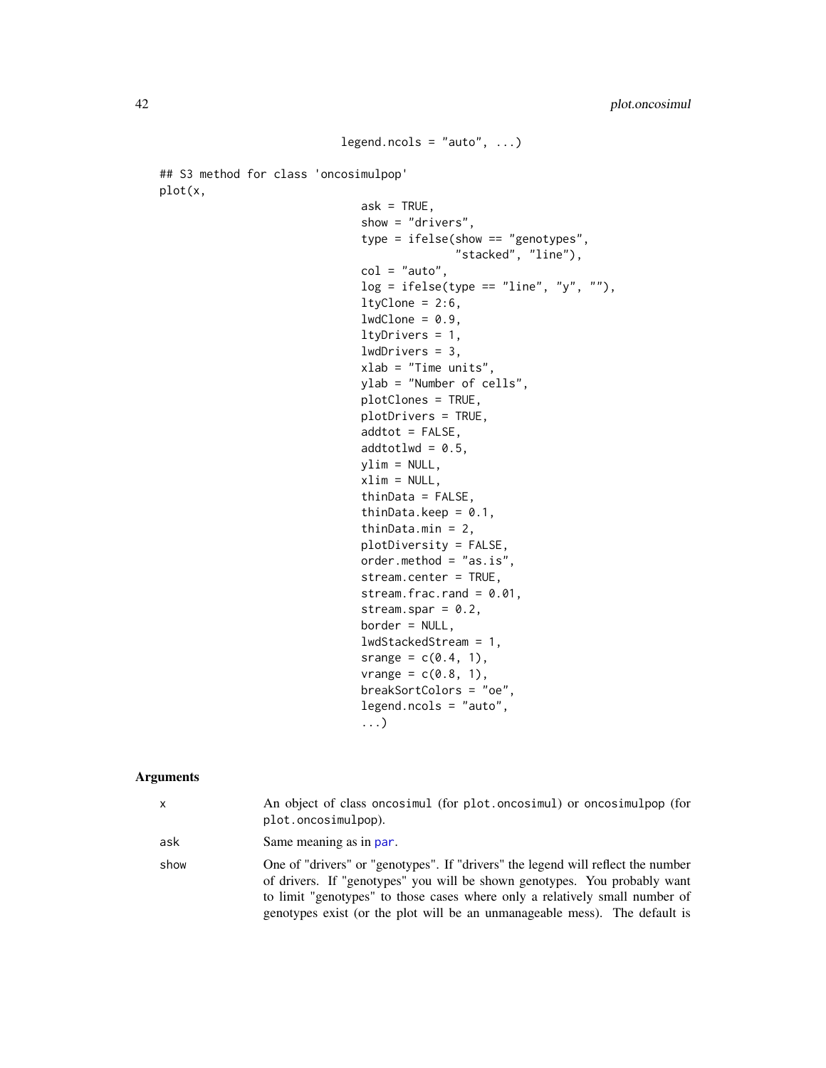```
                        legend.ncols = "auto", ...)

## S3 method for class 'oncosimulpop'
plot(x,
                            ask = TRUE,
                            show = "drivers",
                            type = ifelse(show == "genotypes",
                                          "stacked", "line"),
                            col = "auto",
                            log = ifelse(type == "line", "y", ""),
                            ltyClone = 2:6,
                            lwdClone = 0.9,
                            ltyDrivers = 1,
                            lwdDrivers = 3,
                            xlab = "Time units",
                            ylab = "Number of cells",
                            plotClones = TRUE,
                            plotDrivers = TRUE,
                            addtot = FALSE,
                            addtotlwd = 0.5,
                            ylim = NULL,
                            xlim = NULL,
                            thinData = FALSE,
                            thinData.keep = 0.1,
                            thinData.min = 2,
                            plotDiversity = FALSE,
                            order.method = "as.is",
                            stream.center = TRUE,
                            stream.frac.rand = 0.01,
                            stream.spar = 0.2,
                            border = NULL,
                            lwdStackedStream = 1,
                            srange = c(0.4, 1),
                            vrange = c(0.8, 1),
                            breakSortColors = "oe",
                            legend.ncols = "auto",
                            ...)
```

## Arguments

| | |
|---|---|
| x | An object of class oncosimul (for plot.oncosimul) or oncosimulpop (for plot.oncosimulpop). |
| ask | Same meaning as in par. |
| show | One of "drivers" or "genotypes". If "drivers" the legend will reflect the number of drivers. If "genotypes" you will be shown genotypes. You probably want to limit "genotypes" to those cases where only a relatively small number of genotypes exist (or the plot will be an unmanageable mess). The default is |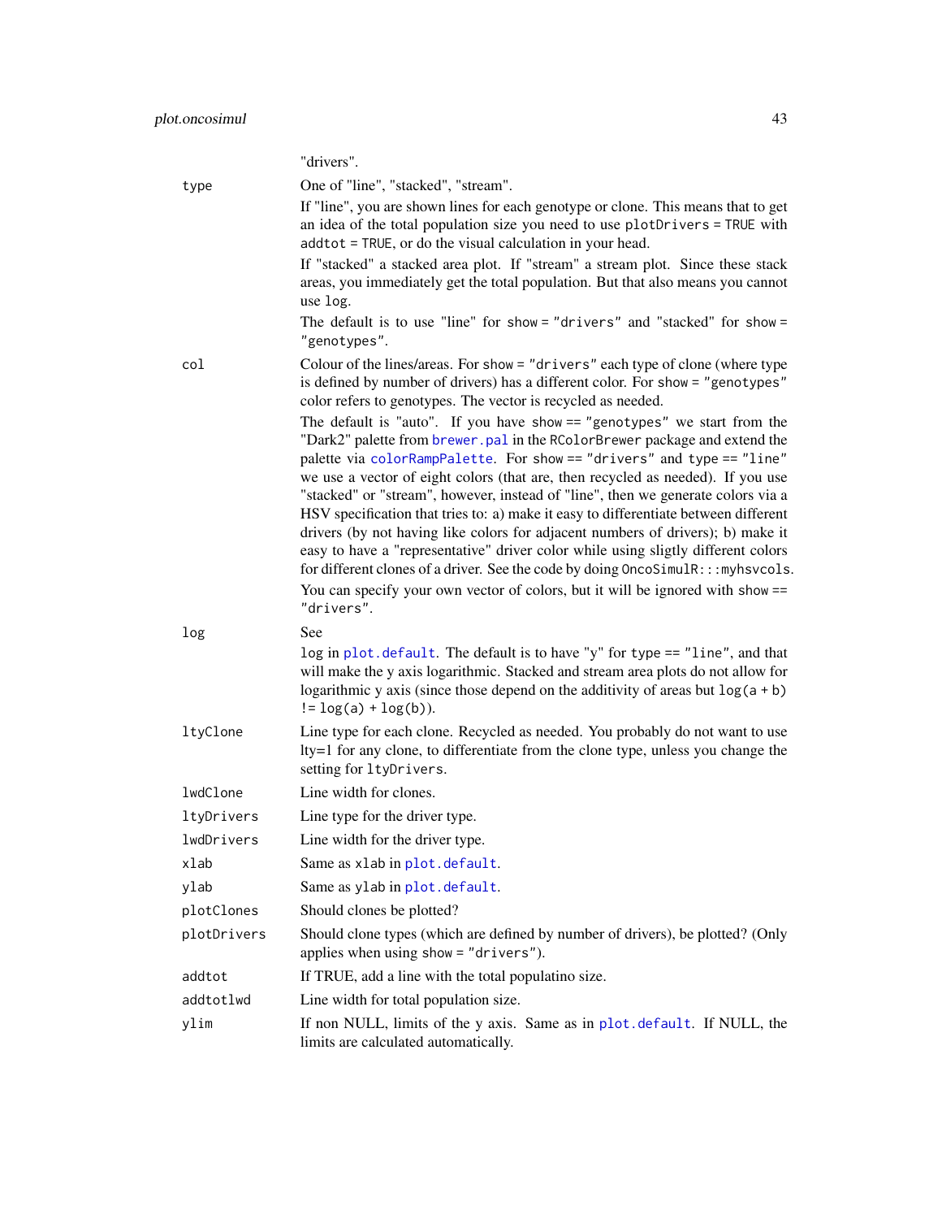"drivers".

**type**
: One of "line", "stacked", "stream".

  If "line", you are shown lines for each genotype or clone. This means that to get an idea of the total population size you need to use `plotDrivers = TRUE` with `addtot = TRUE`, or do the visual calculation in your head.

  If "stacked" a stacked area plot. If "stream" a stream plot. Since these stack areas, you immediately get the total population. But that also means you cannot use `log`.

  The default is to use "line" for `show = "drivers"` and "stacked" for `show = "genotypes"`.

**col**
: Colour of the lines/areas. For `show = "drivers"` each type of clone (where type is defined by number of drivers) has a different color. For `show = "genotypes"` color refers to genotypes. The vector is recycled as needed.

  The default is "auto". If you have `show == "genotypes"` we start from the "Dark2" palette from `brewer.pal` in the `RColorBrewer` package and extend the palette via `colorRampPalette`. For `show == "drivers"` and `type == "line"` we use a vector of eight colors (that are, then recycled as needed). If you use "stacked" or "stream", however, instead of "line", then we generate colors via a HSV specification that tries to: a) make it easy to differentiate between different drivers (by not having like colors for adjacent numbers of drivers); b) make it easy to have a "representative" driver color while using sligtly different colors for different clones of a driver. See the code by doing `OncoSimulR:::myhsvcols`.

  You can specify your own vector of colors, but it will be ignored with `show == "drivers"`.

**log**
: See

  `log` in `plot.default`. The default is to have "y" for `type == "line"`, and that will make the y axis logarithmic. Stacked and stream area plots do not allow for logarithmic y axis (since those depend on the additivity of areas but `log(a + b) != log(a) + log(b)`).

**ltyClone**
: Line type for each clone. Recycled as needed. You probably do not want to use lty=1 for any clone, to differentiate from the clone type, unless you change the setting for `ltyDrivers`.

**lwdClone**
: Line width for clones.

**ltyDrivers**
: Line type for the driver type.

**lwdDrivers**
: Line width for the driver type.

**xlab**
: Same as `xlab` in `plot.default`.

**ylab**
: Same as `ylab` in `plot.default`.

**plotClones**
: Should clones be plotted?

**plotDrivers**
: Should clone types (which are defined by number of drivers), be plotted? (Only applies when using `show = "drivers"`).

**addtot**
: If TRUE, add a line with the total populatino size.

**addtotlwd**
: Line width for total population size.

**ylim**
: If non NULL, limits of the y axis. Same as in `plot.default`. If NULL, the limits are calculated automatically.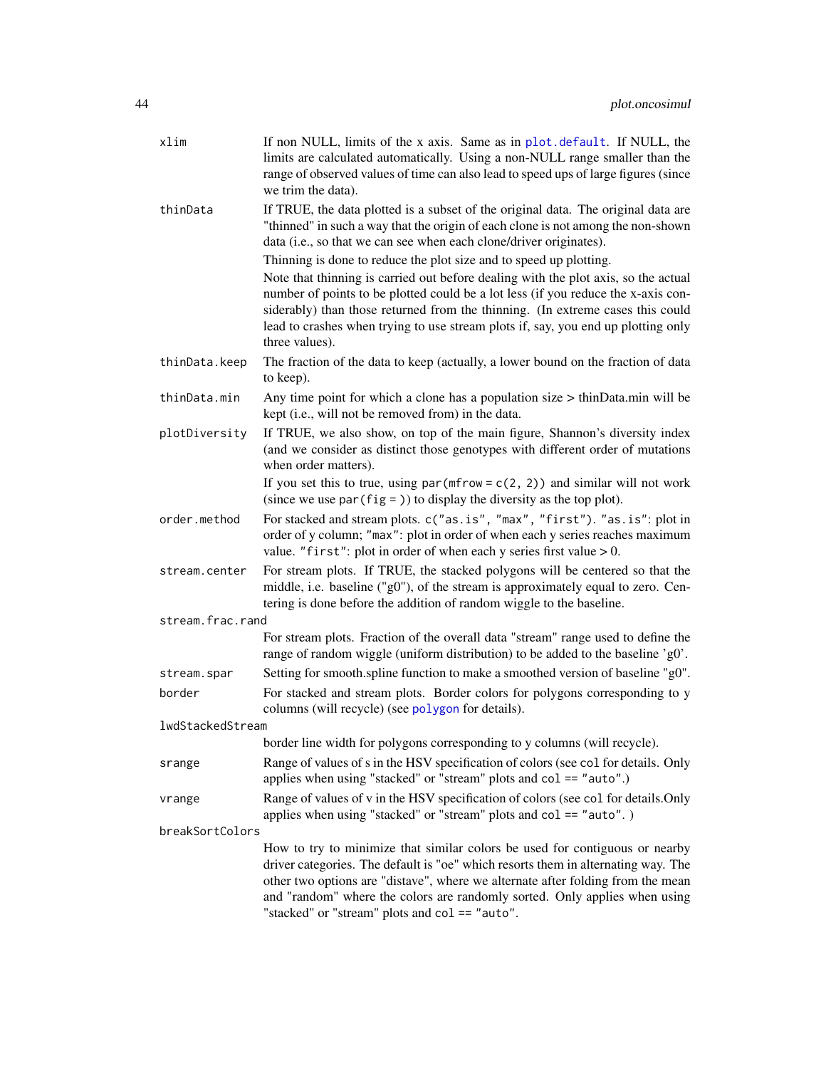`xlim`
: If non NULL, limits of the x axis. Same as in `plot.default`. If NULL, the limits are calculated automatically. Using a non-NULL range smaller than the range of observed values of time can also lead to speed ups of large figures (since we trim the data).

`thinData`
: If TRUE, the data plotted is a subset of the original data. The original data are "thinned" in such a way that the origin of each clone is not among the non-shown data (i.e., so that we can see when each clone/driver originates).

  Thinning is done to reduce the plot size and to speed up plotting.

  Note that thinning is carried out before dealing with the plot axis, so the actual number of points to be plotted could be a lot less (if you reduce the x-axis considerably) than those returned from the thinning. (In extreme cases this could lead to crashes when trying to use stream plots if, say, you end up plotting only three values).

`thinData.keep`
: The fraction of the data to keep (actually, a lower bound on the fraction of data to keep).

`thinData.min`
: Any time point for which a clone has a population size > thinData.min will be kept (i.e., will not be removed from) in the data.

`plotDiversity`
: If TRUE, we also show, on top of the main figure, Shannon's diversity index (and we consider as distinct those genotypes with different order of mutations when order matters).

  If you set this to true, using `par(mfrow = c(2, 2))` and similar will not work (since we use `par(fig = )`) to display the diversity as the top plot).

`order.method`
: For stacked and stream plots. `c("as.is", "max", "first")`. `"as.is"`: plot in order of y column; `"max"`: plot in order of when each y series reaches maximum value. `"first"`: plot in order of when each y series first value > 0.

`stream.center`
: For stream plots. If TRUE, the stacked polygons will be centered so that the middle, i.e. baseline ("g0"), of the stream is approximately equal to zero. Centering is done before the addition of random wiggle to the baseline.

`stream.frac.rand`
: For stream plots. Fraction of the overall data "stream" range used to define the range of random wiggle (uniform distribution) to be added to the baseline 'g0'.

`stream.spar`
: Setting for smooth.spline function to make a smoothed version of baseline "g0".

`border`
: For stacked and stream plots. Border colors for polygons corresponding to y columns (will recycle) (see `polygon` for details).

`lwdStackedStream`
: border line width for polygons corresponding to y columns (will recycle).

`srange`
: Range of values of s in the HSV specification of colors (see `col` for details. Only applies when using "stacked" or "stream" plots and `col == "auto"`.)

`vrange`
: Range of values of v in the HSV specification of colors (see `col` for details.Only applies when using "stacked" or "stream" plots and `col == "auto"`. )

`breakSortColors`
: How to try to minimize that similar colors be used for contiguous or nearby driver categories. The default is "oe" which resorts them in alternating way. The other two options are "distave", where we alternate after folding from the mean and "random" where the colors are randomly sorted. Only applies when using "stacked" or "stream" plots and `col == "auto"`.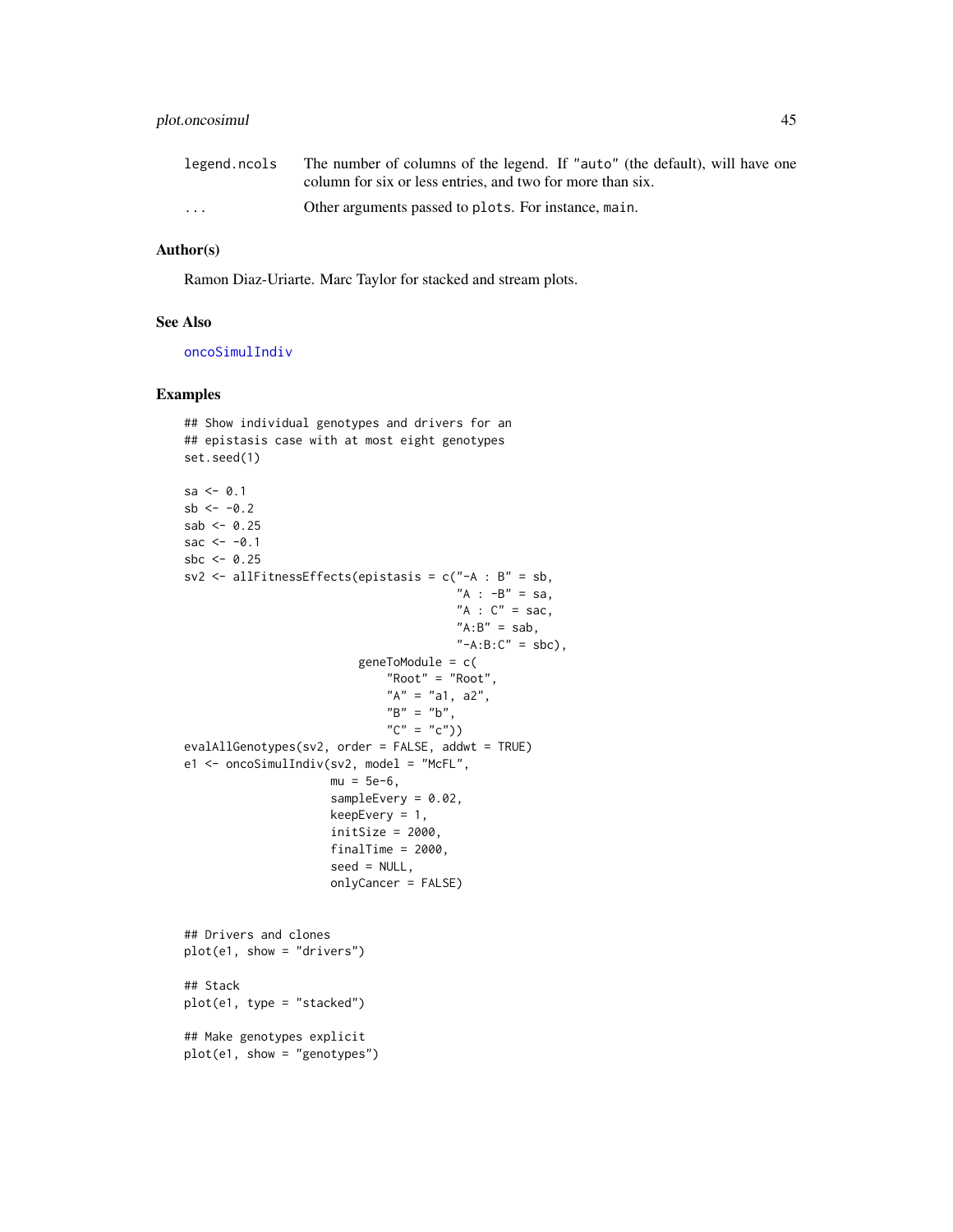| | |
|---|---|
| legend.ncols | The number of columns of the legend. If "auto" (the default), will have one column for six or less entries, and two for more than six. |
| ... | Other arguments passed to plots. For instance, main. |

### Author(s)

Ramon Diaz-Uriarte. Marc Taylor for stacked and stream plots.

### See Also

oncoSimulIndiv

### Examples

```
## Show individual genotypes and drivers for an
## epistasis case with at most eight genotypes
set.seed(1)

sa <- 0.1
sb <- -0.2
sab <- 0.25
sac <- -0.1
sbc <- 0.25
sv2 <- allFitnessEffects(epistasis = c("-A : B" = sb,
                                       "A : -B" = sa,
                                       "A : C" = sac,
                                       "A:B" = sab,
                                       "-A:B:C" = sbc),
                         geneToModule = c(
                             "Root" = "Root",
                             "A" = "a1, a2",
                             "B" = "b",
                             "C" = "c"))
evalAllGenotypes(sv2, order = FALSE, addwt = TRUE)
e1 <- oncoSimulIndiv(sv2, model = "McFL",
                     mu = 5e-6,
                     sampleEvery = 0.02,
                     keepEvery = 1,
                     initSize = 2000,
                     finalTime = 2000,
                     seed = NULL,
                     onlyCancer = FALSE)


## Drivers and clones
plot(e1, show = "drivers")

## Stack
plot(e1, type = "stacked")

## Make genotypes explicit
plot(e1, show = "genotypes")
```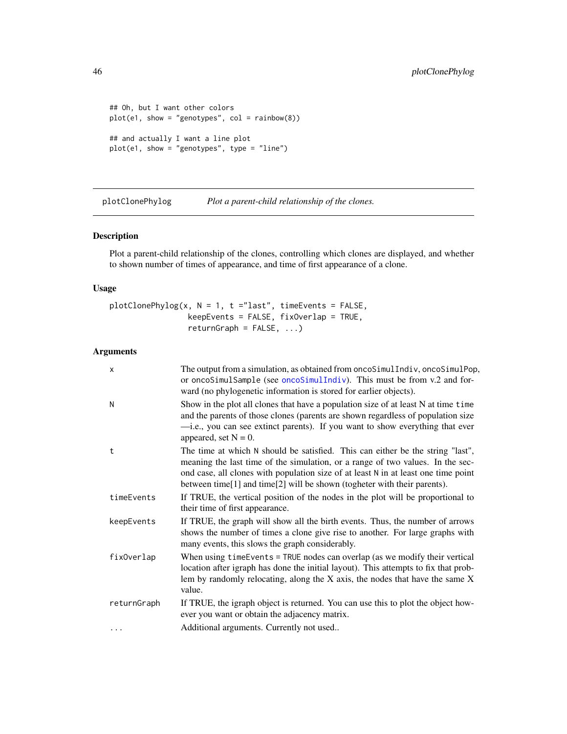```
## Oh, but I want other colors
plot(e1, show = "genotypes", col = rainbow(8))

## and actually I want a line plot
plot(e1, show = "genotypes", type = "line")
```

---

## plotClonePhylog — *Plot a parent-child relationship of the clones.*

---

### Description

Plot a parent-child relationship of the clones, controlling which clones are displayed, and whether to shown number of times of appearance, and time of first appearance of a clone.

### Usage

```
plotClonePhylog(x, N = 1, t ="last", timeEvents = FALSE,
                keepEvents = FALSE, fixOverlap = TRUE,
                returnGraph = FALSE, ...)
```

### Arguments

| | |
|---|---|
| `x` | The output from a simulation, as obtained from `oncoSimulIndiv`, `oncoSimulPop`, or `oncoSimulSample` (see `oncoSimulIndiv`). This must be from v.2 and forward (no phylogenetic information is stored for earlier objects). |
| `N` | Show in the plot all clones that have a population size of at least N at time `time` and the parents of those clones (parents are shown regardless of population size —i.e., you can see extinct parents). If you want to show everything that ever appeared, set N = 0. |
| `t` | The time at which `N` should be satisfied. This can either be the string "last", meaning the last time of the simulation, or a range of two values. In the second case, all clones with population size of at least `N` in at least one time point between time[1] and time[2] will be shown (togheter with their parents). |
| `timeEvents` | If TRUE, the vertical position of the nodes in the plot will be proportional to their time of first appearance. |
| `keepEvents` | If TRUE, the graph will show all the birth events. Thus, the number of arrows shows the number of times a clone give rise to another. For large graphs with many events, this slows the graph considerably. |
| `fixOverlap` | When using `timeEvents = TRUE` nodes can overlap (as we modify their vertical location after igraph has done the initial layout). This attempts to fix that problem by randomly relocating, along the X axis, the nodes that have the same X value. |
| `returnGraph` | If TRUE, the igraph object is returned. You can use this to plot the object however you want or obtain the adjacency matrix. |
| `...` | Additional arguments. Currently not used.. |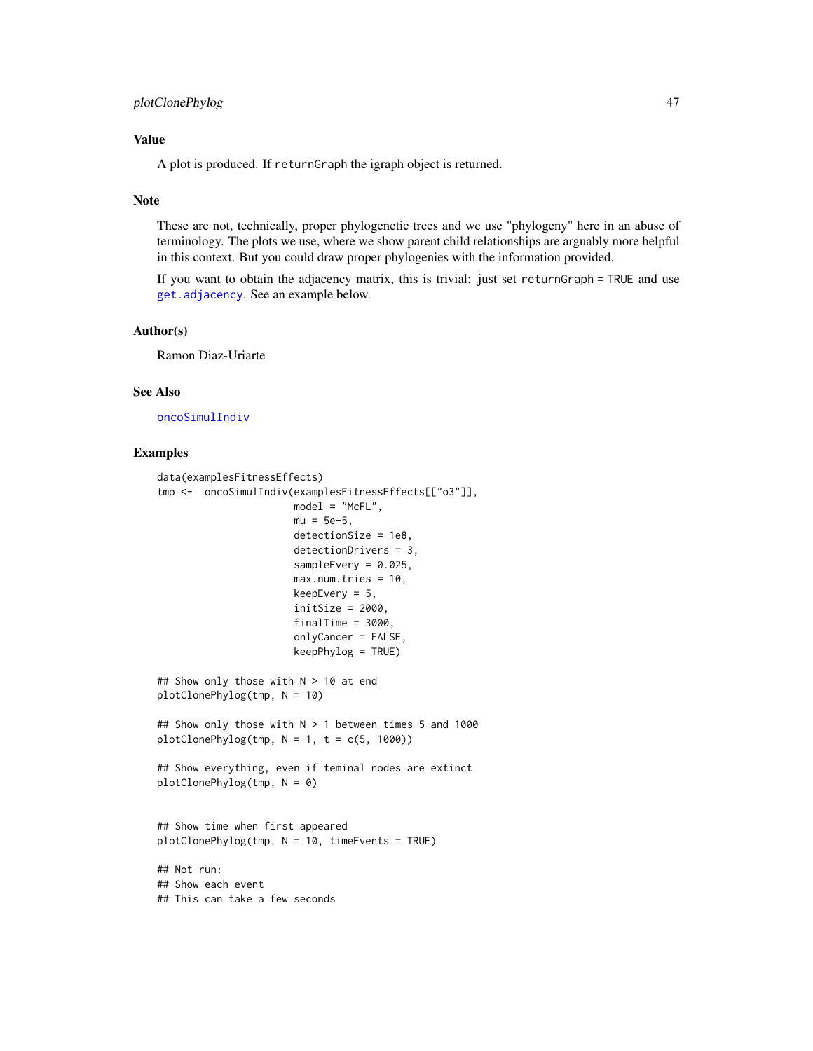## Value

A plot is produced. If returnGraph the igraph object is returned.

## Note

These are not, technically, proper phylogenetic trees and we use "phylogeny" here in an abuse of terminology. The plots we use, where we show parent child relationships are arguably more helpful in this context. But you could draw proper phylogenies with the information provided.

If you want to obtain the adjacency matrix, this is trivial: just set returnGraph = TRUE and use get.adjacency. See an example below.

## Author(s)

Ramon Diaz-Uriarte

## See Also

oncoSimulIndiv

## Examples

```
data(examplesFitnessEffects)
tmp <-  oncoSimulIndiv(examplesFitnessEffects[["o3"]],
                       model = "McFL",
                       mu = 5e-5,
                       detectionSize = 1e8,
                       detectionDrivers = 3,
                       sampleEvery = 0.025,
                       max.num.tries = 10,
                       keepEvery = 5,
                       initSize = 2000,
                       finalTime = 3000,
                       onlyCancer = FALSE,
                       keepPhylog = TRUE)

## Show only those with N > 10 at end
plotClonePhylog(tmp, N = 10)

## Show only those with N > 1 between times 5 and 1000
plotClonePhylog(tmp, N = 1, t = c(5, 1000))

## Show everything, even if teminal nodes are extinct
plotClonePhylog(tmp, N = 0)


## Show time when first appeared
plotClonePhylog(tmp, N = 10, timeEvents = TRUE)

## Not run:
## Show each event
## This can take a few seconds
```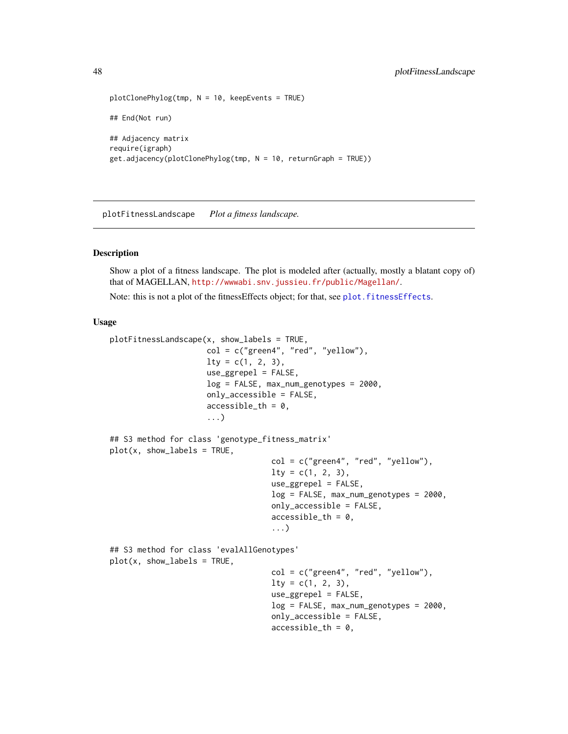```
plotClonePhylog(tmp, N = 10, keepEvents = TRUE)

## End(Not run)

## Adjacency matrix
require(igraph)
get.adjacency(plotClonePhylog(tmp, N = 10, returnGraph = TRUE))
```

## plotFitnessLandscape *Plot a fitness landscape.*

### Description

Show a plot of a fitness landscape. The plot is modeled after (actually, mostly a blatant copy of) that of MAGELLAN, http://wwwabi.snv.jussieu.fr/public/Magellan/.

Note: this is not a plot of the fitnessEffects object; for that, see plot.fitnessEffects.

### Usage

```
plotFitnessLandscape(x, show_labels = TRUE,
                     col = c("green4", "red", "yellow"),
                     lty = c(1, 2, 3),
                     use_ggrepel = FALSE,
                     log = FALSE, max_num_genotypes = 2000,
                     only_accessible = FALSE,
                     accessible_th = 0,
                     ...)

## S3 method for class 'genotype_fitness_matrix'
plot(x, show_labels = TRUE,
                                  col = c("green4", "red", "yellow"),
                                  lty = c(1, 2, 3),
                                  use_ggrepel = FALSE,
                                  log = FALSE, max_num_genotypes = 2000,
                                  only_accessible = FALSE,
                                  accessible_th = 0,
                                  ...)

## S3 method for class 'evalAllGenotypes'
plot(x, show_labels = TRUE,
                                  col = c("green4", "red", "yellow"),
                                  lty = c(1, 2, 3),
                                  use_ggrepel = FALSE,
                                  log = FALSE, max_num_genotypes = 2000,
                                  only_accessible = FALSE,
                                  accessible_th = 0,
```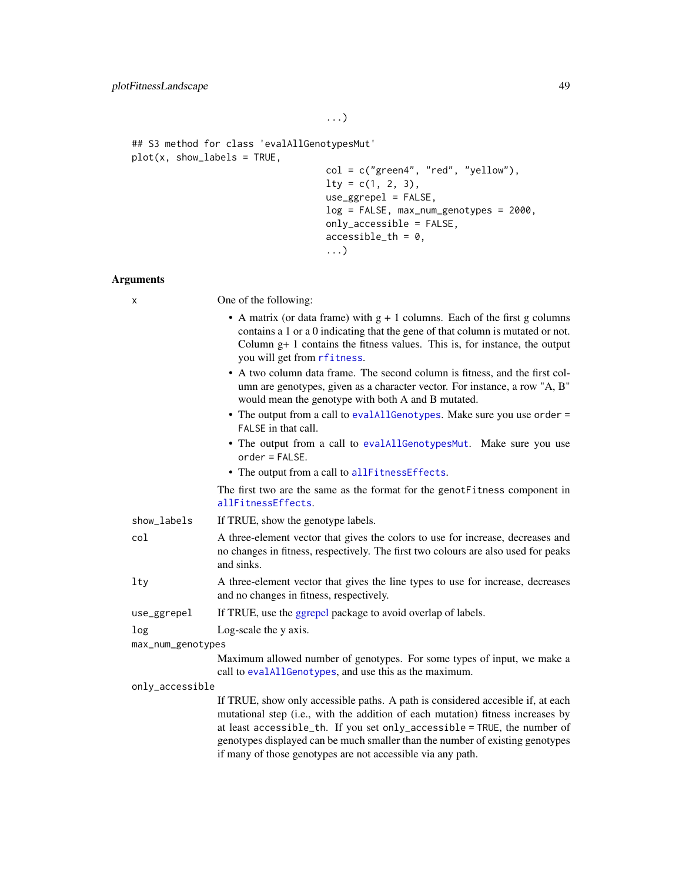```
                                ...)

## S3 method for class 'evalAllGenotypesMut'
plot(x, show_labels = TRUE,
                                col = c("green4", "red", "yellow"),
                                lty = c(1, 2, 3),
                                use_ggrepel = FALSE,
                                log = FALSE, max_num_genotypes = 2000,
                                only_accessible = FALSE,
                                accessible_th = 0,
                                ...)
```

### Arguments

`x` One of the following:

- A matrix (or data frame) with g + 1 columns. Each of the first g columns contains a 1 or a 0 indicating that the gene of that column is mutated or not. Column g+ 1 contains the fitness values. This is, for instance, the output you will get from `rfitness`.
- A two column data frame. The second column is fitness, and the first column are genotypes, given as a character vector. For instance, a row "A, B" would mean the genotype with both A and B mutated.
- The output from a call to `evalAllGenotypes`. Make sure you use `order = FALSE` in that call.
- The output from a call to `evalAllGenotypesMut`. Make sure you use `order = FALSE`.
- The output from a call to `allFitnessEffects`.

The first two are the same as the format for the `genotFitness` component in `allFitnessEffects`.

`show_labels` If TRUE, show the genotype labels.

`col` A three-element vector that gives the colors to use for increase, decreases and no changes in fitness, respectively. The first two colours are also used for peaks and sinks.

`lty` A three-element vector that gives the line types to use for increase, decreases and no changes in fitness, respectively.

`use_ggrepel` If TRUE, use the ggrepel package to avoid overlap of labels.

`log` Log-scale the y axis.

`max_num_genotypes`
Maximum allowed number of genotypes. For some types of input, we make a call to `evalAllGenotypes`, and use this as the maximum.

`only_accessible`
If TRUE, show only accessible paths. A path is considered accesible if, at each mutational step (i.e., with the addition of each mutation) fitness increases by at least `accessible_th`. If you set `only_accessible = TRUE`, the number of genotypes displayed can be much smaller than the number of existing genotypes if many of those genotypes are not accessible via any path.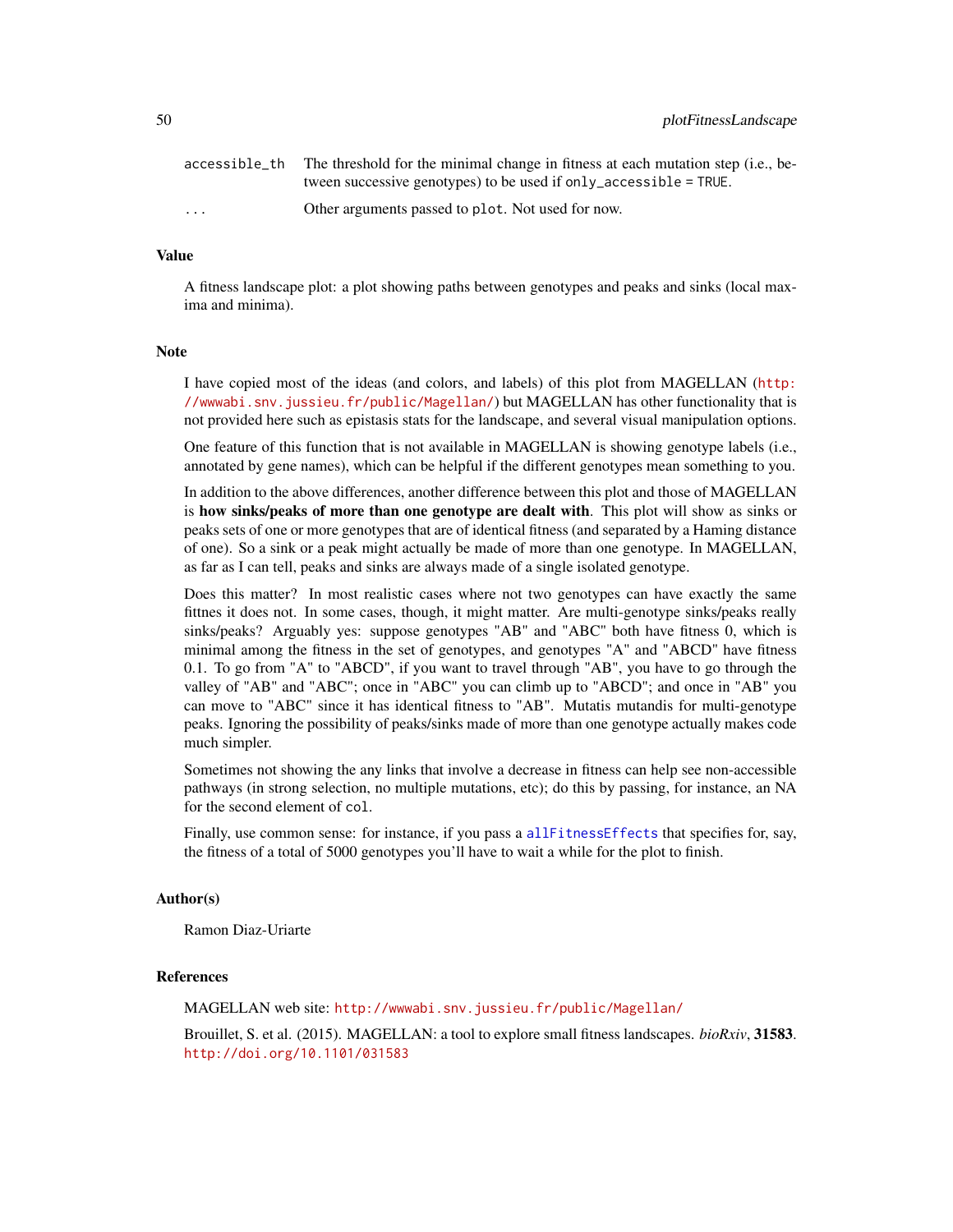| | |
|---|---|
| `accessible_th` | The threshold for the minimal change in fitness at each mutation step (i.e., between successive genotypes) to be used if `only_accessible = TRUE`. |
| `...` | Other arguments passed to `plot`. Not used for now. |

## Value

A fitness landscape plot: a plot showing paths between genotypes and peaks and sinks (local maxima and minima).

## Note

I have copied most of the ideas (and colors, and labels) of this plot from MAGELLAN (http://wwwabi.snv.jussieu.fr/public/Magellan/) but MAGELLAN has other functionality that is not provided here such as epistasis stats for the landscape, and several visual manipulation options.

One feature of this function that is not available in MAGELLAN is showing genotype labels (i.e., annotated by gene names), which can be helpful if the different genotypes mean something to you.

In addition to the above differences, another difference between this plot and those of MAGELLAN is **how sinks/peaks of more than one genotype are dealt with**. This plot will show as sinks or peaks sets of one or more genotypes that are of identical fitness (and separated by a Haming distance of one). So a sink or a peak might actually be made of more than one genotype. In MAGELLAN, as far as I can tell, peaks and sinks are always made of a single isolated genotype.

Does this matter? In most realistic cases where not two genotypes can have exactly the same fittnes it does not. In some cases, though, it might matter. Are multi-genotype sinks/peaks really sinks/peaks? Arguably yes: suppose genotypes "AB" and "ABC" both have fitness 0, which is minimal among the fitness in the set of genotypes, and genotypes "A" and "ABCD" have fitness 0.1. To go from "A" to "ABCD", if you want to travel through "AB", you have to go through the valley of "AB" and "ABC"; once in "ABC" you can climb up to "ABCD"; and once in "AB" you can move to "ABC" since it has identical fitness to "AB". Mutatis mutandis for multi-genotype peaks. Ignoring the possibility of peaks/sinks made of more than one genotype actually makes code much simpler.

Sometimes not showing the any links that involve a decrease in fitness can help see non-accessible pathways (in strong selection, no multiple mutations, etc); do this by passing, for instance, an NA for the second element of `col`.

Finally, use common sense: for instance, if you pass a `allFitnessEffects` that specifies for, say, the fitness of a total of 5000 genotypes you'll have to wait a while for the plot to finish.

## Author(s)

Ramon Diaz-Uriarte

## References

MAGELLAN web site: http://wwwabi.snv.jussieu.fr/public/Magellan/

Brouillet, S. et al. (2015). MAGELLAN: a tool to explore small fitness landscapes. *bioRxiv*, **31583**. http://doi.org/10.1101/031583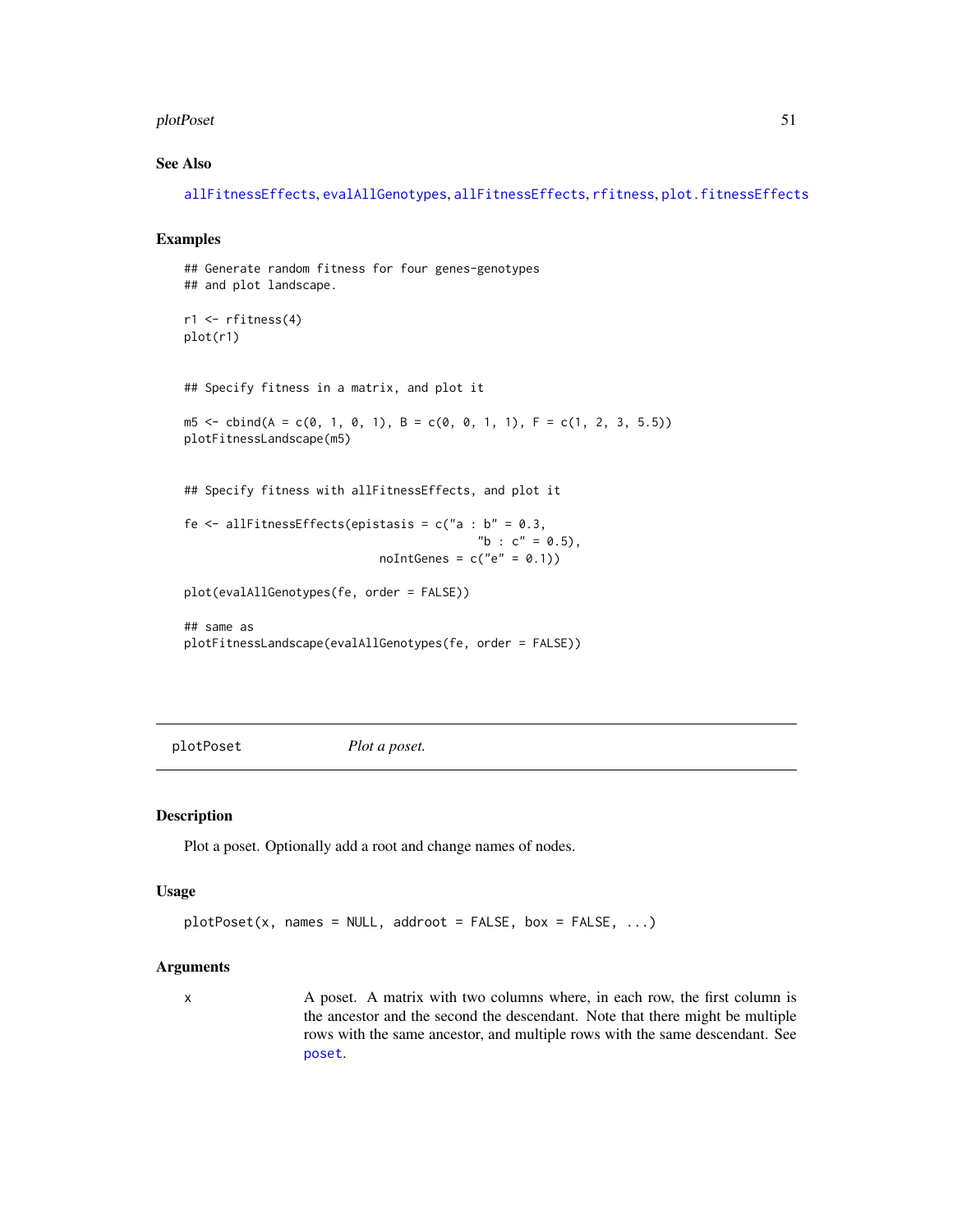## See Also

allFitnessEffects, evalAllGenotypes, allFitnessEffects, rfitness, plot.fitnessEffects

## Examples

```
## Generate random fitness for four genes-genotypes
## and plot landscape.

r1 <- rfitness(4)
plot(r1)


## Specify fitness in a matrix, and plot it

m5 <- cbind(A = c(0, 1, 0, 1), B = c(0, 0, 1, 1), F = c(1, 2, 3, 5.5))
plotFitnessLandscape(m5)


## Specify fitness with allFitnessEffects, and plot it

fe <- allFitnessEffects(epistasis = c("a : b" = 0.3,
                                      "b : c" = 0.5),
                        noIntGenes = c("e" = 0.1))

plot(evalAllGenotypes(fe, order = FALSE))

## same as
plotFitnessLandscape(evalAllGenotypes(fe, order = FALSE))
```

---

# plotPoset — *Plot a poset.*

## Description

Plot a poset. Optionally add a root and change names of nodes.

## Usage

```
plotPoset(x, names = NULL, addroot = FALSE, box = FALSE, ...)
```

## Arguments

| | |
|---|---|
| x | A poset. A matrix with two columns where, in each row, the first column is the ancestor and the second the descendant. Note that there might be multiple rows with the same ancestor, and multiple rows with the same descendant. See poset. |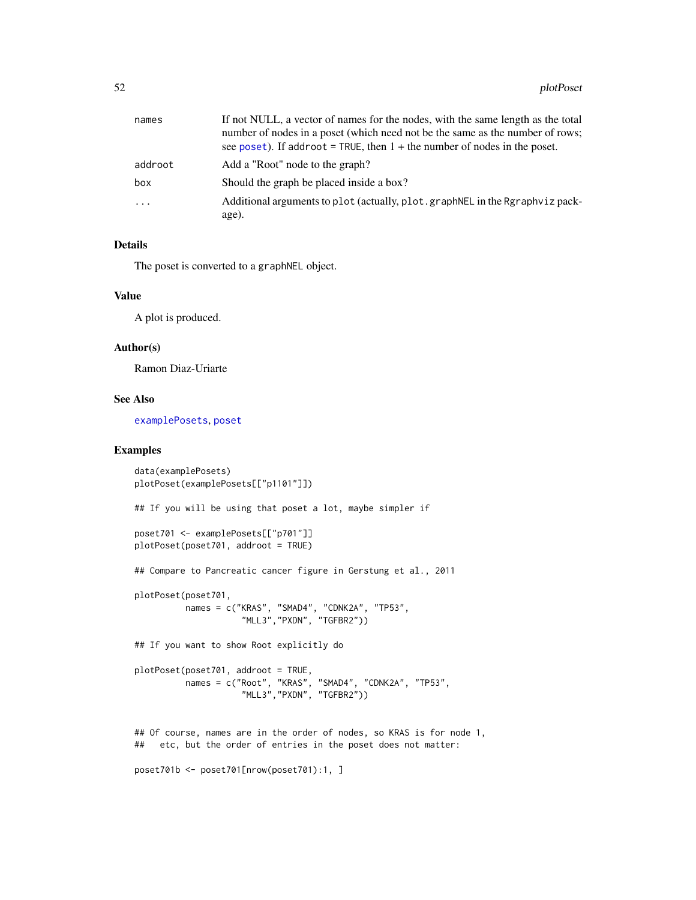| | |
|---|---|
| names | If not NULL, a vector of names for the nodes, with the same length as the total number of nodes in a poset (which need not be the same as the number of rows; see poset). If addroot = TRUE, then 1 + the number of nodes in the poset. |
| addroot | Add a "Root" node to the graph? |
| box | Should the graph be placed inside a box? |
| ... | Additional arguments to plot (actually, plot.graphNEL in the Rgraphviz package). |

## Details

The poset is converted to a graphNEL object.

## Value

A plot is produced.

## Author(s)

Ramon Diaz-Uriarte

## See Also

examplePosets, poset

## Examples

```
data(examplePosets)
plotPoset(examplePosets[["p1101"]])

## If you will be using that poset a lot, maybe simpler if

poset701 <- examplePosets[["p701"]]
plotPoset(poset701, addroot = TRUE)

## Compare to Pancreatic cancer figure in Gerstung et al., 2011

plotPoset(poset701,
          names = c("KRAS", "SMAD4", "CDNK2A", "TP53",
                    "MLL3","PXDN", "TGFBR2"))

## If you want to show Root explicitly do

plotPoset(poset701, addroot = TRUE,
          names = c("Root", "KRAS", "SMAD4", "CDNK2A", "TP53",
                    "MLL3","PXDN", "TGFBR2"))


## Of course, names are in the order of nodes, so KRAS is for node 1,
##   etc, but the order of entries in the poset does not matter:

poset701b <- poset701[nrow(poset701):1, ]
```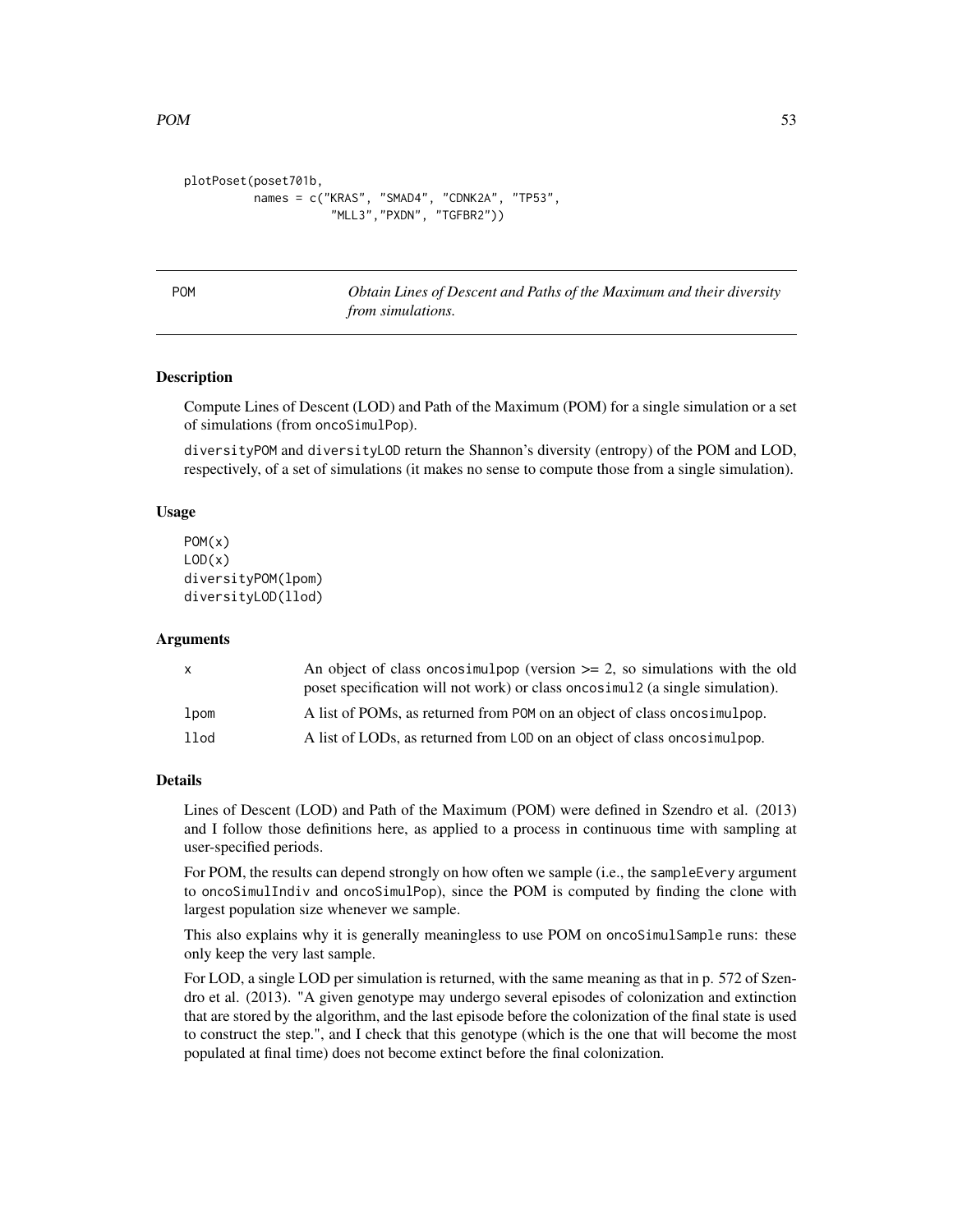```
plotPoset(poset701b,
          names = c("KRAS", "SMAD4", "CDNK2A", "TP53",
                    "MLL3","PXDN", "TGFBR2"))
```

## POM — *Obtain Lines of Descent and Paths of the Maximum and their diversity from simulations.*

### Description

Compute Lines of Descent (LOD) and Path of the Maximum (POM) for a single simulation or a set of simulations (from oncoSimulPop).

diversityPOM and diversityLOD return the Shannon's diversity (entropy) of the POM and LOD, respectively, of a set of simulations (it makes no sense to compute those from a single simulation).

### Usage

```
POM(x)
LOD(x)
diversityPOM(lpom)
diversityLOD(llod)
```

### Arguments

| | |
|---|---|
| x | An object of class oncosimulpop (version >= 2, so simulations with the old poset specification will not work) or class oncosimul2 (a single simulation). |
| lpom | A list of POMs, as returned from POM on an object of class oncosimulpop. |
| llod | A list of LODs, as returned from LOD on an object of class oncosimulpop. |

### Details

Lines of Descent (LOD) and Path of the Maximum (POM) were defined in Szendro et al. (2013) and I follow those definitions here, as applied to a process in continuous time with sampling at user-specified periods.

For POM, the results can depend strongly on how often we sample (i.e., the sampleEvery argument to oncoSimulIndiv and oncoSimulPop), since the POM is computed by finding the clone with largest population size whenever we sample.

This also explains why it is generally meaningless to use POM on oncoSimulSample runs: these only keep the very last sample.

For LOD, a single LOD per simulation is returned, with the same meaning as that in p. 572 of Szendro et al. (2013). "A given genotype may undergo several episodes of colonization and extinction that are stored by the algorithm, and the last episode before the colonization of the final state is used to construct the step.", and I check that this genotype (which is the one that will become the most populated at final time) does not become extinct before the final colonization.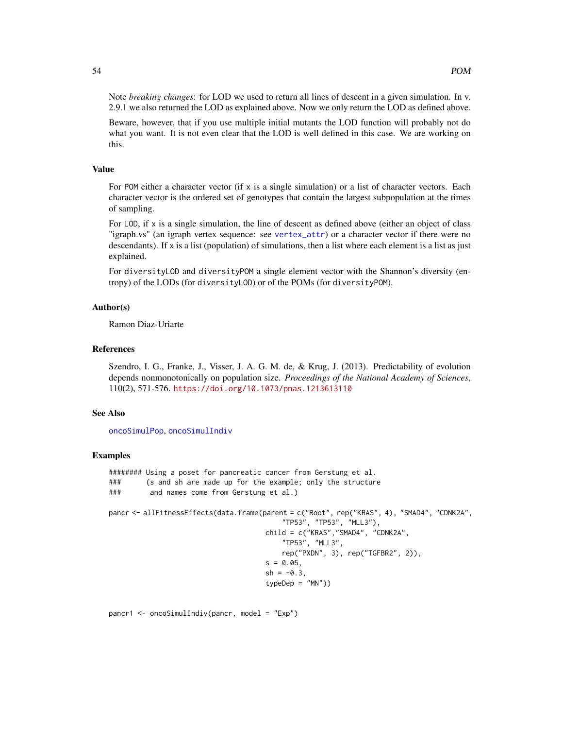Note *breaking changes*: for LOD we used to return all lines of descent in a given simulation. In v. 2.9.1 we also returned the LOD as explained above. Now we only return the LOD as defined above.

Beware, however, that if you use multiple initial mutants the LOD function will probably not do what you want. It is not even clear that the LOD is well defined in this case. We are working on this.

## Value

For POM either a character vector (if x is a single simulation) or a list of character vectors. Each character vector is the ordered set of genotypes that contain the largest subpopulation at the times of sampling.

For LOD, if x is a single simulation, the line of descent as defined above (either an object of class "igraph.vs" (an igraph vertex sequence: see vertex_attr) or a character vector if there were no descendants). If x is a list (population) of simulations, then a list where each element is a list as just explained.

For diversityLOD and diversityPOM a single element vector with the Shannon's diversity (entropy) of the LODs (for diversityLOD) or of the POMs (for diversityPOM).

## Author(s)

Ramon Diaz-Uriarte

## References

Szendro, I. G., Franke, J., Visser, J. A. G. M. de, & Krug, J. (2013). Predictability of evolution depends nonmonotonically on population size. *Proceedings of the National Academy of Sciences*, 110(2), 571-576. https://doi.org/10.1073/pnas.1213613110

## See Also

oncoSimulPop, oncoSimulIndiv

## Examples

```
######## Using a poset for pancreatic cancer from Gerstung et al.
###      (s and sh are made up for the example; only the structure
###       and names come from Gerstung et al.)

pancr <- allFitnessEffects(data.frame(parent = c("Root", rep("KRAS", 4), "SMAD4", "CDNK2A",
                                          "TP53", "TP53", "MLL3"),
                                      child = c("KRAS","SMAD4", "CDNK2A",
                                          "TP53", "MLL3",
                                          rep("PXDN", 3), rep("TGFBR2", 2)),
                                      s = 0.05,
                                      sh = -0.3,
                                      typeDep = "MN"))


pancr1 <- oncoSimulIndiv(pancr, model = "Exp")
```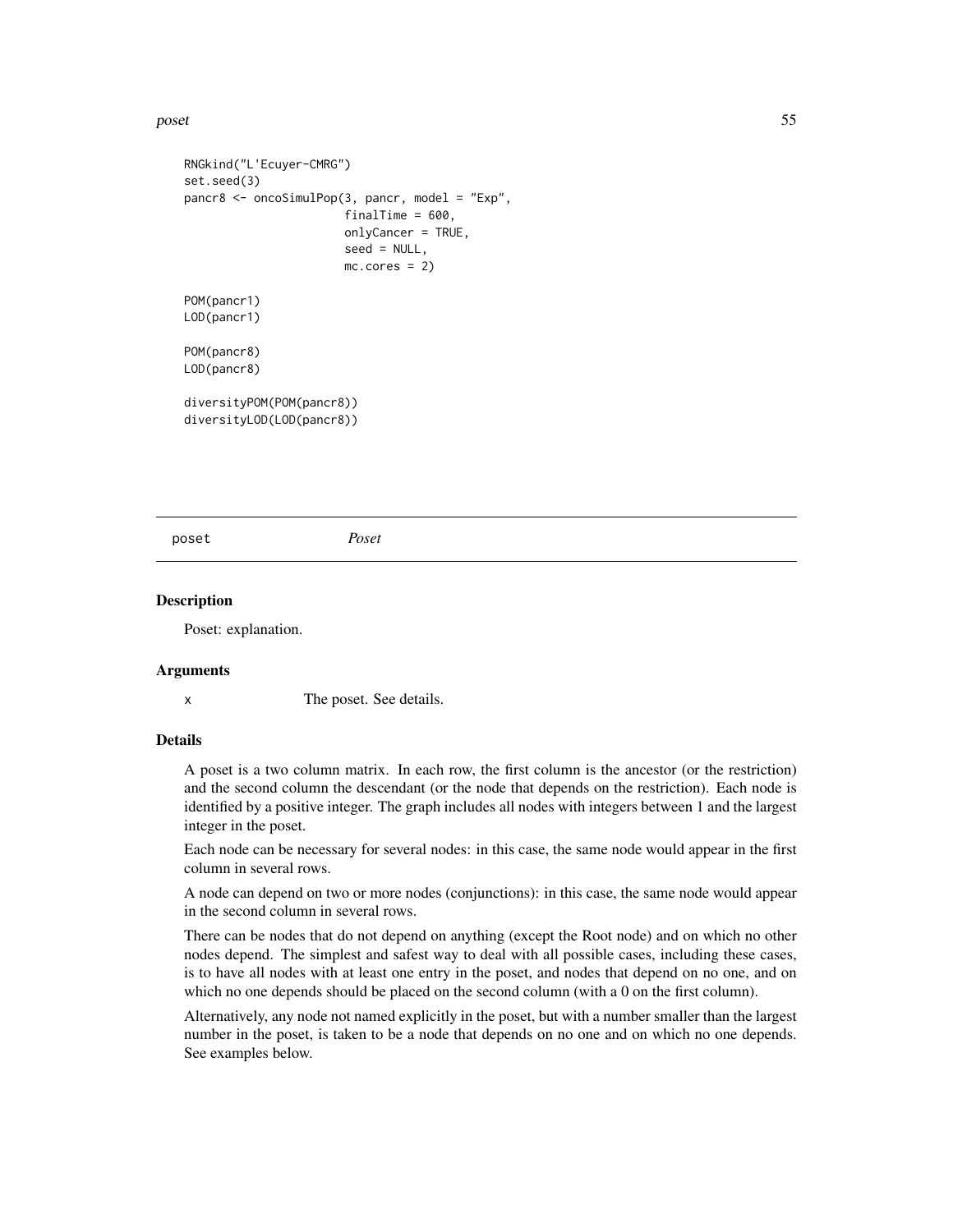```
RNGkind("L'Ecuyer-CMRG")
set.seed(3)
pancr8 <- oncoSimulPop(3, pancr, model = "Exp",
                       finalTime = 600,
                       onlyCancer = TRUE,
                       seed = NULL,
                       mc.cores = 2)

POM(pancr1)
LOD(pancr1)

POM(pancr8)
LOD(pancr8)

diversityPOM(POM(pancr8))
diversityLOD(LOD(pancr8))
```

## poset *Poset*

### Description

Poset: explanation.

### Arguments

| | |
|---|---|
| x | The poset. See details. |

### Details

A poset is a two column matrix. In each row, the first column is the ancestor (or the restriction) and the second column the descendant (or the node that depends on the restriction). Each node is identified by a positive integer. The graph includes all nodes with integers between 1 and the largest integer in the poset.

Each node can be necessary for several nodes: in this case, the same node would appear in the first column in several rows.

A node can depend on two or more nodes (conjunctions): in this case, the same node would appear in the second column in several rows.

There can be nodes that do not depend on anything (except the Root node) and on which no other nodes depend. The simplest and safest way to deal with all possible cases, including these cases, is to have all nodes with at least one entry in the poset, and nodes that depend on no one, and on which no one depends should be placed on the second column (with a 0 on the first column).

Alternatively, any node not named explicitly in the poset, but with a number smaller than the largest number in the poset, is taken to be a node that depends on no one and on which no one depends. See examples below.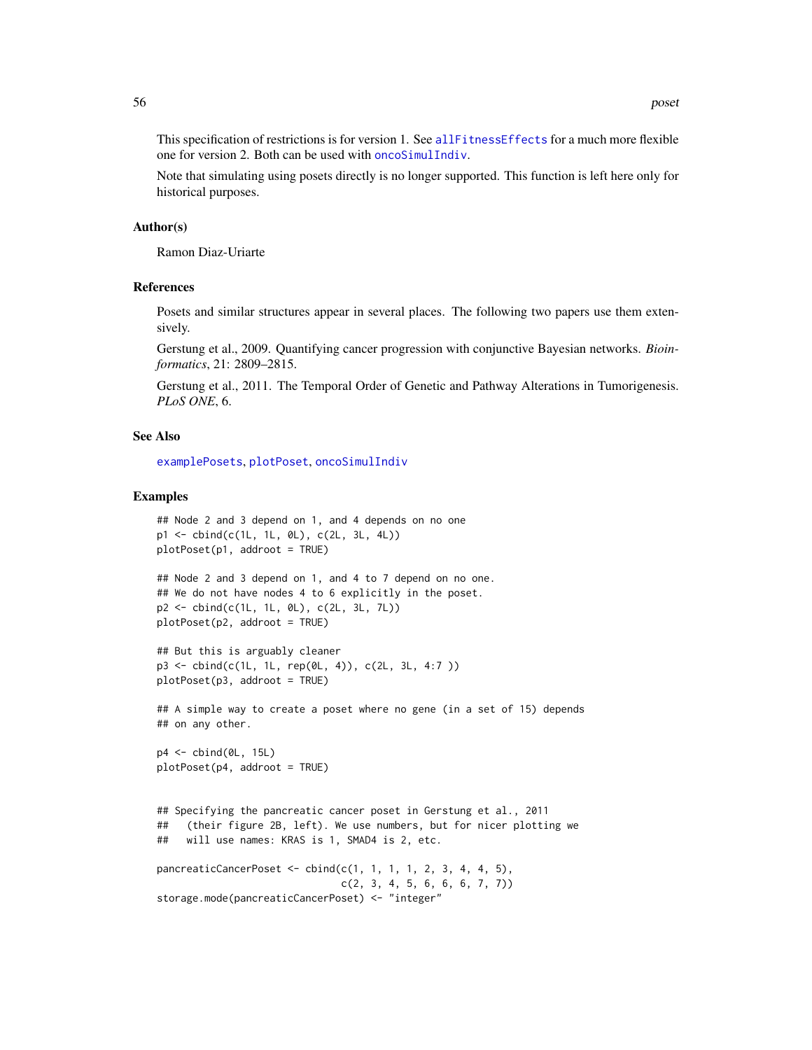This specification of restrictions is for version 1. See allFitnessEffects for a much more flexible one for version 2. Both can be used with oncoSimulIndiv.

Note that simulating using posets directly is no longer supported. This function is left here only for historical purposes.

## Author(s)

Ramon Diaz-Uriarte

## References

Posets and similar structures appear in several places. The following two papers use them extensively.

Gerstung et al., 2009. Quantifying cancer progression with conjunctive Bayesian networks. *Bioinformatics*, 21: 2809–2815.

Gerstung et al., 2011. The Temporal Order of Genetic and Pathway Alterations in Tumorigenesis. *PLoS ONE*, 6.

## See Also

examplePosets, plotPoset, oncoSimulIndiv

## Examples

```
## Node 2 and 3 depend on 1, and 4 depends on no one
p1 <- cbind(c(1L, 1L, 0L), c(2L, 3L, 4L))
plotPoset(p1, addroot = TRUE)

## Node 2 and 3 depend on 1, and 4 to 7 depend on no one.
## We do not have nodes 4 to 6 explicitly in the poset.
p2 <- cbind(c(1L, 1L, 0L), c(2L, 3L, 7L))
plotPoset(p2, addroot = TRUE)

## But this is arguably cleaner
p3 <- cbind(c(1L, 1L, rep(0L, 4)), c(2L, 3L, 4:7 ))
plotPoset(p3, addroot = TRUE)

## A simple way to create a poset where no gene (in a set of 15) depends
## on any other.

p4 <- cbind(0L, 15L)
plotPoset(p4, addroot = TRUE)


## Specifying the pancreatic cancer poset in Gerstung et al., 2011
##   (their figure 2B, left). We use numbers, but for nicer plotting we
##   will use names: KRAS is 1, SMAD4 is 2, etc.

pancreaticCancerPoset <- cbind(c(1, 1, 1, 1, 2, 3, 4, 4, 5),
                               c(2, 3, 4, 5, 6, 6, 6, 7, 7))
storage.mode(pancreaticCancerPoset) <- "integer"
```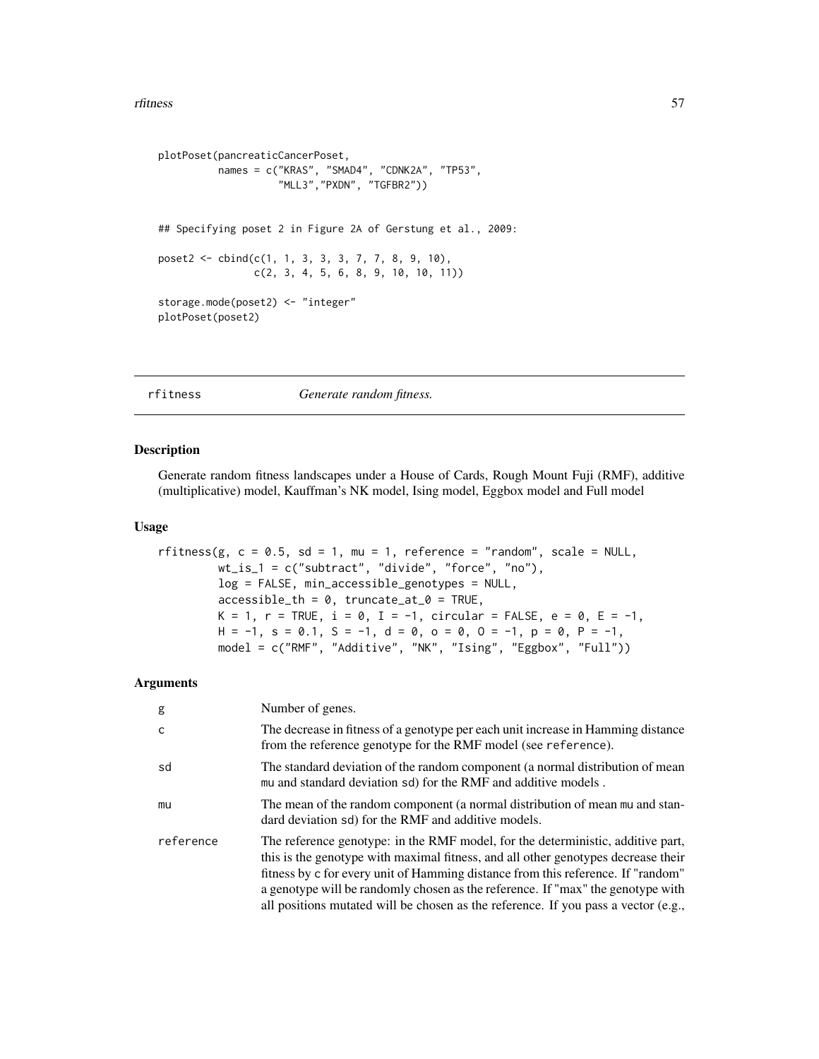```
plotPoset(pancreaticCancerPoset,
          names = c("KRAS", "SMAD4", "CDNK2A", "TP53",
                    "MLL3","PXDN", "TGFBR2"))


## Specifying poset 2 in Figure 2A of Gerstung et al., 2009:

poset2 <- cbind(c(1, 1, 3, 3, 3, 7, 7, 8, 9, 10),
                c(2, 3, 4, 5, 6, 8, 9, 10, 10, 11))

storage.mode(poset2) <- "integer"
plotPoset(poset2)
```

## rfitness *Generate random fitness.*

### Description

Generate random fitness landscapes under a House of Cards, Rough Mount Fuji (RMF), additive (multiplicative) model, Kauffman's NK model, Ising model, Eggbox model and Full model

### Usage

```
rfitness(g, c = 0.5, sd = 1, mu = 1, reference = "random", scale = NULL,
         wt_is_1 = c("subtract", "divide", "force", "no"),
         log = FALSE, min_accessible_genotypes = NULL,
         accessible_th = 0, truncate_at_0 = TRUE,
         K = 1, r = TRUE, i = 0, I = -1, circular = FALSE, e = 0, E = -1,
         H = -1, s = 0.1, S = -1, d = 0, o = 0, O = -1, p = 0, P = -1,
         model = c("RMF", "Additive", "NK", "Ising", "Eggbox", "Full"))
```

### Arguments

| | |
|---|---|
| g | Number of genes. |
| c | The decrease in fitness of a genotype per each unit increase in Hamming distance from the reference genotype for the RMF model (see reference). |
| sd | The standard deviation of the random component (a normal distribution of mean mu and standard deviation sd) for the RMF and additive models . |
| mu | The mean of the random component (a normal distribution of mean mu and standard deviation sd) for the RMF and additive models. |
| reference | The reference genotype: in the RMF model, for the deterministic, additive part, this is the genotype with maximal fitness, and all other genotypes decrease their fitness by c for every unit of Hamming distance from this reference. If "random" a genotype will be randomly chosen as the reference. If "max" the genotype with all positions mutated will be chosen as the reference. If you pass a vector (e.g., |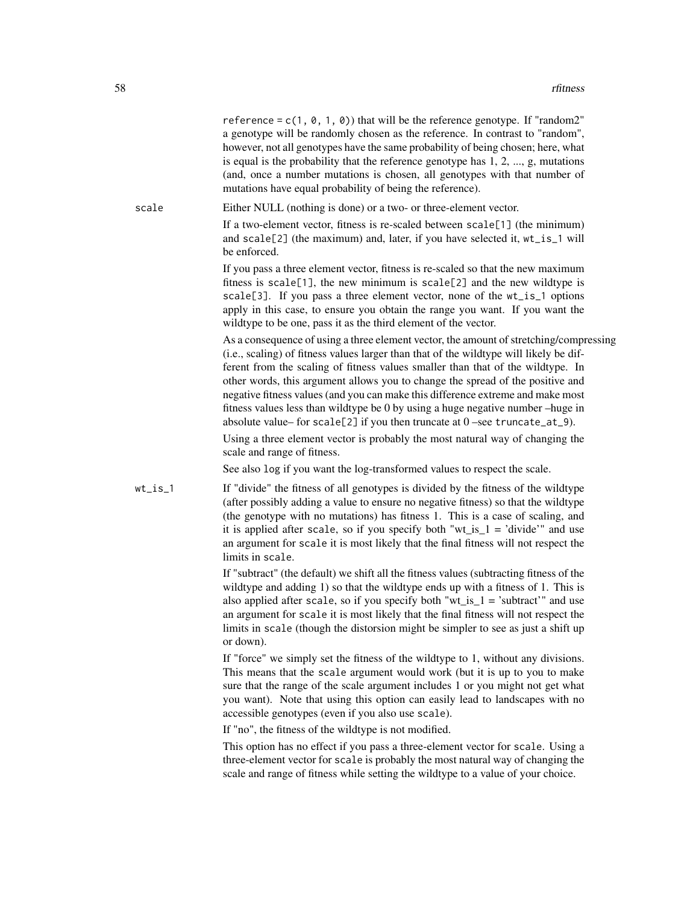reference = c(1, 0, 1, 0)) that will be the reference genotype. If "random2" a genotype will be randomly chosen as the reference. In contrast to "random", however, not all genotypes have the same probability of being chosen; here, what is equal is the probability that the reference genotype has 1, 2, ..., g, mutations (and, once a number mutations is chosen, all genotypes with that number of mutations have equal probability of being the reference).

**scale** Either NULL (nothing is done) or a two- or three-element vector.

If a two-element vector, fitness is re-scaled between scale[1] (the minimum) and scale[2] (the maximum) and, later, if you have selected it, wt_is_1 will be enforced.

If you pass a three element vector, fitness is re-scaled so that the new maximum fitness is scale[1], the new minimum is scale[2] and the new wildtype is scale[3]. If you pass a three element vector, none of the wt_is_1 options apply in this case, to ensure you obtain the range you want. If you want the wildtype to be one, pass it as the third element of the vector.

As a consequence of using a three element vector, the amount of stretching/compressing (i.e., scaling) of fitness values larger than that of the wildtype will likely be different from the scaling of fitness values smaller than that of the wildtype. In other words, this argument allows you to change the spread of the positive and negative fitness values (and you can make this difference extreme and make most fitness values less than wildtype be 0 by using a huge negative number –huge in absolute value– for scale[2] if you then truncate at 0 –see truncate_at_9).

Using a three element vector is probably the most natural way of changing the scale and range of fitness.

See also log if you want the log-transformed values to respect the scale.

**wt_is_1** If "divide" the fitness of all genotypes is divided by the fitness of the wildtype (after possibly adding a value to ensure no negative fitness) so that the wildtype (the genotype with no mutations) has fitness 1. This is a case of scaling, and it is applied after scale, so if you specify both "wt_is_1 = 'divide'" and use an argument for scale it is most likely that the final fitness will not respect the limits in scale.

If "subtract" (the default) we shift all the fitness values (subtracting fitness of the wildtype and adding 1) so that the wildtype ends up with a fitness of 1. This is also applied after scale, so if you specify both "wt_is_1 = 'subtract'" and use an argument for scale it is most likely that the final fitness will not respect the limits in scale (though the distorsion might be simpler to see as just a shift up or down).

If "force" we simply set the fitness of the wildtype to 1, without any divisions. This means that the scale argument would work (but it is up to you to make sure that the range of the scale argument includes 1 or you might not get what you want). Note that using this option can easily lead to landscapes with no accessible genotypes (even if you also use scale).

If "no", the fitness of the wildtype is not modified.

This option has no effect if you pass a three-element vector for scale. Using a three-element vector for scale is probably the most natural way of changing the scale and range of fitness while setting the wildtype to a value of your choice.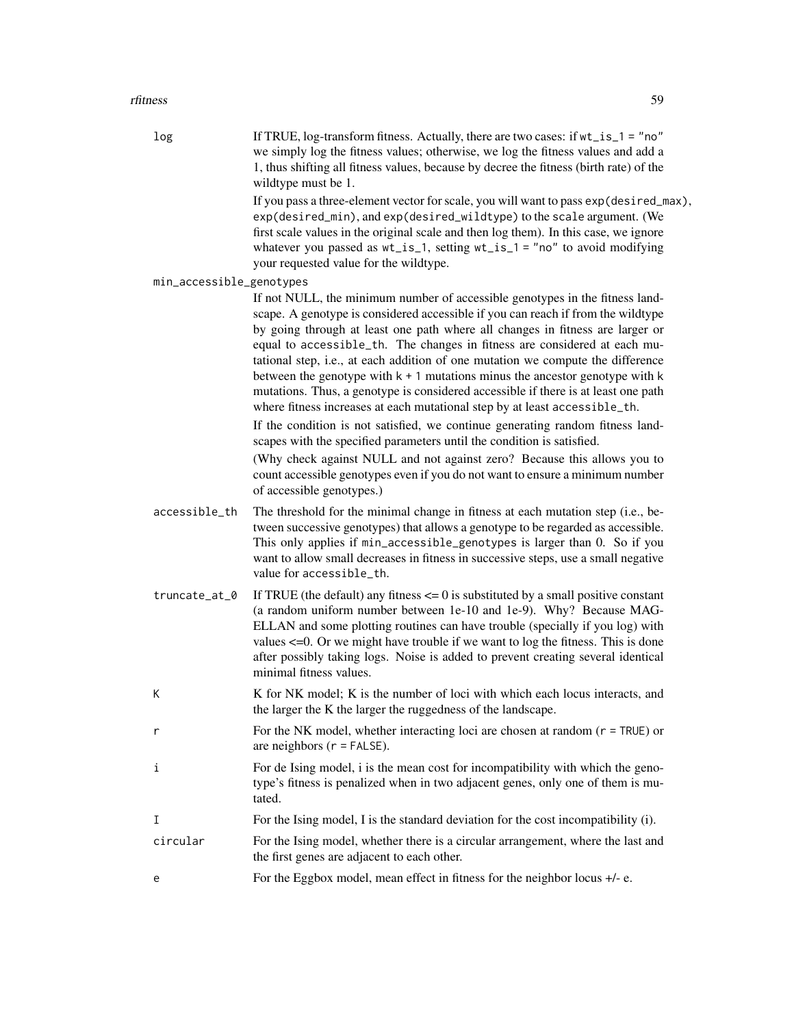`log`
: If TRUE, log-transform fitness. Actually, there are two cases: if `wt_is_1 = "no"` we simply log the fitness values; otherwise, we log the fitness values and add a 1, thus shifting all fitness values, because by decree the fitness (birth rate) of the wildtype must be 1.

  If you pass a three-element vector for scale, you will want to pass `exp(desired_max)`, `exp(desired_min)`, and `exp(desired_wildtype)` to the `scale` argument. (We first scale values in the original scale and then log them). In this case, we ignore whatever you passed as `wt_is_1`, setting `wt_is_1 = "no"` to avoid modifying your requested value for the wildtype.

`min_accessible_genotypes`
: If not NULL, the minimum number of accessible genotypes in the fitness landscape. A genotype is considered accessible if you can reach if from the wildtype by going through at least one path where all changes in fitness are larger or equal to `accessible_th`. The changes in fitness are considered at each mutational step, i.e., at each addition of one mutation we compute the difference between the genotype with `k + 1` mutations minus the ancestor genotype with `k` mutations. Thus, a genotype is considered accessible if there is at least one path where fitness increases at each mutational step by at least `accessible_th`.

  If the condition is not satisfied, we continue generating random fitness landscapes with the specified parameters until the condition is satisfied.

  (Why check against NULL and not against zero? Because this allows you to count accessible genotypes even if you do not want to ensure a minimum number of accessible genotypes.)

`accessible_th`
: The threshold for the minimal change in fitness at each mutation step (i.e., between successive genotypes) that allows a genotype to be regarded as accessible. This only applies if `min_accessible_genotypes` is larger than 0. So if you want to allow small decreases in fitness in successive steps, use a small negative value for `accessible_th`.

`truncate_at_0`
: If TRUE (the default) any fitness <= 0 is substituted by a small positive constant (a random uniform number between 1e-10 and 1e-9). Why? Because MAGELLAN and some plotting routines can have trouble (specially if you log) with values <=0. Or we might have trouble if we want to log the fitness. This is done after possibly taking logs. Noise is added to prevent creating several identical minimal fitness values.

`K`
: K for NK model; K is the number of loci with which each locus interacts, and the larger the K the larger the ruggedness of the landscape.

`r`
: For the NK model, whether interacting loci are chosen at random (`r = TRUE`) or are neighbors (`r = FALSE`).

`i`
: For de Ising model, i is the mean cost for incompatibility with which the genotype's fitness is penalized when in two adjacent genes, only one of them is mutated.

`I`
: For the Ising model, I is the standard deviation for the cost incompatibility (i).

`circular`
: For the Ising model, whether there is a circular arrangement, where the last and the first genes are adjacent to each other.

`e`
: For the Eggbox model, mean effect in fitness for the neighbor locus +/- e.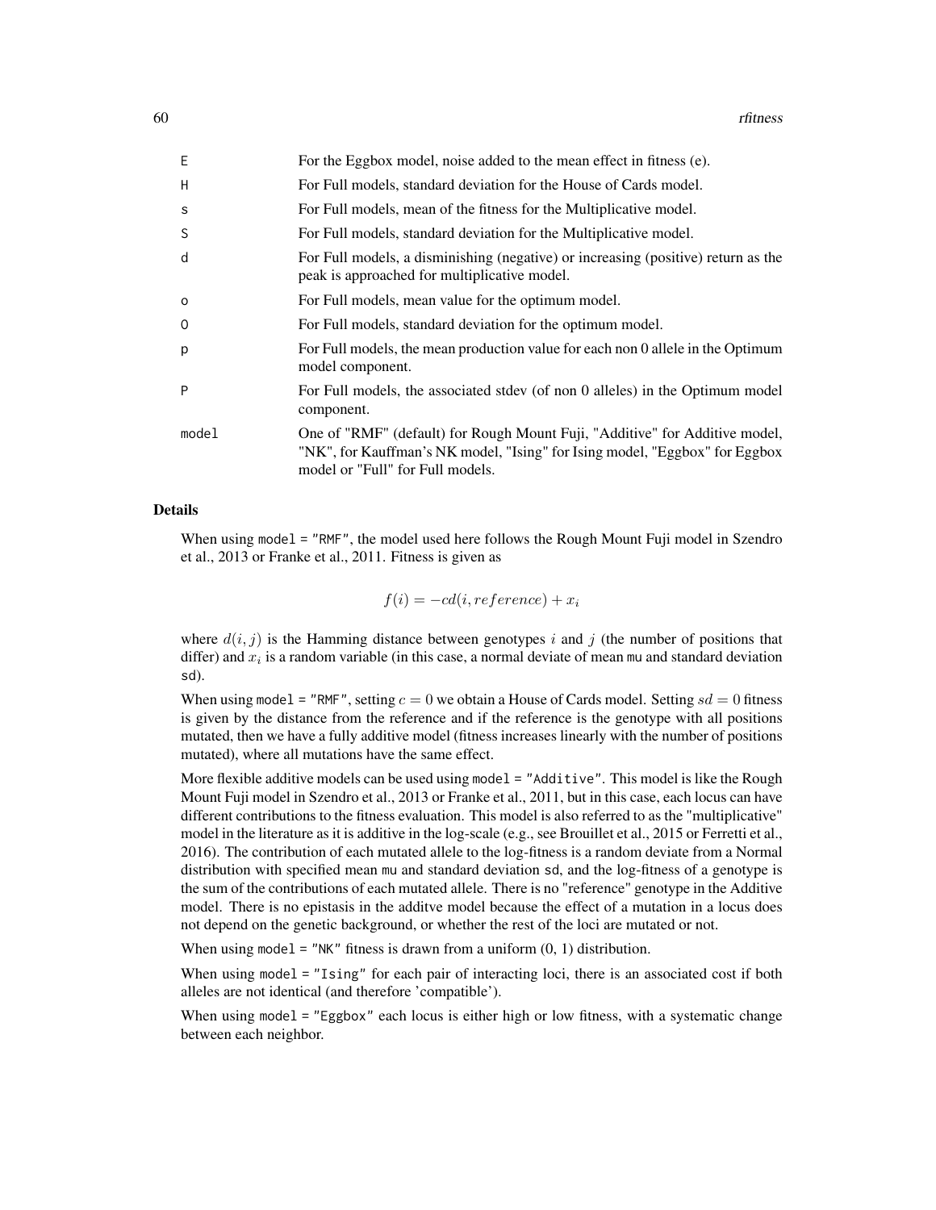| | |
|---|---|
| `E` | For the Eggbox model, noise added to the mean effect in fitness (e). |
| `H` | For Full models, standard deviation for the House of Cards model. |
| `s` | For Full models, mean of the fitness for the Multiplicative model. |
| `S` | For Full models, standard deviation for the Multiplicative model. |
| `d` | For Full models, a disminishing (negative) or increasing (positive) return as the peak is approached for multiplicative model. |
| `o` | For Full models, mean value for the optimum model. |
| `O` | For Full models, standard deviation for the optimum model. |
| `p` | For Full models, the mean production value for each non 0 allele in the Optimum model component. |
| `P` | For Full models, the associated stdev (of non 0 alleles) in the Optimum model component. |
| `model` | One of "RMF" (default) for Rough Mount Fuji, "Additive" for Additive model, "NK", for Kauffman's NK model, "Ising" for Ising model, "Eggbox" for Eggbox model or "Full" for Full models. |

## Details

When using `model = "RMF"`, the model used here follows the Rough Mount Fuji model in Szendro et al., 2013 or Franke et al., 2011. Fitness is given as

$$f(i) = -cd(i, reference) + x_i$$

where $d(i, j)$ is the Hamming distance between genotypes $i$ and $j$ (the number of positions that differ) and $x_i$ is a random variable (in this case, a normal deviate of mean `mu` and standard deviation `sd`).

When using `model = "RMF"`, setting $c = 0$ we obtain a House of Cards model. Setting $sd = 0$ fitness is given by the distance from the reference and if the reference is the genotype with all positions mutated, then we have a fully additive model (fitness increases linearly with the number of positions mutated), where all mutations have the same effect.

More flexible additive models can be used using `model = "Additive"`. This model is like the Rough Mount Fuji model in Szendro et al., 2013 or Franke et al., 2011, but in this case, each locus can have different contributions to the fitness evaluation. This model is also referred to as the "multiplicative" model in the literature as it is additive in the log-scale (e.g., see Brouillet et al., 2015 or Ferretti et al., 2016). The contribution of each mutated allele to the log-fitness is a random deviate from a Normal distribution with specified mean `mu` and standard deviation `sd`, and the log-fitness of a genotype is the sum of the contributions of each mutated allele. There is no "reference" genotype in the Additive model. There is no epistasis in the additve model because the effect of a mutation in a locus does not depend on the genetic background, or whether the rest of the loci are mutated or not.

When using `model = "NK"` fitness is drawn from a uniform (0, 1) distribution.

When using `model = "Ising"` for each pair of interacting loci, there is an associated cost if both alleles are not identical (and therefore 'compatible').

When using `model = "Eggbox"` each locus is either high or low fitness, with a systematic change between each neighbor.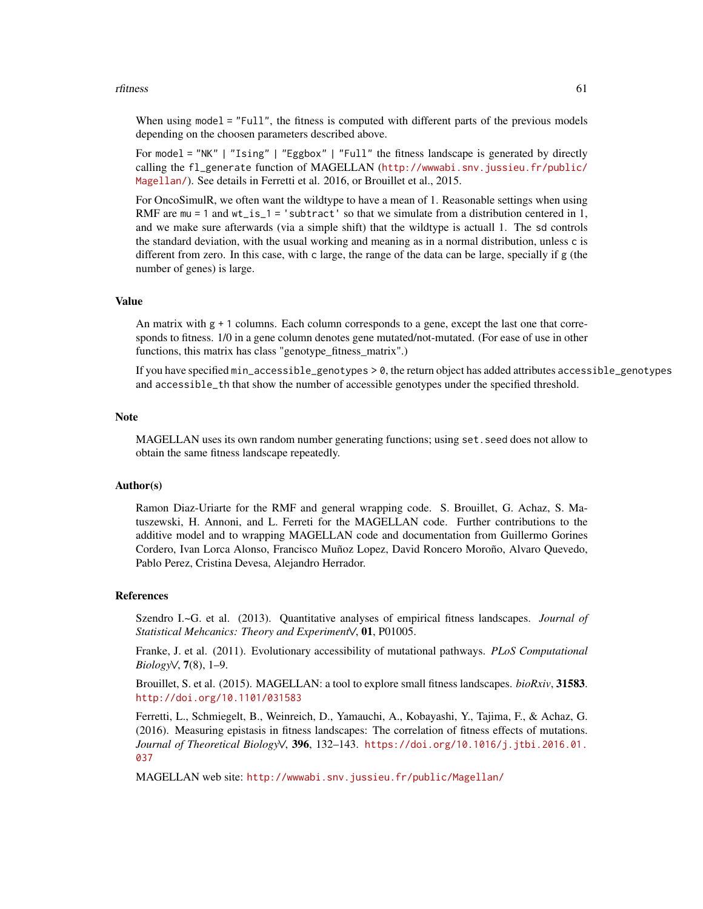When using `model = "Full"`, the fitness is computed with different parts of the previous models depending on the choosen parameters described above.

For `model = "NK" | "Ising" | "Eggbox" | "Full"` the fitness landscape is generated by directly calling the `fl_generate` function of MAGELLAN (http://wwwabi.snv.jussieu.fr/public/Magellan/). See details in Ferretti et al. 2016, or Brouillet et al., 2015.

For OncoSimulR, we often want the wildtype to have a mean of 1. Reasonable settings when using RMF are `mu = 1` and `wt_is_1 = 'subtract'` so that we simulate from a distribution centered in 1, and we make sure afterwards (via a simple shift) that the wildtype is actuall 1. The `sd` controls the standard deviation, with the usual working and meaning as in a normal distribution, unless `c` is different from zero. In this case, with `c` large, the range of the data can be large, specially if `g` (the number of genes) is large.

## Value

An matrix with `g + 1` columns. Each column corresponds to a gene, except the last one that corresponds to fitness. 1/0 in a gene column denotes gene mutated/not-mutated. (For ease of use in other functions, this matrix has class "genotype_fitness_matrix".)

If you have specified `min_accessible_genotypes > 0`, the return object has added attributes `accessible_genotypes` and `accessible_th` that show the number of accessible genotypes under the specified threshold.

## Note

MAGELLAN uses its own random number generating functions; using `set.seed` does not allow to obtain the same fitness landscape repeatedly.

## Author(s)

Ramon Diaz-Uriarte for the RMF and general wrapping code. S. Brouillet, G. Achaz, S. Matuszewski, H. Annoni, and L. Ferreti for the MAGELLAN code. Further contributions to the additive model and to wrapping MAGELLAN code and documentation from Guillermo Gorines Cordero, Ivan Lorca Alonso, Francisco Muñoz Lopez, David Roncero Moroño, Alvaro Quevedo, Pablo Perez, Cristina Devesa, Alejandro Herrador.

## References

Szendro I.~G. et al. (2013). Quantitative analyses of empirical fitness landscapes. *Journal of Statistical Mehcanics: Theory and Experiment\/*, **01**, P01005.

Franke, J. et al. (2011). Evolutionary accessibility of mutational pathways. *PLoS Computational Biology\/*, **7**(8), 1–9.

Brouillet, S. et al. (2015). MAGELLAN: a tool to explore small fitness landscapes. *bioRxiv*, **31583**. http://doi.org/10.1101/031583

Ferretti, L., Schmiegelt, B., Weinreich, D., Yamauchi, A., Kobayashi, Y., Tajima, F., & Achaz, G. (2016). Measuring epistasis in fitness landscapes: The correlation of fitness effects of mutations. *Journal of Theoretical Biology\/*, **396**, 132–143. https://doi.org/10.1016/j.jtbi.2016.01.037

MAGELLAN web site: http://wwwabi.snv.jussieu.fr/public/Magellan/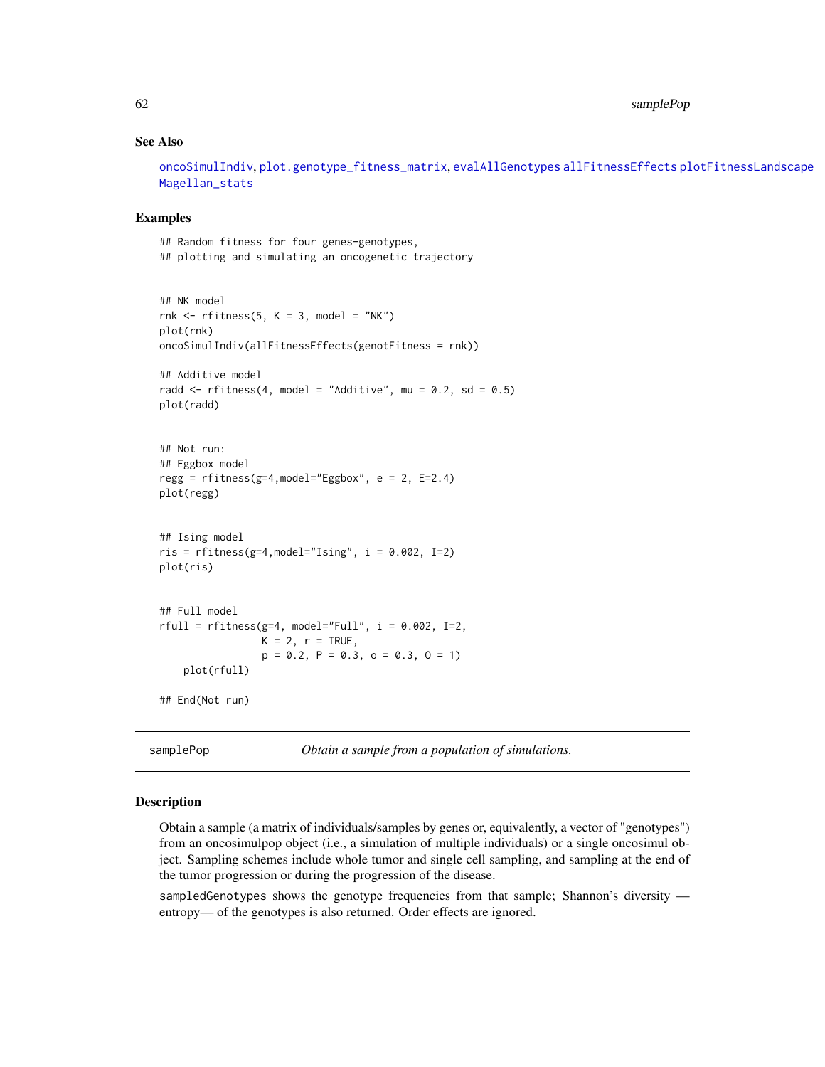### See Also

oncoSimulIndiv, plot.genotype_fitness_matrix, evalAllGenotypes allFitnessEffects plotFitnessLandscape Magellan_stats

### Examples

```
## Random fitness for four genes-genotypes,
## plotting and simulating an oncogenetic trajectory


## NK model
rnk <- rfitness(5, K = 3, model = "NK")
plot(rnk)
oncoSimulIndiv(allFitnessEffects(genotFitness = rnk))

## Additive model
radd <- rfitness(4, model = "Additive", mu = 0.2, sd = 0.5)
plot(radd)


## Not run:
## Eggbox model
regg = rfitness(g=4,model="Eggbox", e = 2, E=2.4)
plot(regg)


## Ising model
ris = rfitness(g=4,model="Ising", i = 0.002, I=2)
plot(ris)


## Full model
rfull = rfitness(g=4, model="Full", i = 0.002, I=2,
                 K = 2, r = TRUE,
                 p = 0.2, P = 0.3, o = 0.3, O = 1)
    plot(rfull)

## End(Not run)
```

---

## samplePop — *Obtain a sample from a population of simulations.*

---

### Description

Obtain a sample (a matrix of individuals/samples by genes or, equivalently, a vector of "genotypes") from an oncosimulpop object (i.e., a simulation of multiple individuals) or a single oncosimul object. Sampling schemes include whole tumor and single cell sampling, and sampling at the end of the tumor progression or during the progression of the disease.

sampledGenotypes shows the genotype frequencies from that sample; Shannon's diversity —entropy— of the genotypes is also returned. Order effects are ignored.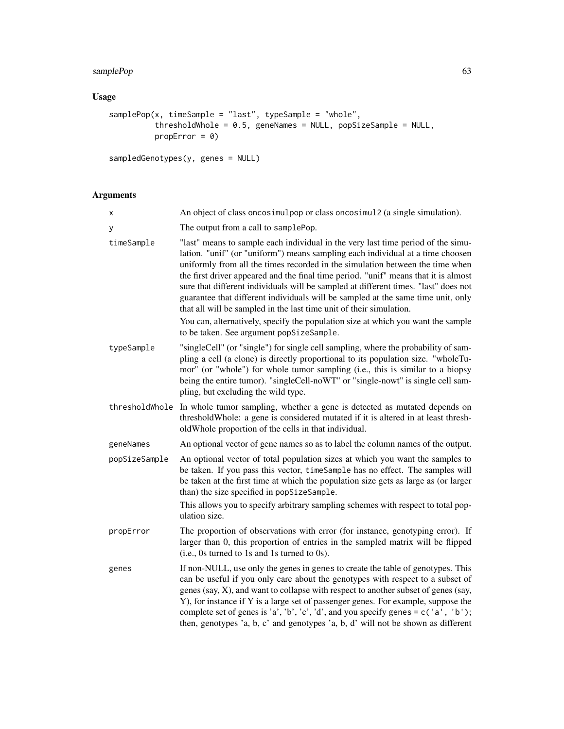## Usage

```
samplePop(x, timeSample = "last", typeSample = "whole",
          thresholdWhole = 0.5, geneNames = NULL, popSizeSample = NULL,
          propError = 0)

sampledGenotypes(y, genes = NULL)
```

## Arguments

| | |
|---|---|
| x | An object of class oncosimulpop or class oncosimul2 (a single simulation). |
| y | The output from a call to samplePop. |
| timeSample | "last" means to sample each individual in the very last time period of the simulation. "unif" (or "uniform") means sampling each individual at a time choosen uniformly from all the times recorded in the simulation between the time when the first driver appeared and the final time period. "unif" means that it is almost sure that different individuals will be sampled at different times. "last" does not guarantee that different individuals will be sampled at the same time unit, only that all will be sampled in the last time unit of their simulation.<br><br>You can, alternatively, specify the population size at which you want the sample to be taken. See argument popSizeSample. |
| typeSample | "singleCell" (or "single") for single cell sampling, where the probability of sampling a cell (a clone) is directly proportional to its population size. "wholeTumor" (or "whole") for whole tumor sampling (i.e., this is similar to a biopsy being the entire tumor). "singleCell-noWT" or "single-nowt" is single cell sampling, but excluding the wild type. |
| thresholdWhole | In whole tumor sampling, whether a gene is detected as mutated depends on thresholdWhole: a gene is considered mutated if it is altered in at least thresholdWhole proportion of the cells in that individual. |
| geneNames | An optional vector of gene names so as to label the column names of the output. |
| popSizeSample | An optional vector of total population sizes at which you want the samples to be taken. If you pass this vector, timeSample has no effect. The samples will be taken at the first time at which the population size gets as large as (or larger than) the size specified in popSizeSample.<br><br>This allows you to specify arbitrary sampling schemes with respect to total population size. |
| propError | The proportion of observations with error (for instance, genotyping error). If larger than 0, this proportion of entries in the sampled matrix will be flipped (i.e., 0s turned to 1s and 1s turned to 0s). |
| genes | If non-NULL, use only the genes in genes to create the table of genotypes. This can be useful if you only care about the genotypes with respect to a subset of genes (say, X), and want to collapse with respect to another subset of genes (say, Y), for instance if Y is a large set of passenger genes. For example, suppose the complete set of genes is 'a', 'b', 'c', 'd', and you specify genes = c('a', 'b'); then, genotypes 'a, b, c' and genotypes 'a, b, d' will not be shown as different |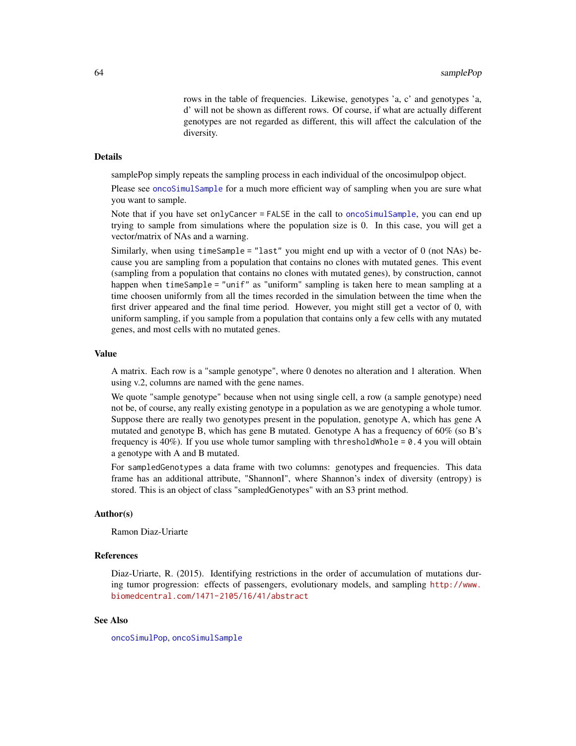rows in the table of frequencies. Likewise, genotypes 'a, c' and genotypes 'a, d' will not be shown as different rows. Of course, if what are actually different genotypes are not regarded as different, this will affect the calculation of the diversity.

## Details

samplePop simply repeats the sampling process in each individual of the oncosimulpop object.

Please see oncoSimulSample for a much more efficient way of sampling when you are sure what you want to sample.

Note that if you have set `onlyCancer = FALSE` in the call to oncoSimulSample, you can end up trying to sample from simulations where the population size is 0. In this case, you will get a vector/matrix of NAs and a warning.

Similarly, when using `timeSample = "last"` you might end up with a vector of 0 (not NAs) because you are sampling from a population that contains no clones with mutated genes. This event (sampling from a population that contains no clones with mutated genes), by construction, cannot happen when `timeSample = "unif"` as "uniform" sampling is taken here to mean sampling at a time choosen uniformly from all the times recorded in the simulation between the time when the first driver appeared and the final time period. However, you might still get a vector of 0, with uniform sampling, if you sample from a population that contains only a few cells with any mutated genes, and most cells with no mutated genes.

## Value

A matrix. Each row is a "sample genotype", where 0 denotes no alteration and 1 alteration. When using v.2, columns are named with the gene names.

We quote "sample genotype" because when not using single cell, a row (a sample genotype) need not be, of course, any really existing genotype in a population as we are genotyping a whole tumor. Suppose there are really two genotypes present in the population, genotype A, which has gene A mutated and genotype B, which has gene B mutated. Genotype A has a frequency of 60% (so B's frequency is 40%). If you use whole tumor sampling with `thresholdWhole = 0.4` you will obtain a genotype with A and B mutated.

For `sampledGenotypes` a data frame with two columns: genotypes and frequencies. This data frame has an additional attribute, "ShannonI", where Shannon's index of diversity (entropy) is stored. This is an object of class "sampledGenotypes" with an S3 print method.

## Author(s)

Ramon Diaz-Uriarte

## References

Diaz-Uriarte, R. (2015). Identifying restrictions in the order of accumulation of mutations during tumor progression: effects of passengers, evolutionary models, and sampling http://www.biomedcentral.com/1471-2105/16/41/abstract

## See Also

oncoSimulPop, oncoSimulSample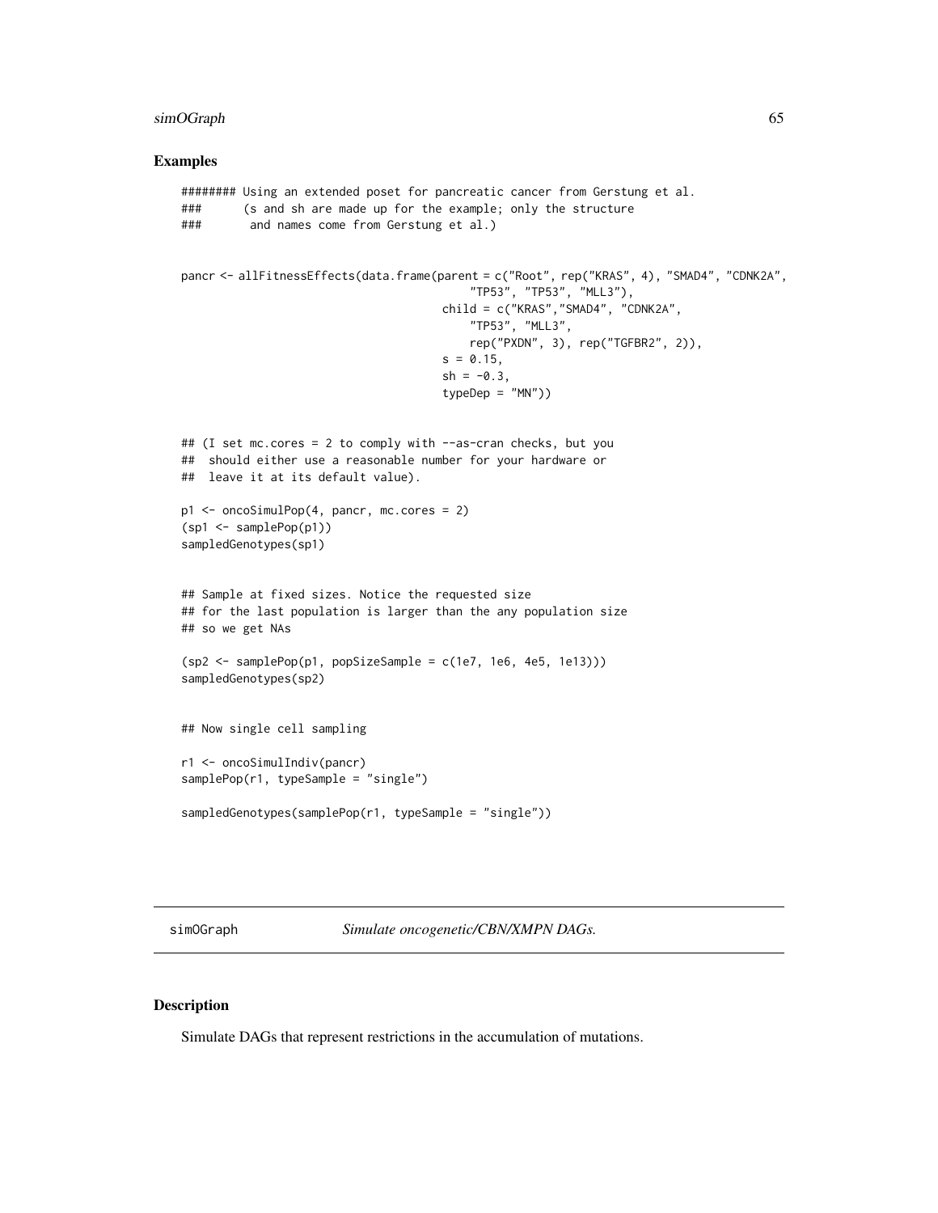## Examples

```
######## Using an extended poset for pancreatic cancer from Gerstung et al.
###      (s and sh are made up for the example; only the structure
###       and names come from Gerstung et al.)


pancr <- allFitnessEffects(data.frame(parent = c("Root", rep("KRAS", 4), "SMAD4", "CDNK2A",
                                          "TP53", "TP53", "MLL3"),
                                      child = c("KRAS","SMAD4", "CDNK2A",
                                          "TP53", "MLL3",
                                          rep("PXDN", 3), rep("TGFBR2", 2)),
                                      s = 0.15,
                                      sh = -0.3,
                                      typeDep = "MN"))


## (I set mc.cores = 2 to comply with --as-cran checks, but you
##  should either use a reasonable number for your hardware or
##  leave it at its default value).

p1 <- oncoSimulPop(4, pancr, mc.cores = 2)
(sp1 <- samplePop(p1))
sampledGenotypes(sp1)


## Sample at fixed sizes. Notice the requested size
## for the last population is larger than the any population size
## so we get NAs

(sp2 <- samplePop(p1, popSizeSample = c(1e7, 1e6, 4e5, 1e13)))
sampledGenotypes(sp2)


## Now single cell sampling

r1 <- oncoSimulIndiv(pancr)
samplePop(r1, typeSample = "single")

sampledGenotypes(samplePop(r1, typeSample = "single"))
```

---

simOGraph *Simulate oncogenetic/CBN/XMPN DAGs.*

---

## Description

Simulate DAGs that represent restrictions in the accumulation of mutations.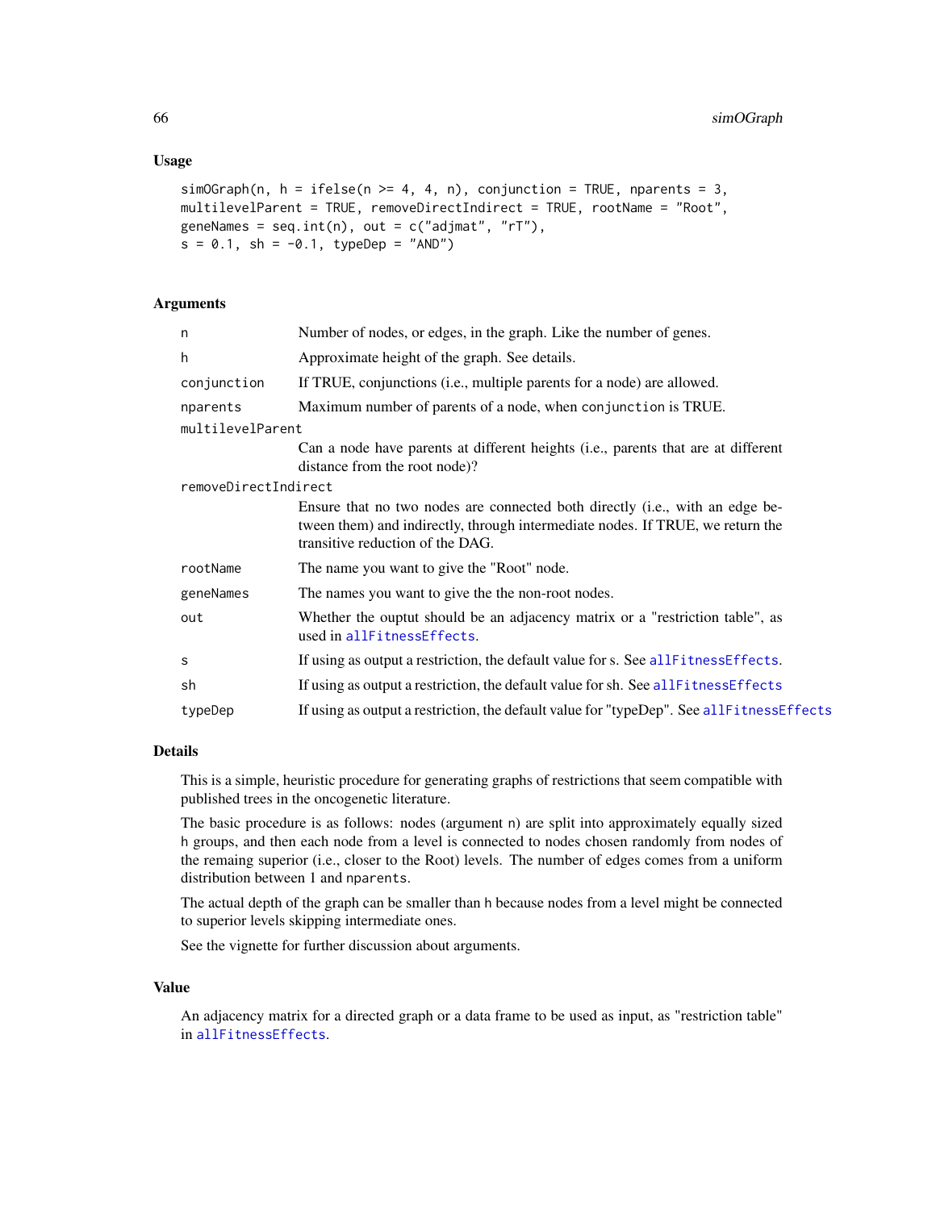### Usage

```
simOGraph(n, h = ifelse(n >= 4, 4, n), conjunction = TRUE, nparents = 3,
multilevelParent = TRUE, removeDirectIndirect = TRUE, rootName = "Root",
geneNames = seq.int(n), out = c("adjmat", "rT"),
s = 0.1, sh = -0.1, typeDep = "AND")
```

### Arguments

| Argument | Description |
|---|---|
| `n` | Number of nodes, or edges, in the graph. Like the number of genes. |
| `h` | Approximate height of the graph. See details. |
| `conjunction` | If TRUE, conjunctions (i.e., multiple parents for a node) are allowed. |
| `nparents` | Maximum number of parents of a node, when `conjunction` is TRUE. |
| `multilevelParent` | Can a node have parents at different heights (i.e., parents that are at different distance from the root node)? |
| `removeDirectIndirect` | Ensure that no two nodes are connected both directly (i.e., with an edge between them) and indirectly, through intermediate nodes. If TRUE, we return the transitive reduction of the DAG. |
| `rootName` | The name you want to give the "Root" node. |
| `geneNames` | The names you want to give the the non-root nodes. |
| `out` | Whether the ouptut should be an adjacency matrix or a "restriction table", as used in `allFitnessEffects`. |
| `s` | If using as output a restriction, the default value for s. See `allFitnessEffects`. |
| `sh` | If using as output a restriction, the default value for sh. See `allFitnessEffects` |
| `typeDep` | If using as output a restriction, the default value for "typeDep". See `allFitnessEffects` |

### Details

This is a simple, heuristic procedure for generating graphs of restrictions that seem compatible with published trees in the oncogenetic literature.

The basic procedure is as follows: nodes (argument `n`) are split into approximately equally sized `h` groups, and then each node from a level is connected to nodes chosen randomly from nodes of the remaing superior (i.e., closer to the Root) levels. The number of edges comes from a uniform distribution between 1 and `nparents`.

The actual depth of the graph can be smaller than `h` because nodes from a level might be connected to superior levels skipping intermediate ones.

See the vignette for further discussion about arguments.

### Value

An adjacency matrix for a directed graph or a data frame to be used as input, as "restriction table" in `allFitnessEffects`.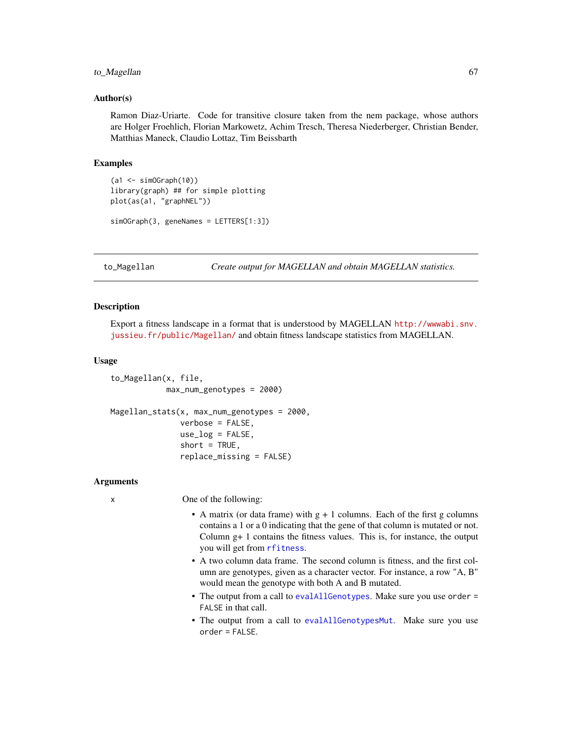### Author(s)

Ramon Diaz-Uriarte. Code for transitive closure taken from the nem package, whose authors are Holger Froehlich, Florian Markowetz, Achim Tresch, Theresa Niederberger, Christian Bender, Matthias Maneck, Claudio Lottaz, Tim Beissbarth

### Examples

```
(a1 <- simOGraph(10))
library(graph) ## for simple plotting
plot(as(a1, "graphNEL"))

simOGraph(3, geneNames = LETTERS[1:3])
```

---

## to_Magellan — *Create output for MAGELLAN and obtain MAGELLAN statistics.*

---

### Description

Export a fitness landscape in a format that is understood by MAGELLAN http://wwwabi.snv.jussieu.fr/public/Magellan/ and obtain fitness landscape statistics from MAGELLAN.

### Usage

```
to_Magellan(x, file,
            max_num_genotypes = 2000)

Magellan_stats(x, max_num_genotypes = 2000,
               verbose = FALSE,
               use_log = FALSE,
               short = TRUE,
               replace_missing = FALSE)
```

### Arguments

`x` One of the following:

- A matrix (or data frame) with g + 1 columns. Each of the first g columns contains a 1 or a 0 indicating that the gene of that column is mutated or not. Column g+ 1 contains the fitness values. This is, for instance, the output you will get from `rfitness`.
- A two column data frame. The second column is fitness, and the first column are genotypes, given as a character vector. For instance, a row "A, B" would mean the genotype with both A and B mutated.
- The output from a call to `evalAllGenotypes`. Make sure you use `order = FALSE` in that call.
- The output from a call to `evalAllGenotypesMut`. Make sure you use `order = FALSE`.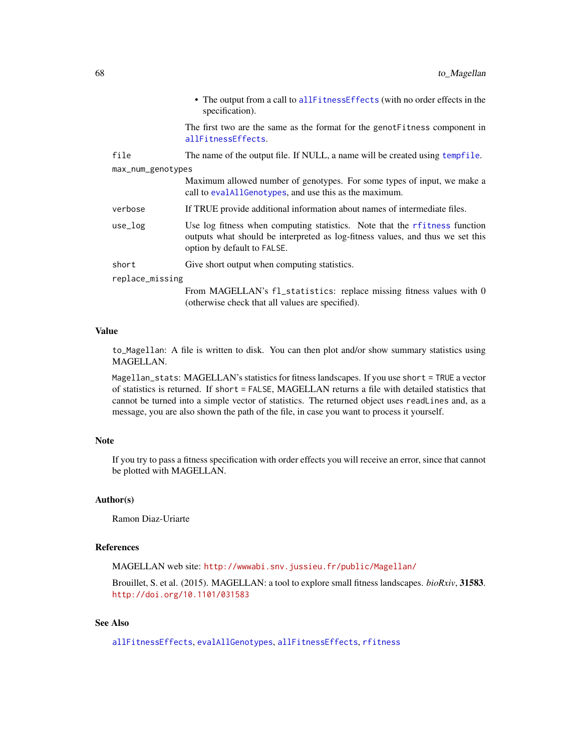- The output from a call to `allFitnessEffects` (with no order effects in the specification).

  The first two are the same as the format for the `genotFitness` component in `allFitnessEffects`.

`file`
: The name of the output file. If NULL, a name will be created using `tempfile`.

`max_num_genotypes`
: Maximum allowed number of genotypes. For some types of input, we make a call to `evalAllGenotypes`, and use this as the maximum.

`verbose`
: If TRUE provide additional information about names of intermediate files.

`use_log`
: Use log fitness when computing statistics. Note that the `rfitness` function outputs what should be interpreted as log-fitness values, and thus we set this option by default to `FALSE`.

`short`
: Give short output when computing statistics.

`replace_missing`
: From MAGELLAN's `fl_statistics`: replace missing fitness values with 0 (otherwise check that all values are specified).

## Value

`to_Magellan`: A file is written to disk. You can then plot and/or show summary statistics using MAGELLAN.

`Magellan_stats`: MAGELLAN's statistics for fitness landscapes. If you use `short = TRUE` a vector of statistics is returned. If `short = FALSE`, MAGELLAN returns a file with detailed statistics that cannot be turned into a simple vector of statistics. The returned object uses `readLines` and, as a message, you are also shown the path of the file, in case you want to process it yourself.

## Note

If you try to pass a fitness specification with order effects you will receive an error, since that cannot be plotted with MAGELLAN.

## Author(s)

Ramon Diaz-Uriarte

## References

MAGELLAN web site: http://wwwabi.snv.jussieu.fr/public/Magellan/

Brouillet, S. et al. (2015). MAGELLAN: a tool to explore small fitness landscapes. *bioRxiv*, **31583**. http://doi.org/10.1101/031583

## See Also

`allFitnessEffects`, `evalAllGenotypes`, `allFitnessEffects`, `rfitness`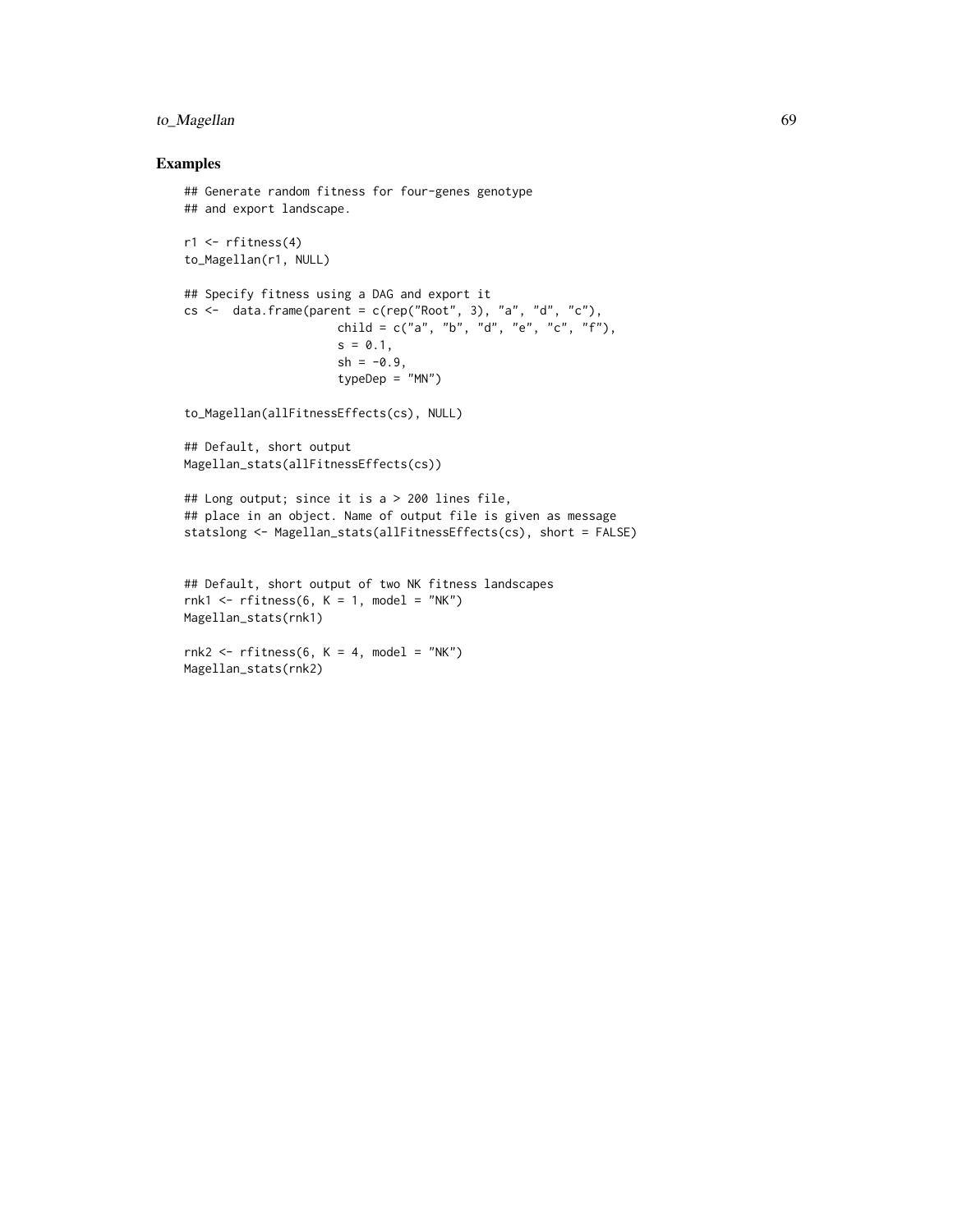## Examples

```
## Generate random fitness for four-genes genotype
## and export landscape.

r1 <- rfitness(4)
to_Magellan(r1, NULL)

## Specify fitness using a DAG and export it
cs <-  data.frame(parent = c(rep("Root", 3), "a", "d", "c"),
                      child = c("a", "b", "d", "e", "c", "f"),
                      s = 0.1,
                      sh = -0.9,
                      typeDep = "MN")

to_Magellan(allFitnessEffects(cs), NULL)

## Default, short output
Magellan_stats(allFitnessEffects(cs))

## Long output; since it is a > 200 lines file,
## place in an object. Name of output file is given as message
statslong <- Magellan_stats(allFitnessEffects(cs), short = FALSE)


## Default, short output of two NK fitness landscapes
rnk1 <- rfitness(6, K = 1, model = "NK")
Magellan_stats(rnk1)

rnk2 <- rfitness(6, K = 4, model = "NK")
Magellan_stats(rnk2)
```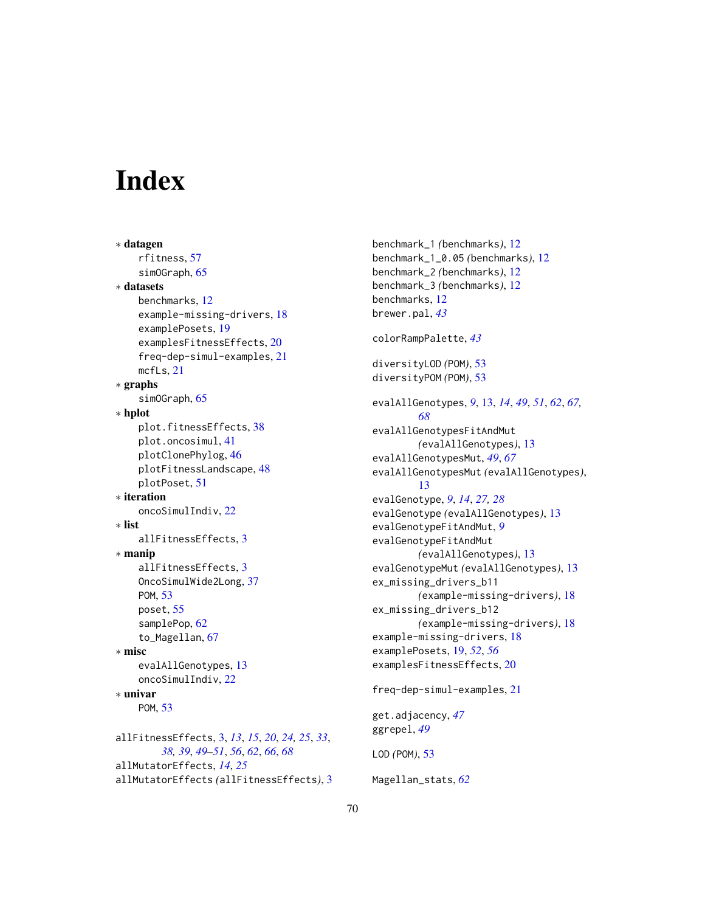# Index

∗ **datagen**
- rfitness, 57
- simOGraph, 65

∗ **datasets**
- benchmarks, 12
- example-missing-drivers, 18
- examplePosets, 19
- examplesFitnessEffects, 20
- freq-dep-simul-examples, 21
- mcfLs, 21

∗ **graphs**
- simOGraph, 65

∗ **hplot**
- plot.fitnessEffects, 38
- plot.oncosimul, 41
- plotClonePhylog, 46
- plotFitnessLandscape, 48
- plotPoset, 51

∗ **iteration**
- oncoSimulIndiv, 22

∗ **list**
- allFitnessEffects, 3

∗ **manip**
- allFitnessEffects, 3
- OncoSimulWide2Long, 37
- POM, 53
- poset, 55
- samplePop, 62
- to_Magellan, 67

∗ **misc**
- evalAllGenotypes, 13
- oncoSimulIndiv, 22

∗ **univar**
- POM, 53

allFitnessEffects, 3, *13*, *15*, *20*, *24, 25*, *33*, *38, 39*, *49–51*, *56*, *62*, *66*, *68*
allMutatorEffects, *14*, *25*
allMutatorEffects *(*allFitnessEffects*)*, 3

benchmark_1 *(*benchmarks*)*, 12
benchmark_1_0.05 *(*benchmarks*)*, 12
benchmark_2 *(*benchmarks*)*, 12
benchmark_3 *(*benchmarks*)*, 12
benchmarks, 12
brewer.pal, *43*

colorRampPalette, *43*

diversityLOD *(*POM*)*, 53
diversityPOM *(*POM*)*, 53

evalAllGenotypes, *9*, 13, *14*, *49*, *51*, *62*, *67, 68*
evalAllGenotypesFitAndMut *(*evalAllGenotypes*)*, 13
evalAllGenotypesMut, *49*, *67*
evalAllGenotypesMut *(*evalAllGenotypes*)*, 13
evalGenotype, *9*, *14*, *27, 28*
evalGenotype *(*evalAllGenotypes*)*, 13
evalGenotypeFitAndMut, *9*
evalGenotypeFitAndMut *(*evalAllGenotypes*)*, 13
evalGenotypeMut *(*evalAllGenotypes*)*, 13
ex_missing_drivers_b11 *(*example-missing-drivers*)*, 18
ex_missing_drivers_b12 *(*example-missing-drivers*)*, 18
example-missing-drivers, 18
examplePosets, 19, *52*, *56*
examplesFitnessEffects, 20

freq-dep-simul-examples, 21

get.adjacency, *47*
ggrepel, *49*

LOD *(*POM*)*, 53

Magellan_stats, *62*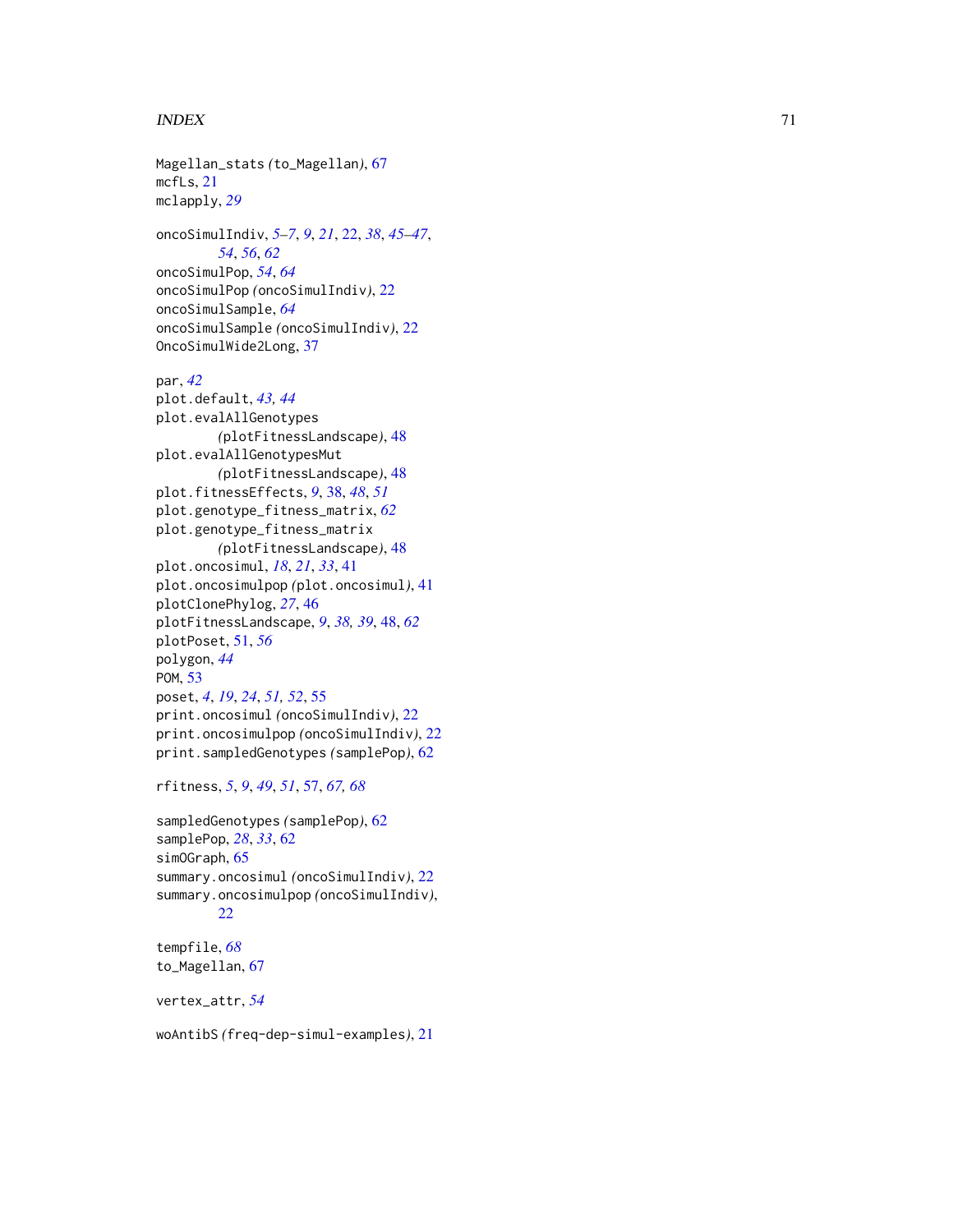Magellan_stats (to_Magellan), 67
mcfLs, 21
mclapply, *29*

oncoSimulIndiv, *5–7*, *9*, *21*, 22, *38*, *45–47*, *54*, *56*, *62*
oncoSimulPop, *54*, *64*
oncoSimulPop (oncoSimulIndiv), 22
oncoSimulSample, *64*
oncoSimulSample (oncoSimulIndiv), 22
OncoSimulWide2Long, 37

par, *42*
plot.default, *43, 44*
plot.evalAllGenotypes (plotFitnessLandscape), 48
plot.evalAllGenotypesMut (plotFitnessLandscape), 48
plot.fitnessEffects, *9*, 38, *48*, *51*
plot.genotype_fitness_matrix, *62*
plot.genotype_fitness_matrix (plotFitnessLandscape), 48
plot.oncosimul, *18*, *21*, *33*, 41
plot.oncosimulpop (plot.oncosimul), 41
plotClonePhylog, *27*, 46
plotFitnessLandscape, *9*, *38, 39*, 48, *62*
plotPoset, 51, *56*
polygon, *44*
POM, 53
poset, *4*, *19*, *24*, *51, 52*, 55
print.oncosimul (oncoSimulIndiv), 22
print.oncosimulpop (oncoSimulIndiv), 22
print.sampledGenotypes (samplePop), 62

rfitness, *5*, *9*, *49*, *51*, 57, *67, 68*

sampledGenotypes (samplePop), 62
samplePop, *28*, *33*, 62
simOGraph, 65
summary.oncosimul (oncoSimulIndiv), 22
summary.oncosimulpop (oncoSimulIndiv), 22

tempfile, *68*
to_Magellan, 67

vertex_attr, *54*

woAntibS (freq-dep-simul-examples), 21